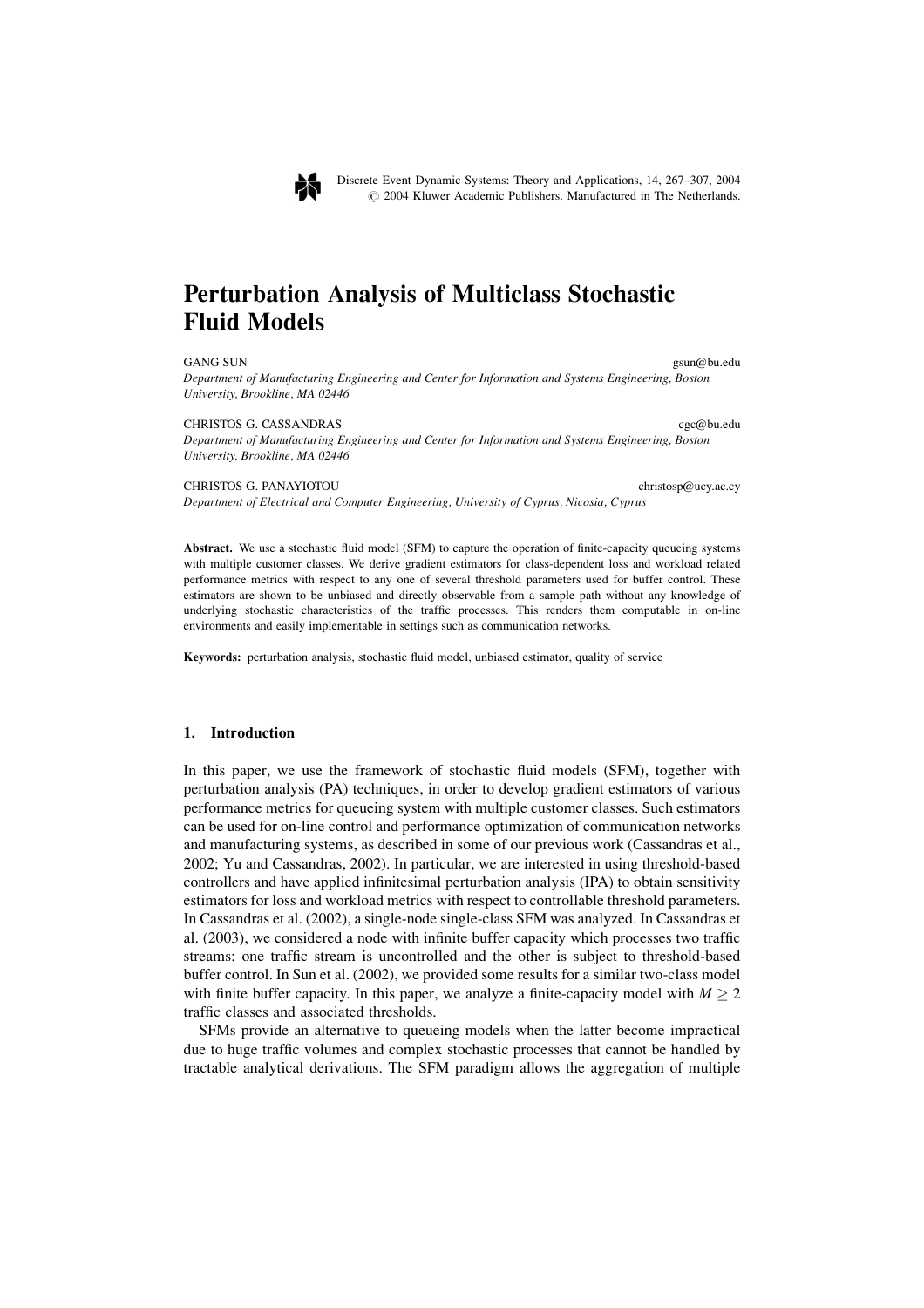# Perturbation Analysis of Multiclass Stochastic Fluid Models

GANG SUN gsun@bu.edu

*Department of Manufacturing Engineering and Center for Information and Systems Engineering, Boston University, Brookline, MA 02446*

CHRISTOS G. CASSANDRAS cgc@bu.edu

*Department of Manufacturing Engineering and Center for Information and Systems Engineering, Boston University, Brookline, MA 02446*

CHRISTOS G. PANAYIOTOU christosp@ucy.ac.cy

*Department of Electrical and Computer Engineering, University of Cyprus, Nicosia, Cyprus*

**Abstract.** We use a stochastic fluid model (SFM) to capture the operation of finite-capacity queueing systems with multiple customer classes. We derive gradient estimators for class-dependent loss and workload related performance metrics with respect to any one of several threshold parameters used for buffer control. These estimators are shown to be unbiased and directly observable from a sample path without any knowledge of underlying stochastic characteristics of the traffic processes. This renders them computable in on-line environments and easily implementable in settings such as communication networks.

**Keywords:** perturbation analysis, stochastic fluid model, unbiased estimator, quality of service

## 1. Introduction

In this paper, we use the framework of stochastic fluid models (SFM), together with perturbation analysis (PA) techniques, in order to develop gradient estimators of various performance metrics for queueing system with multiple customer classes. Such estimators can be used for on-line control and performance optimization of communication networks and manufacturing systems, as described in some of our previous work (Cassandras et al., 2002; Yu and Cassandras, 2002). In particular, we are interested in using threshold-based controllers and have applied infinitesimal perturbation analysis (IPA) to obtain sensitivity estimators for loss and workload metrics with respect to controllable threshold parameters. In Cassandras et al. (2002), a single-node single-class SFM was analyzed. In Cassandras et al. (2003), we considered a node with infinite buffer capacity which processes two traffic streams: one traffic stream is uncontrolled and the other is subject to threshold-based buffer control. In Sun et al. (2002), we provided some results for a similar two-class model with finite buffer capacity. In this paper, we analyze a finite-capacity model with $M \geq 2$ traffic classes and associated thresholds.

SFMs provide an alternative to queueing models when the latter become impractical due to huge traffic volumes and complex stochastic processes that cannot be handled by tractable analytical derivations. The SFM paradigm allows the aggregation of multiple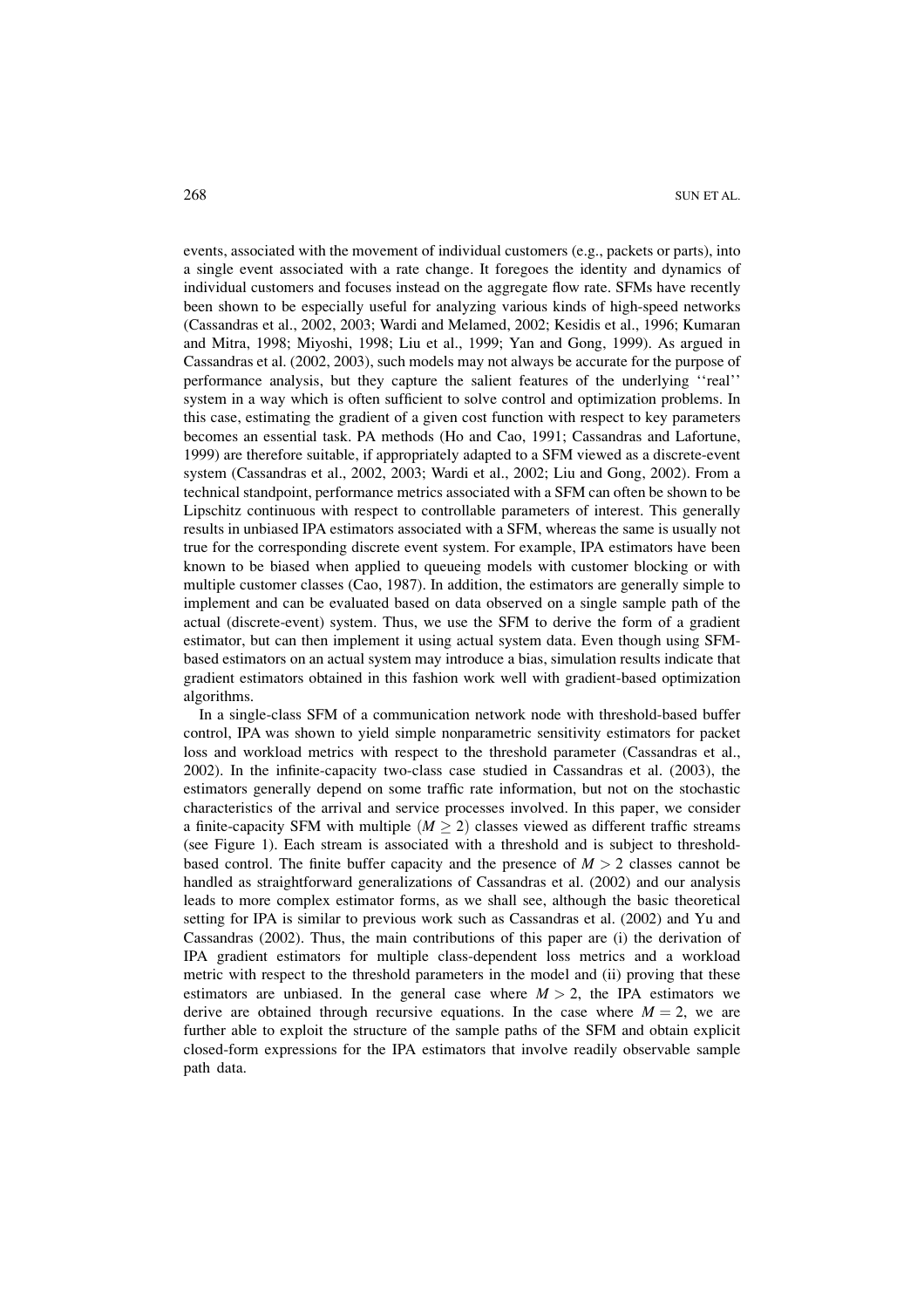events, associated with the movement of individual customers (e.g., packets or parts), into a single event associated with a rate change. It foregoes the identity and dynamics of individual customers and focuses instead on the aggregate flow rate. SFMs have recently been shown to be especially useful for analyzing various kinds of high-speed networks (Cassandras et al., 2002, 2003; Wardi and Melamed, 2002; Kesidis et al., 1996; Kumaran and Mitra, 1998; Miyoshi, 1998; Liu et al., 1999; Yan and Gong, 1999). As argued in Cassandras et al. (2002, 2003), such models may not always be accurate for the purpose of performance analysis, but they capture the salient features of the underlying ''real'' system in a way which is often sufficient to solve control and optimization problems. In this case, estimating the gradient of a given cost function with respect to key parameters becomes an essential task. PA methods (Ho and Cao, 1991; Cassandras and Lafortune, 1999) are therefore suitable, if appropriately adapted to a SFM viewed as a discrete-event system (Cassandras et al., 2002, 2003; Wardi et al., 2002; Liu and Gong, 2002). From a technical standpoint, performance metrics associated with a SFM can often be shown to be Lipschitz continuous with respect to controllable parameters of interest. This generally results in unbiased IPA estimators associated with a SFM, whereas the same is usually not true for the corresponding discrete event system. For example, IPA estimators have been known to be biased when applied to queueing models with customer blocking or with multiple customer classes (Cao, 1987). In addition, the estimators are generally simple to implement and can be evaluated based on data observed on a single sample path of the actual (discrete-event) system. Thus, we use the SFM to derive the form of a gradient estimator, but can then implement it using actual system data. Even though using SFM-based estimators on an actual system may introduce a bias, simulation results indicate that gradient estimators obtained in this fashion work well with gradient-based optimization algorithms.

In a single-class SFM of a communication network node with threshold-based buffer control, IPA was shown to yield simple nonparametric sensitivity estimators for packet loss and workload metrics with respect to the threshold parameter (Cassandras et al., 2002). In the infinite-capacity two-class case studied in Cassandras et al. (2003), the estimators generally depend on some traffic rate information, but not on the stochastic characteristics of the arrival and service processes involved. In this paper, we consider a finite-capacity SFM with multiple ($M \geq 2$) classes viewed as different traffic streams (see Figure 1). Each stream is associated with a threshold and is subject to threshold-based control. The finite buffer capacity and the presence of $M > 2$ classes cannot be handled as straightforward generalizations of Cassandras et al. (2002) and our analysis leads to more complex estimator forms, as we shall see, although the basic theoretical setting for IPA is similar to previous work such as Cassandras et al. (2002) and Yu and Cassandras (2002). Thus, the main contributions of this paper are (i) the derivation of IPA gradient estimators for multiple class-dependent loss metrics and a workload metric with respect to the threshold parameters in the model and (ii) proving that these estimators are unbiased. In the general case where $M > 2$, the IPA estimators we derive are obtained through recursive equations. In the case where $M = 2$, we are further able to exploit the structure of the sample paths of the SFM and obtain explicit closed-form expressions for the IPA estimators that involve readily observable sample path data.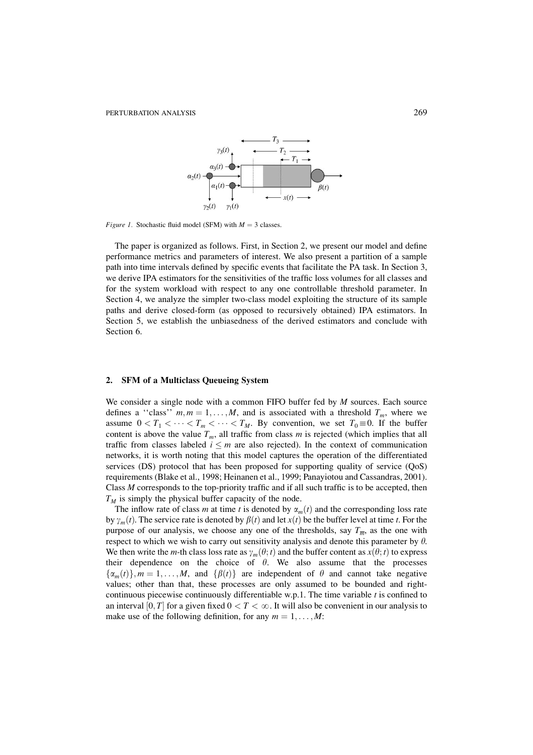*Figure 1.* Stochastic fluid model (SFM) with $M = 3$ classes.

The paper is organized as follows. First, in Section 2, we present our model and define performance metrics and parameters of interest. We also present a partition of a sample path into time intervals defined by specific events that facilitate the PA task. In Section 3, we derive IPA estimators for the sensitivities of the traffic loss volumes for all classes and for the system workload with respect to any one controllable threshold parameter. In Section 4, we analyze the simpler two-class model exploiting the structure of its sample paths and derive closed-form (as opposed to recursively obtained) IPA estimators. In Section 5, we establish the unbiasedness of the derived estimators and conclude with Section 6.

## 2. SFM of a Multiclass Queueing System

We consider a single node with a common FIFO buffer fed by $M$ sources. Each source defines a ''class'' $m, m = 1, \ldots, M$, and is associated with a threshold $T_m$, where we assume $0 < T_1 < \cdots < T_m < \cdots < T_M$. By convention, we set $T_0 \equiv 0$. If the buffer content is above the value $T_m$, all traffic from class $m$ is rejected (which implies that all traffic from classes labeled $i \leq m$ are also rejected). In the context of communication networks, it is worth noting that this model captures the operation of the differentiated services (DS) protocol that has been proposed for supporting quality of service (QoS) requirements (Blake et al., 1998; Heinanen et al., 1999; Panayiotou and Cassandras, 2001). Class $M$ corresponds to the top-priority traffic and if all such traffic is to be accepted, then $T_M$ is simply the physical buffer capacity of the node.

The inflow rate of class $m$ at time $t$ is denoted by $\alpha_m(t)$ and the corresponding loss rate by $\gamma_m(t)$. The service rate is denoted by $\beta(t)$ and let $x(t)$ be the buffer level at time $t$. For the purpose of our analysis, we choose any one of the thresholds, say $T_{\overline{m}}$, as the one with respect to which we wish to carry out sensitivity analysis and denote this parameter by $\theta$. We then write the $m$-th class loss rate as $\gamma_m(\theta; t)$ and the buffer content as $x(\theta; t)$ to express their dependence on the choice of $\theta$. We also assume that the processes $\{\alpha_m(t)\}, m = 1, \ldots, M$, and $\{\beta(t)\}$ are independent of $\theta$ and cannot take negative values; other than that, these processes are only assumed to be bounded and right-continuous piecewise continuously differentiable w.p.1. The time variable $t$ is confined to an interval $[0, T]$ for a given fixed $0 < T < \infty$. It will also be convenient in our analysis to make use of the following definition, for any $m = 1, \ldots, M$: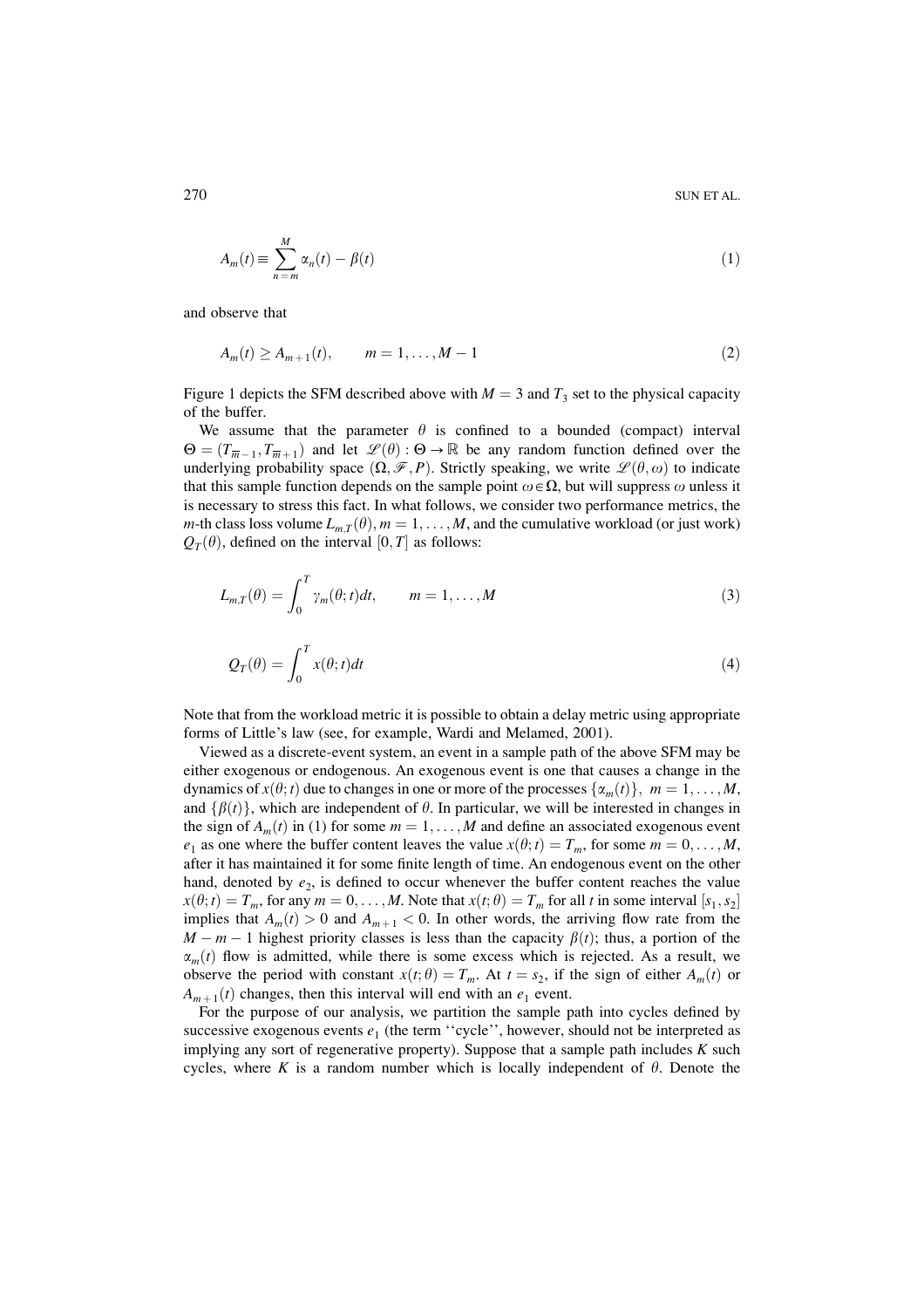$$A_m(t) \equiv \sum_{n=m}^{M} \alpha_n(t) - \beta(t) \tag{1}$$

and observe that

$$A_m(t) \geq A_{m+1}(t), \qquad m = 1, \ldots, M-1 \tag{2}$$

Figure 1 depicts the SFM described above with $M = 3$ and $T_3$ set to the physical capacity of the buffer.

We assume that the parameter $\theta$ is confined to a bounded (compact) interval $\Theta = (T_{\overline{m}-1}, T_{\overline{m}+1})$ and let $\mathscr{L}(\theta) : \Theta \to \mathbb{R}$ be any random function defined over the underlying probability space $(\Omega, \mathscr{F}, P)$. Strictly speaking, we write $\mathscr{L}(\theta, \omega)$ to indicate that this sample function depends on the sample point $\omega \in \Omega$, but will suppress $\omega$ unless it is necessary to stress this fact. In what follows, we consider two performance metrics, the $m$-th class loss volume $L_{m,T}(\theta), m = 1, \ldots, M$, and the cumulative workload (or just work) $Q_T(\theta)$, defined on the interval $[0, T]$ as follows:

$$L_{m,T}(\theta) = \int_0^T \gamma_m(\theta; t)dt, \qquad m = 1, \ldots, M \tag{3}$$

$$Q_T(\theta) = \int_0^T x(\theta; t)dt \tag{4}$$

Note that from the workload metric it is possible to obtain a delay metric using appropriate forms of Little's law (see, for example, Wardi and Melamed, 2001).

Viewed as a discrete-event system, an event in a sample path of the above SFM may be either exogenous or endogenous. An exogenous event is one that causes a change in the dynamics of $x(\theta; t)$ due to changes in one or more of the processes $\{\alpha_m(t)\}$, $m = 1, \ldots, M$, and $\{\beta(t)\}$, which are independent of $\theta$. In particular, we will be interested in changes in the sign of $A_m(t)$ in (1) for some $m = 1, \ldots, M$ and define an associated exogenous event $e_1$ as one where the buffer content leaves the value $x(\theta; t) = T_m$, for some $m = 0, \ldots, M$, after it has maintained it for some finite length of time. An endogenous event on the other hand, denoted by $e_2$, is defined to occur whenever the buffer content reaches the value $x(\theta; t) = T_m$, for any $m = 0, \ldots, M$. Note that $x(t; \theta) = T_m$ for all $t$ in some interval $[s_1, s_2]$ implies that $A_m(t) > 0$ and $A_{m+1} < 0$. In other words, the arriving flow rate from the $M - m - 1$ highest priority classes is less than the capacity $\beta(t)$; thus, a portion of the $\alpha_m(t)$ flow is admitted, while there is some excess which is rejected. As a result, we observe the period with constant $x(t; \theta) = T_m$. At $t = s_2$, if the sign of either $A_m(t)$ or $A_{m+1}(t)$ changes, then this interval will end with an $e_1$ event.

For the purpose of our analysis, we partition the sample path into cycles defined by successive exogenous events $e_1$ (the term ''cycle'', however, should not be interpreted as implying any sort of regenerative property). Suppose that a sample path includes $K$ such cycles, where $K$ is a random number which is locally independent of $\theta$. Denote the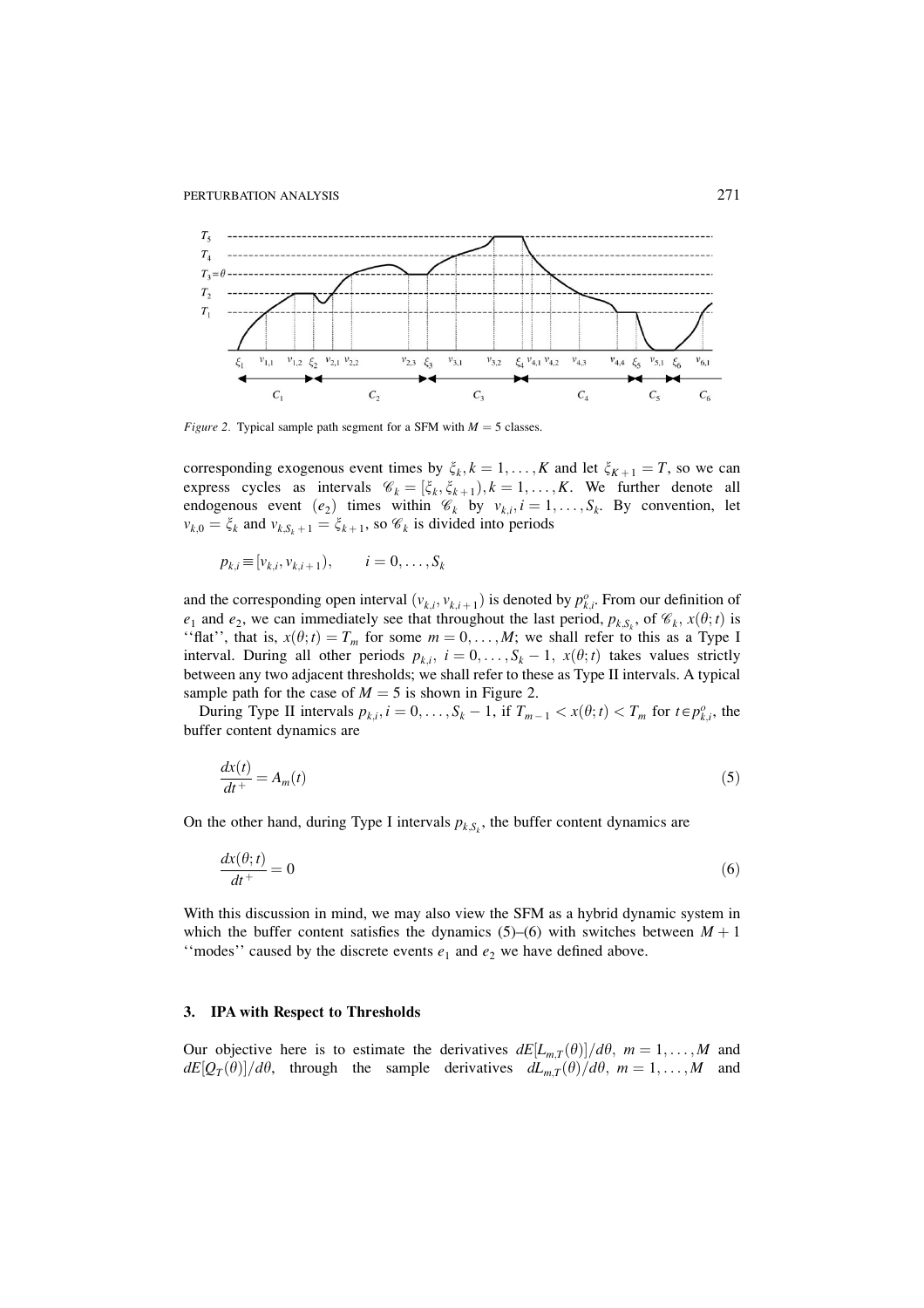*Figure 2*. Typical sample path segment for a SFM with $M = 5$ classes.

corresponding exogenous event times by $\xi_k, k = 1, \ldots, K$ and let $\xi_{K+1} = T$, so we can express cycles as intervals $\mathscr{C}_k = [\xi_k, \xi_{k+1}), k = 1, \ldots, K$. We further denote all endogenous event $(e_2)$ times within $\mathscr{C}_k$ by $v_{k,i}, i = 1, \ldots, S_k$. By convention, let $v_{k,0} = \xi_k$ and $v_{k,S_k+1} = \xi_{k+1}$, so $\mathscr{C}_k$ is divided into periods

$$p_{k,i} \equiv [v_{k,i}, v_{k,i+1}), \qquad i = 0, \ldots, S_k$$

and the corresponding open interval $(v_{k,i}, v_{k,i+1})$ is denoted by $p^o_{k,i}$. From our definition of $e_1$ and $e_2$, we can immediately see that throughout the last period, $p_{k,S_k}$, of $\mathscr{C}_k$, $x(\theta; t)$ is "flat", that is, $x(\theta; t) = T_m$ for some $m = 0, \ldots, M$; we shall refer to this as a Type I interval. During all other periods $p_{k,i}$, $i = 0, \ldots, S_k - 1$, $x(\theta; t)$ takes values strictly between any two adjacent thresholds; we shall refer to these as Type II intervals. A typical sample path for the case of $M = 5$ is shown in Figure 2.

During Type II intervals $p_{k,i}, i = 0, \ldots, S_k - 1$, if $T_{m-1} < x(\theta; t) < T_m$ for $t \in p^o_{k,i}$, the buffer content dynamics are

$$\frac{dx(t)}{dt^+} = A_m(t) \tag{5}$$

On the other hand, during Type I intervals $p_{k,S_k}$, the buffer content dynamics are

$$\frac{dx(\theta; t)}{dt^+} = 0 \tag{6}$$

With this discussion in mind, we may also view the SFM as a hybrid dynamic system in which the buffer content satisfies the dynamics (5)–(6) with switches between $M + 1$ "modes" caused by the discrete events $e_1$ and $e_2$ we have defined above.

## 3. IPA with Respect to Thresholds

Our objective here is to estimate the derivatives $dE[L_{m,T}(\theta)]/d\theta$, $m = 1, \ldots, M$ and $dE[Q_T(\theta)]/d\theta$, through the sample derivatives $dL_{m,T}(\theta)/d\theta$, $m = 1, \ldots, M$ and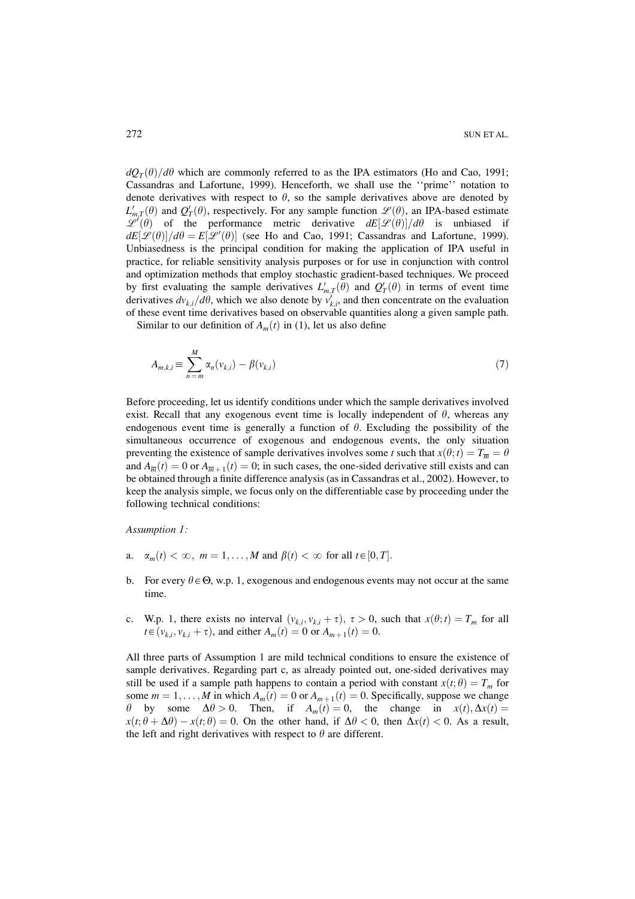$dQ_T(\theta)/d\theta$ which are commonly referred to as the IPA estimators (Ho and Cao, 1991; Cassandras and Lafortune, 1999). Henceforth, we shall use the ''prime'' notation to denote derivatives with respect to $\theta$, so the sample derivatives above are denoted by $L'_{m,T}(\theta)$ and $Q'_T(\theta)$, respectively. For any sample function $\mathscr{L}(\theta)$, an IPA-based estimate $\mathscr{L}'(\theta)$ of the performance metric derivative $dE[\mathscr{L}(\theta)]/d\theta$ is unbiased if $dE[\mathscr{L}(\theta)]/d\theta = E[\mathscr{L}'(\theta)]$ (see Ho and Cao, 1991; Cassandras and Lafortune, 1999). Unbiasedness is the principal condition for making the application of IPA useful in practice, for reliable sensitivity analysis purposes or for use in conjunction with control and optimization methods that employ stochastic gradient-based techniques. We proceed by first evaluating the sample derivatives $L'_{m,T}(\theta)$ and $Q'_T(\theta)$ in terms of event time derivatives $dv_{k,i}/d\theta$, which we also denote by $v'_{k,i}$, and then concentrate on the evaluation of these event time derivatives based on observable quantities along a given sample path.

Similar to our definition of $A_m(t)$ in (1), let us also define

$$A_{m,k,i} \equiv \sum_{n=m}^{M} \alpha_n(v_{k,i}) - \beta(v_{k,i}) \tag{7}$$

Before proceeding, let us identify conditions under which the sample derivatives involved exist. Recall that any exogenous event time is locally independent of $\theta$, whereas any endogenous event time is generally a function of $\theta$. Excluding the possibility of the simultaneous occurrence of exogenous and endogenous events, the only situation preventing the existence of sample derivatives involves some $t$ such that $x(\theta;t) = T_{\overline{m}} = \theta$ and $A_{\overline{m}}(t) = 0$ or $A_{\overline{m}+1}(t) = 0$; in such cases, the one-sided derivative still exists and can be obtained through a finite difference analysis (as in Cassandras et al., 2002). However, to keep the analysis simple, we focus only on the differentiable case by proceeding under the following technical conditions:

*Assumption 1:*

a. $\alpha_m(t) < \infty$, $m = 1, \ldots, M$ and $\beta(t) < \infty$ for all $t \in [0, T]$.

b. For every $\theta \in \Theta$, w.p. 1, exogenous and endogenous events may not occur at the same time.

c. W.p. 1, there exists no interval $(v_{k,i}, v_{k,i} + \tau)$, $\tau > 0$, such that $x(\theta;t) = T_m$ for all $t \in (v_{k,i}, v_{k,i} + \tau)$, and either $A_m(t) = 0$ or $A_{m+1}(t) = 0$.

All three parts of Assumption 1 are mild technical conditions to ensure the existence of sample derivatives. Regarding part c, as already pointed out, one-sided derivatives may still be used if a sample path happens to contain a period with constant $x(t;\theta) = T_m$ for some $m = 1, \ldots, M$ in which $A_m(t) = 0$ or $A_{m+1}(t) = 0$. Specifically, suppose we change $\theta$ by some $\Delta\theta > 0$. Then, if $A_m(t) = 0$, the change in $x(t), \Delta x(t) = x(t;\theta + \Delta\theta) - x(t;\theta) = 0$. On the other hand, if $\Delta\theta < 0$, then $\Delta x(t) < 0$. As a result, the left and right derivatives with respect to $\theta$ are different.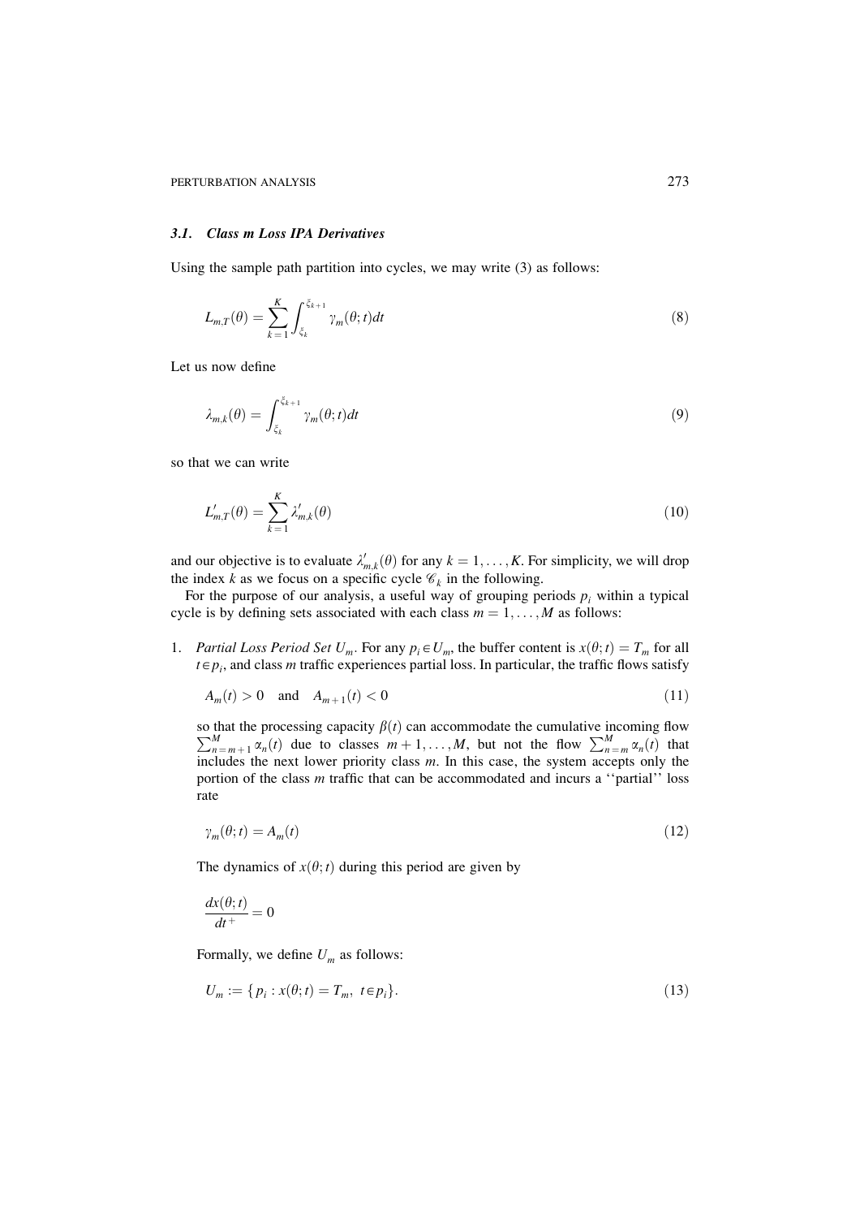### *3.1. Class m Loss IPA Derivatives*

Using the sample path partition into cycles, we may write (3) as follows:

$$L_{m,T}(\theta) = \sum_{k=1}^{K} \int_{\xi_k}^{\xi_{k+1}} \gamma_m(\theta; t) dt \tag{8}$$

Let us now define

$$\lambda_{m,k}(\theta) = \int_{\xi_k}^{\xi_{k+1}} \gamma_m(\theta; t) dt \tag{9}$$

so that we can write

$$L'_{m,T}(\theta) = \sum_{k=1}^{K} \lambda'_{m,k}(\theta) \tag{10}$$

and our objective is to evaluate $\lambda'_{m,k}(\theta)$ for any $k = 1, \ldots, K$. For simplicity, we will drop the index $k$ as we focus on a specific cycle $\mathscr{C}_k$ in the following.

For the purpose of our analysis, a useful way of grouping periods $p_i$ within a typical cycle is by defining sets associated with each class $m = 1, \ldots, M$ as follows:

1. *Partial Loss Period Set* $U_m$. For any $p_i \in U_m$, the buffer content is $x(\theta; t) = T_m$ for all $t \in p_i$, and class $m$ traffic experiences partial loss. In particular, the traffic flows satisfy

$$A_m(t) > 0 \quad \text{and} \quad A_{m+1}(t) < 0 \tag{11}$$

so that the processing capacity $\beta(t)$ can accommodate the cumulative incoming flow $\sum_{n=m+1}^{M} \alpha_n(t)$ due to classes $m+1, \ldots, M$, but not the flow $\sum_{n=m}^{M} \alpha_n(t)$ that includes the next lower priority class $m$. In this case, the system accepts only the portion of the class $m$ traffic that can be accommodated and incurs a ''partial'' loss rate

$$\gamma_m(\theta; t) = A_m(t) \tag{12}$$

The dynamics of $x(\theta; t)$ during this period are given by

$$\frac{dx(\theta; t)}{dt^+} = 0$$

Formally, we define $U_m$ as follows:

$$U_m := \{ p_i : x(\theta; t) = T_m, \ t \in p_i \}. \tag{13}$$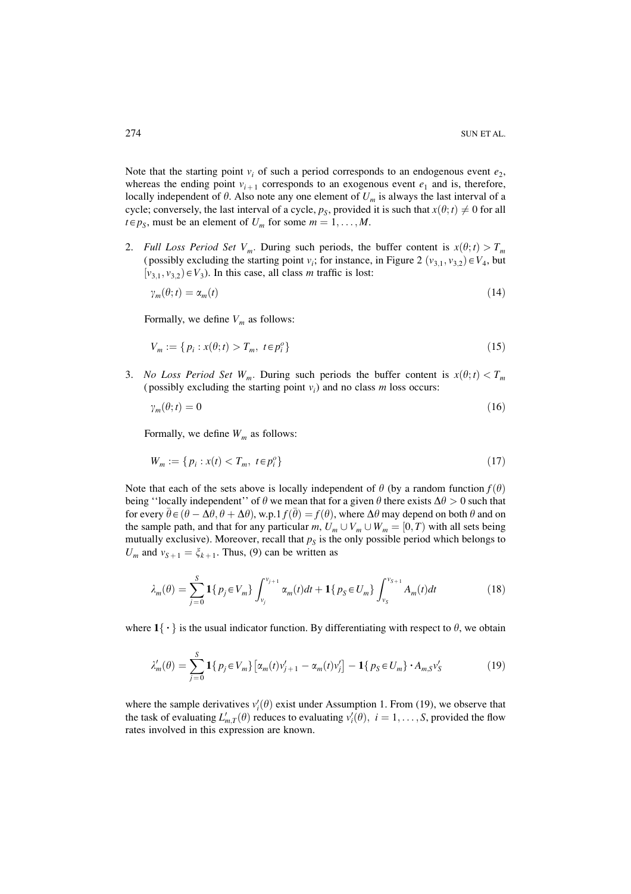Note that the starting point $v_i$ of such a period corresponds to an endogenous event $e_2$, whereas the ending point $v_{i+1}$ corresponds to an exogenous event $e_1$ and is, therefore, locally independent of $\theta$. Also note any one element of $U_m$ is always the last interval of a cycle; conversely, the last interval of a cycle, $p_S$, provided it is such that $x(\theta; t) \neq 0$ for all $t \in p_S$, must be an element of $U_m$ for some $m = 1, \ldots, M$.

2. *Full Loss Period Set* $V_m$. During such periods, the buffer content is $x(\theta; t) > T_m$ (possibly excluding the starting point $v_i$; for instance, in Figure 2 $(v_{3,1}, v_{3,2}) \in V_4$, but $[v_{3,1}, v_{3,2}) \in V_3$). In this case, all class $m$ traffic is lost:

$$\gamma_m(\theta; t) = \alpha_m(t) \tag{14}$$

Formally, we define $V_m$ as follows:

$$V_m := \{ p_i : x(\theta; t) > T_m, \ t \in p_i^o \} \tag{15}$$

3. *No Loss Period Set* $W_m$. During such periods the buffer content is $x(\theta; t) < T_m$ (possibly excluding the starting point $v_i$) and no class $m$ loss occurs:

$$\gamma_m(\theta; t) = 0 \tag{16}$$

Formally, we define $W_m$ as follows:

$$W_m := \{ p_i : x(t) < T_m, \ t \in p_i^o \} \tag{17}$$

Note that each of the sets above is locally independent of $\theta$ (by a random function $f(\theta)$ being "locally independent" of $\theta$ we mean that for a given $\theta$ there exists $\Delta\theta > 0$ such that for every $\bar{\theta} \in (\theta - \Delta\theta, \theta + \Delta\theta)$, w.p.1 $f(\bar{\theta}) = f(\theta)$, where $\Delta\theta$ may depend on both $\theta$ and on the sample path, and that for any particular $m$, $U_m \cup V_m \cup W_m = [0, T)$ with all sets being mutually exclusive). Moreover, recall that $p_S$ is the only possible period which belongs to $U_m$ and $v_{S+1} = \xi_{k+1}$. Thus, (9) can be written as

$$\lambda_m(\theta) = \sum_{j=0}^{S} \mathbf{1}\{ p_j \in V_m \} \int_{v_j}^{v_{j+1}} \alpha_m(t) dt + \mathbf{1}\{ p_S \in U_m \} \int_{v_S}^{v_{S+1}} A_m(t) dt \tag{18}$$

where $\mathbf{1}\{\cdot\}$ is the usual indicator function. By differentiating with respect to $\theta$, we obtain

$$\lambda_m'(\theta) = \sum_{j=0}^{S} \mathbf{1}\{ p_j \in V_m \} \left[ \alpha_m(t) v_{j+1}' - \alpha_m(t) v_j' \right] - \mathbf{1}\{ p_S \in U_m \} \cdot A_{m,S} v_S' \tag{19}$$

where the sample derivatives $v_i'(\theta)$ exist under Assumption 1. From (19), we observe that the task of evaluating $L_{m,T}'(\theta)$ reduces to evaluating $v_i'(\theta), \ i = 1, \ldots, S$, provided the flow rates involved in this expression are known.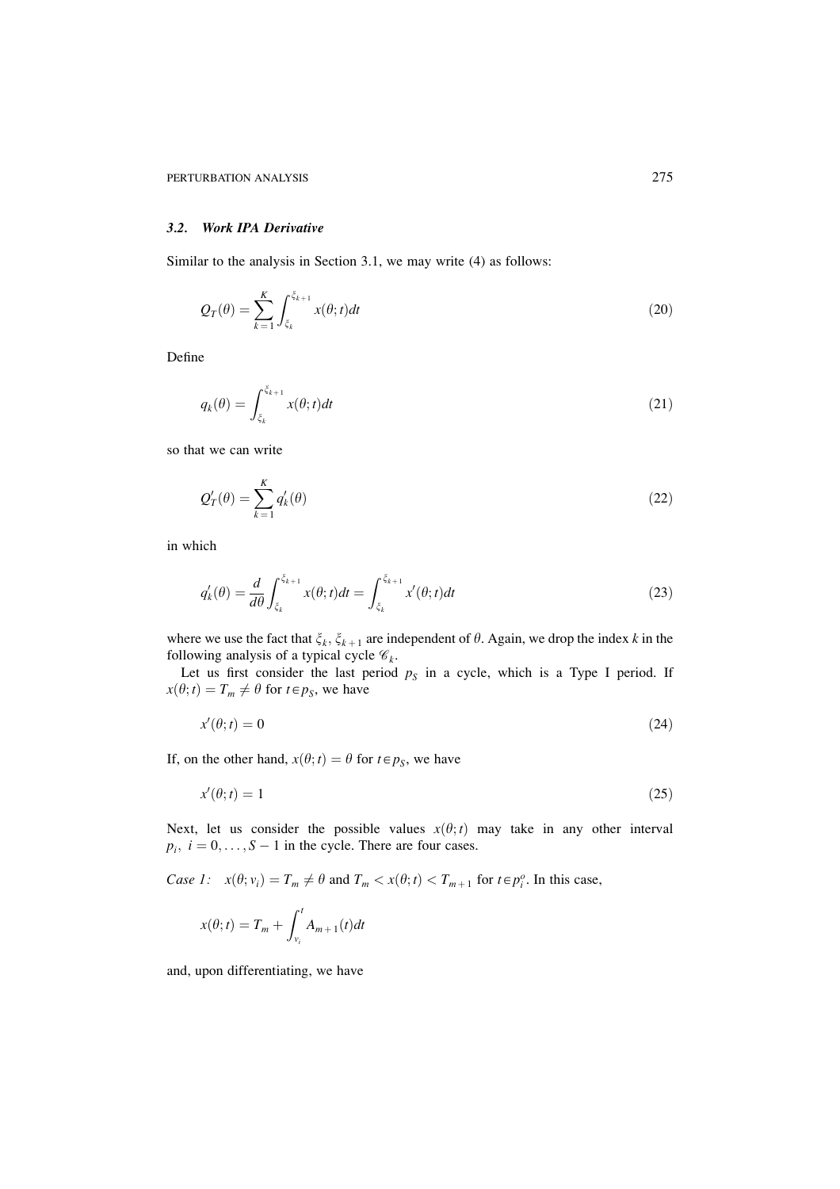### 3.2. *Work IPA Derivative*

Similar to the analysis in Section 3.1, we may write (4) as follows:

$$Q_T(\theta) = \sum_{k=1}^{K} \int_{\xi_k}^{\xi_{k+1}} x(\theta;t)dt \tag{20}$$

Define

$$q_k(\theta) = \int_{\xi_k}^{\xi_{k+1}} x(\theta;t)dt \tag{21}$$

so that we can write

$$Q'_T(\theta) = \sum_{k=1}^{K} q'_k(\theta) \tag{22}$$

in which

$$q'_k(\theta) = \frac{d}{d\theta} \int_{\xi_k}^{\xi_{k+1}} x(\theta;t)dt = \int_{\xi_k}^{\xi_{k+1}} x'(\theta;t)dt \tag{23}$$

where we use the fact that $\xi_k$, $\xi_{k+1}$ are independent of $\theta$. Again, we drop the index $k$ in the following analysis of a typical cycle $\mathscr{C}_k$.

Let us first consider the last period $p_S$ in a cycle, which is a Type I period. If $x(\theta;t) = T_m \neq \theta$ for $t \in p_S$, we have

$$x'(\theta;t) = 0 \tag{24}$$

If, on the other hand, $x(\theta;t) = \theta$ for $t \in p_S$, we have

$$x'(\theta;t) = 1 \tag{25}$$

Next, let us consider the possible values $x(\theta;t)$ may take in any other interval $p_i$, $i = 0, \ldots, S-1$ in the cycle. There are four cases.

*Case 1:* $x(\theta;v_i) = T_m \neq \theta$ and $T_m < x(\theta;t) < T_{m+1}$ for $t \in p_i^o$. In this case,

$$x(\theta;t) = T_m + \int_{v_i}^{t} A_{m+1}(t)dt$$

and, upon differentiating, we have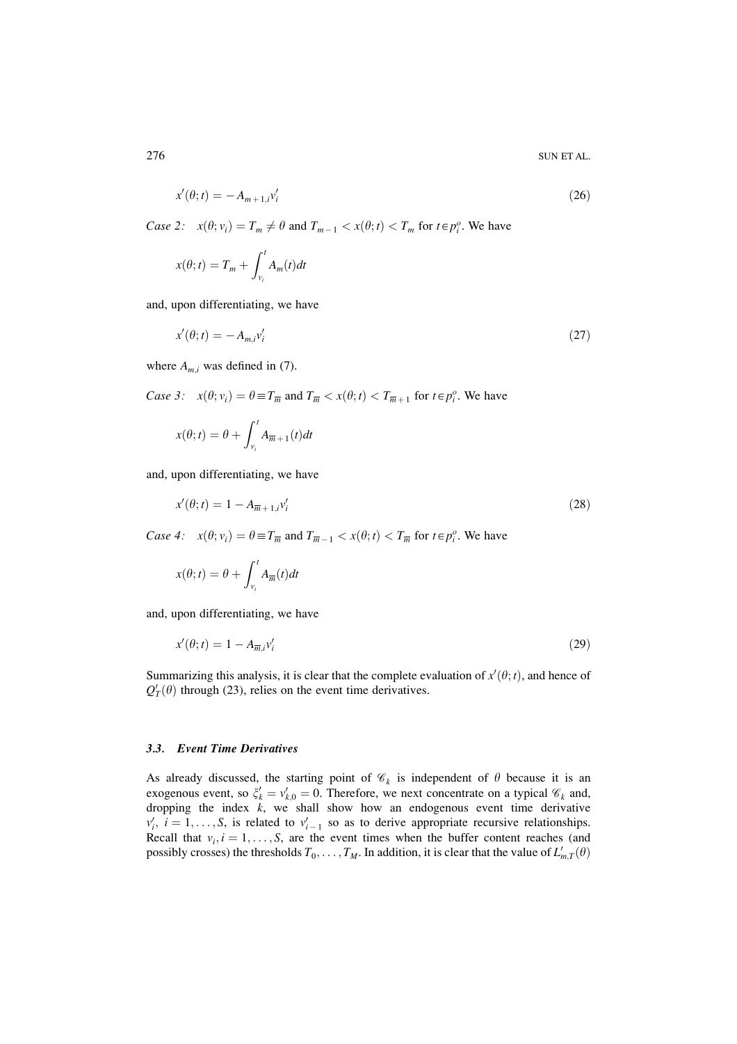$$x'(\theta;t) = -A_{m+1,i}v'_i \tag{26}$$

*Case 2:* $x(\theta;v_i) = T_m \neq \theta$ and $T_{m-1} < x(\theta;t) < T_m$ for $t \in p_i^o$. We have

$$x(\theta;t) = T_m + \int_{v_i}^{t} A_m(t)dt$$

and, upon differentiating, we have

$$x'(\theta;t) = -A_{m,i}v'_i \tag{27}$$

where $A_{m,i}$ was defined in (7).

*Case 3:* $x(\theta;v_i) = \theta \equiv T_{\overline{m}}$ and $T_{\overline{m}} < x(\theta;t) < T_{\overline{m}+1}$ for $t \in p_i^o$. We have

$$x(\theta;t) = \theta + \int_{v_i}^{t} A_{\overline{m}+1}(t)dt$$

and, upon differentiating, we have

$$x'(\theta;t) = 1 - A_{\overline{m}+1,i}v'_i \tag{28}$$

*Case 4:* $x(\theta;v_i) = \theta \equiv T_{\overline{m}}$ and $T_{\overline{m}-1} < x(\theta;t) < T_{\overline{m}}$ for $t \in p_i^o$. We have

$$x(\theta;t) = \theta + \int_{v_i}^{t} A_{\overline{m}}(t)dt$$

and, upon differentiating, we have

$$x'(\theta;t) = 1 - A_{\overline{m},i}v'_i \tag{29}$$

Summarizing this analysis, it is clear that the complete evaluation of $x'(\theta;t)$, and hence of $Q'_T(\theta)$ through (23), relies on the event time derivatives.

### 3.3. Event Time Derivatives

As already discussed, the starting point of $\mathscr{C}_k$ is independent of $\theta$ because it is an exogenous event, so $\xi'_k = v'_{k,0} = 0$. Therefore, we next concentrate on a typical $\mathscr{C}_k$ and, dropping the index $k$, we shall show how an endogenous event time derivative $v'_i$, $i = 1, \ldots, S$, is related to $v'_{i-1}$ so as to derive appropriate recursive relationships. Recall that $v_i, i = 1, \ldots, S$, are the event times when the buffer content reaches (and possibly crosses) the thresholds $T_0, \ldots, T_M$. In addition, it is clear that the value of $L'_{m,T}(\theta)$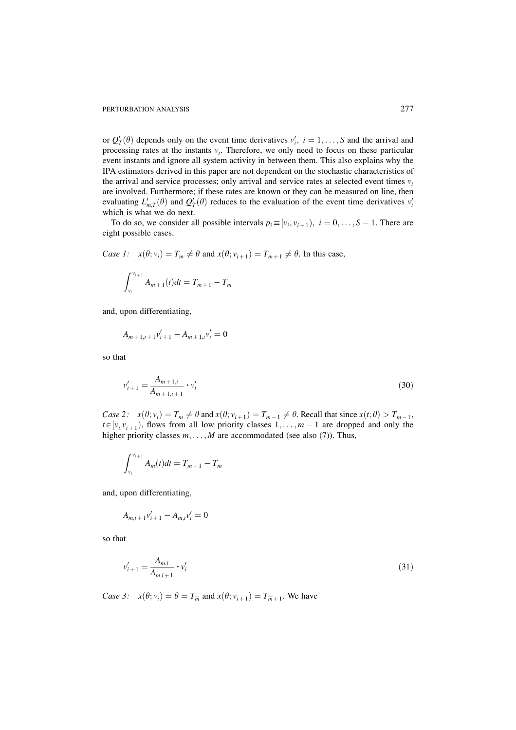or $Q'_T(\theta)$ depends only on the event time derivatives $v'_i,\ i = 1, \ldots, S$ and the arrival and processing rates at the instants $v_i$. Therefore, we only need to focus on these particular event instants and ignore all system activity in between them. This also explains why the IPA estimators derived in this paper are not dependent on the stochastic characteristics of the arrival and service processes; only arrival and service rates at selected event times $v_i$ are involved. Furthermore; if these rates are known or they can be measured on line, then evaluating $L'_{m,T}(\theta)$ and $Q'_T(\theta)$ reduces to the evaluation of the event time derivatives $v'_i$ which is what we do next.

To do so, we consider all possible intervals $p_i \equiv [v_i, v_{i+1}),\ i = 0, \ldots, S-1$. There are eight possible cases.

*Case 1:* $x(\theta; v_i) = T_m \neq \theta$ and $x(\theta; v_{i+1}) = T_{m+1} \neq \theta$. In this case,

$$\int_{v_i}^{v_{i+1}} A_{m+1}(t)dt = T_{m+1} - T_m$$

and, upon differentiating,

$$A_{m+1,i+1}v'_{i+1} - A_{m+1,i}v'_i = 0$$

so that

$$v'_{i+1} = \frac{A_{m+1,i}}{A_{m+1,i+1}} \cdot v'_i \tag{30}$$

*Case 2:* $x(\theta; v_i) = T_m \neq \theta$ and $x(\theta; v_{i+1}) = T_{m-1} \neq \theta$. Recall that since $x(t; \theta) > T_{m-1}$, $t \in [v_i, v_{i+1})$, flows from all low priority classes $1, \ldots, m-1$ are dropped and only the higher priority classes $m, \ldots, M$ are accommodated (see also (7)). Thus,

$$\int_{v_i}^{v_{i+1}} A_m(t)dt = T_{m-1} - T_m$$

and, upon differentiating,

$$A_{m,i+1}v'_{i+1} - A_{m,i}v'_i = 0$$

so that

$$v'_{i+1} = \frac{A_{m,i}}{A_{m,i+1}} \cdot v'_i \tag{31}$$

*Case 3:* $x(\theta; v_i) = \theta = T_{\overline{m}}$ and $x(\theta; v_{i+1}) = T_{\overline{m}+1}$. We have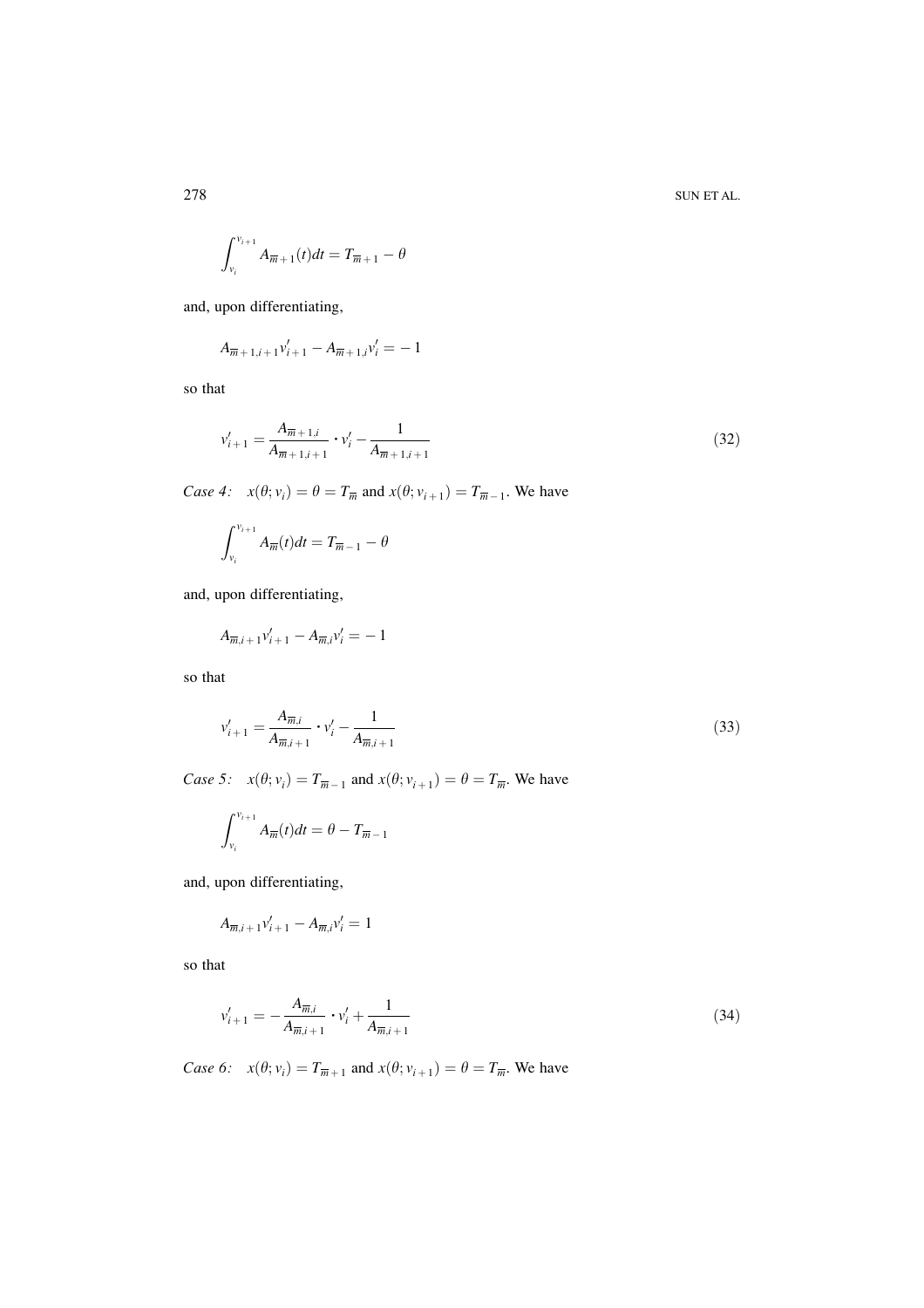$$\int_{v_i}^{v_{i+1}} A_{\overline{m}+1}(t)dt = T_{\overline{m}+1} - \theta$$

and, upon differentiating,

$$A_{\overline{m}+1,i+1}v'_{i+1} - A_{\overline{m}+1,i}v'_i = -1$$

so that

$$v'_{i+1} = \frac{A_{\overline{m}+1,i}}{A_{\overline{m}+1,i+1}} \cdot v'_i - \frac{1}{A_{\overline{m}+1,i+1}} \tag{32}$$

*Case 4:* $x(\theta; v_i) = \theta = T_{\overline{m}}$ and $x(\theta; v_{i+1}) = T_{\overline{m}-1}$. We have

$$\int_{v_i}^{v_{i+1}} A_{\overline{m}}(t)dt = T_{\overline{m}-1} - \theta$$

and, upon differentiating,

$$A_{\overline{m},i+1}v'_{i+1} - A_{\overline{m},i}v'_i = -1$$

so that

$$v'_{i+1} = \frac{A_{\overline{m},i}}{A_{\overline{m},i+1}} \cdot v'_i - \frac{1}{A_{\overline{m},i+1}} \tag{33}$$

*Case 5:* $x(\theta; v_i) = T_{\overline{m}-1}$ and $x(\theta; v_{i+1}) = \theta = T_{\overline{m}}$. We have

$$\int_{v_i}^{v_{i+1}} A_{\overline{m}}(t)dt = \theta - T_{\overline{m}-1}$$

and, upon differentiating,

$$A_{\overline{m},i+1}v'_{i+1} - A_{\overline{m},i}v'_i = 1$$

so that

$$v'_{i+1} = -\frac{A_{\overline{m},i}}{A_{\overline{m},i+1}} \cdot v'_i + \frac{1}{A_{\overline{m},i+1}} \tag{34}$$

*Case 6:* $x(\theta; v_i) = T_{\overline{m}+1}$ and $x(\theta; v_{i+1}) = \theta = T_{\overline{m}}$. We have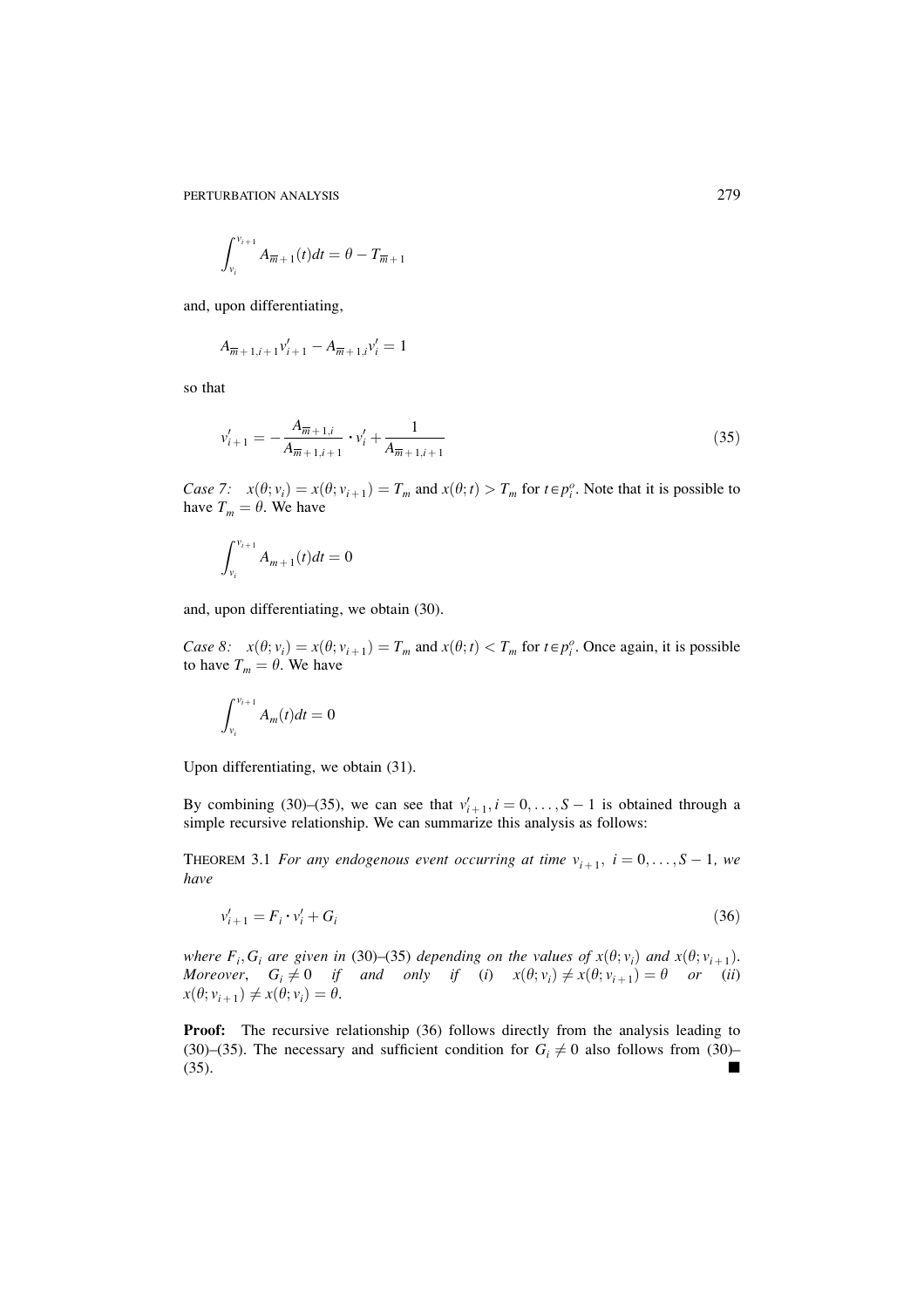$$\int_{v_i}^{v_{i+1}} A_{\overline{m}+1}(t)dt = \theta - T_{\overline{m}+1}$$

and, upon differentiating,

$$A_{\overline{m}+1,i+1}v'_{i+1} - A_{\overline{m}+1,i}v'_i = 1$$

so that

$$v'_{i+1} = -\frac{A_{\overline{m}+1,i}}{A_{\overline{m}+1,i+1}} \cdot v'_i + \frac{1}{A_{\overline{m}+1,i+1}} \tag{35}$$

*Case 7:* $x(\theta; v_i) = x(\theta; v_{i+1}) = T_m$ and $x(\theta; t) > T_m$ for $t \in p_i^o$. Note that it is possible to have $T_m = \theta$. We have

$$\int_{v_i}^{v_{i+1}} A_{m+1}(t)dt = 0$$

and, upon differentiating, we obtain (30).

*Case 8:* $x(\theta; v_i) = x(\theta; v_{i+1}) = T_m$ and $x(\theta; t) < T_m$ for $t \in p_i^o$. Once again, it is possible to have $T_m = \theta$. We have

$$\int_{v_i}^{v_{i+1}} A_m(t)dt = 0$$

Upon differentiating, we obtain (31).

By combining (30)–(35), we can see that $v'_{i+1}, i = 0, \ldots, S-1$ is obtained through a simple recursive relationship. We can summarize this analysis as follows:

THEOREM 3.1 *For any endogenous event occurring at time $v_{i+1}$, $i = 0, \ldots, S-1$, we have*

$$v'_{i+1} = F_i \cdot v'_i + G_i \tag{36}$$

*where $F_i, G_i$ are given in* (30)–(35) *depending on the values of $x(\theta; v_i)$ and $x(\theta; v_{i+1})$. Moreover, $G_i \neq 0$ if and only if* (*i*) $x(\theta; v_i) \neq x(\theta; v_{i+1}) = \theta$ *or* (*ii*) $x(\theta; v_{i+1}) \neq x(\theta; v_i) = \theta$.

**Proof:** The recursive relationship (36) follows directly from the analysis leading to (30)–(35). The necessary and sufficient condition for $G_i \neq 0$ also follows from (30)–(35). ■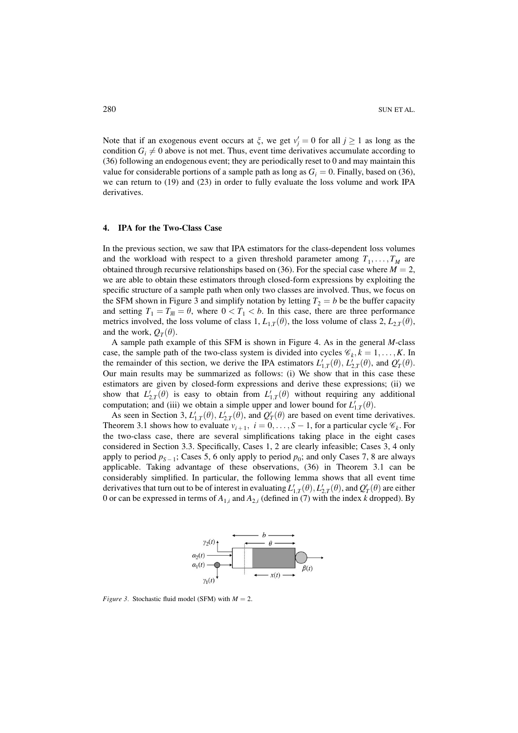Note that if an exogenous event occurs at $\xi$, we get $v_j' = 0$ for all $j \geq 1$ as long as the condition $G_i \neq 0$ above is not met. Thus, event time derivatives accumulate according to (36) following an endogenous event; they are periodically reset to 0 and may maintain this value for considerable portions of a sample path as long as $G_i = 0$. Finally, based on (36), we can return to (19) and (23) in order to fully evaluate the loss volume and work IPA derivatives.

## 4. IPA for the Two-Class Case

In the previous section, we saw that IPA estimators for the class-dependent loss volumes and the workload with respect to a given threshold parameter among $T_1, \ldots, T_M$ are obtained through recursive relationships based on (36). For the special case where $M = 2$, we are able to obtain these estimators through closed-form expressions by exploiting the specific structure of a sample path when only two classes are involved. Thus, we focus on the SFM shown in Figure 3 and simplify notation by letting $T_2 = b$ be the buffer capacity and setting $T_1 = T_{\overline{m}} = \theta$, where $0 < T_1 < b$. In this case, there are three performance metrics involved, the loss volume of class 1, $L_{1,T}(\theta)$, the loss volume of class 2, $L_{2,T}(\theta)$, and the work, $Q_T(\theta)$.

A sample path example of this SFM is shown in Figure 4. As in the general $M$-class case, the sample path of the two-class system is divided into cycles $\mathscr{C}_k, k = 1, \ldots, K$. In the remainder of this section, we derive the IPA estimators $L'_{1,T}(\theta)$, $L'_{2,T}(\theta)$, and $Q'_T(\theta)$. Our main results may be summarized as follows: (i) We show that in this case these estimators are given by closed-form expressions and derive these expressions; (ii) we show that $L'_{2,T}(\theta)$ is easy to obtain from $L'_{1,T}(\theta)$ without requiring any additional computation; and (iii) we obtain a simple upper and lower bound for $L'_{1,T}(\theta)$.

As seen in Section 3, $L'_{1,T}(\theta)$, $L'_{2,T}(\theta)$, and $Q'_T(\theta)$ are based on event time derivatives. Theorem 3.1 shows how to evaluate $v_{i+1}$, $i = 0, \ldots, S-1$, for a particular cycle $\mathscr{C}_k$. For the two-class case, there are several simplifications taking place in the eight cases considered in Section 3.3. Specifically, Cases 1, 2 are clearly infeasible; Cases 3, 4 only apply to period $p_{S-1}$; Cases 5, 6 only apply to period $p_0$; and only Cases 7, 8 are always applicable. Taking advantage of these observations, (36) in Theorem 3.1 can be considerably simplified. In particular, the following lemma shows that all event time derivatives that turn out to be of interest in evaluating $L'_{1,T}(\theta)$, $L'_{2,T}(\theta)$, and $Q'_T(\theta)$ are either 0 or can be expressed in terms of $A_{1,i}$ and $A_{2,i}$ (defined in (7) with the index $k$ dropped). By

*Figure 3.* Stochastic fluid model (SFM) with $M = 2$.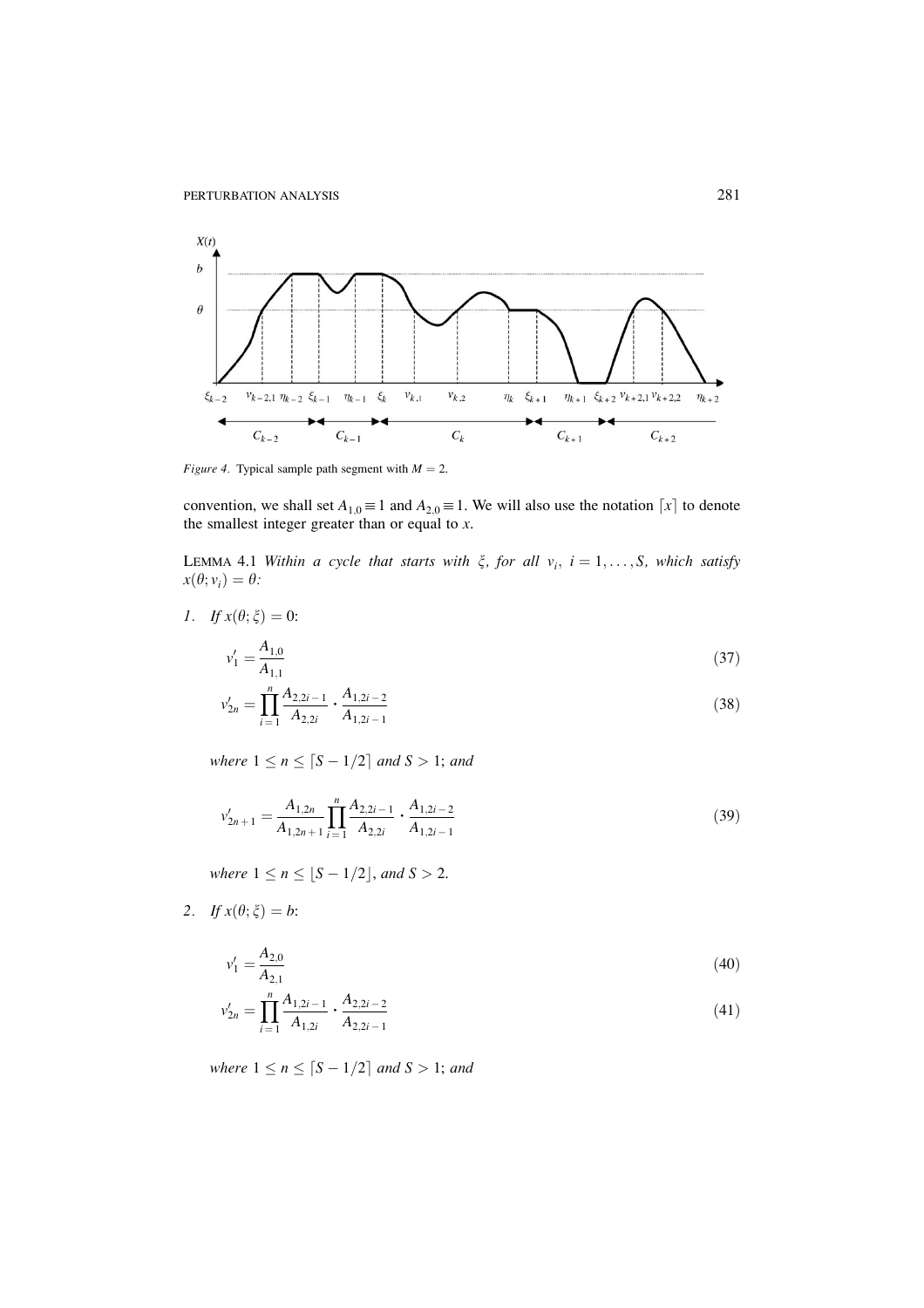*Figure 4.* Typical sample path segment with $M = 2$.

convention, we shall set $A_{1,0} \equiv 1$ and $A_{2,0} \equiv 1$. We will also use the notation $\lceil x \rceil$ to denote the smallest integer greater than or equal to $x$.

LEMMA 4.1 *Within a cycle that starts with $\xi$, for all $v_i$, $i = 1, \ldots, S$, which satisfy $x(\theta; v_i) = \theta$:*

1. *If $x(\theta; \xi) = 0$:*

$$v_1' = \frac{A_{1,0}}{A_{1,1}} \tag{37}$$

$$v_{2n}' = \prod_{i=1}^{n} \frac{A_{2,2i-1}}{A_{2,2i}} \cdot \frac{A_{1,2i-2}}{A_{1,2i-1}} \tag{38}$$

*where $1 \leq n \leq \lceil S - 1/2 \rceil$ and $S > 1$; and*

$$v_{2n+1}' = \frac{A_{1,2n}}{A_{1,2n+1}} \prod_{i=1}^{n} \frac{A_{2,2i-1}}{A_{2,2i}} \cdot \frac{A_{1,2i-2}}{A_{1,2i-1}} \tag{39}$$

*where $1 \leq n \leq \lfloor S - 1/2 \rfloor$, and $S > 2$.*

2. *If $x(\theta; \xi) = b$:*

$$v_1' = \frac{A_{2,0}}{A_{2,1}} \tag{40}$$

$$v_{2n}' = \prod_{i=1}^{n} \frac{A_{1,2i-1}}{A_{1,2i}} \cdot \frac{A_{2,2i-2}}{A_{2,2i-1}} \tag{41}$$

*where $1 \leq n \leq \lceil S - 1/2 \rceil$ and $S > 1$; and*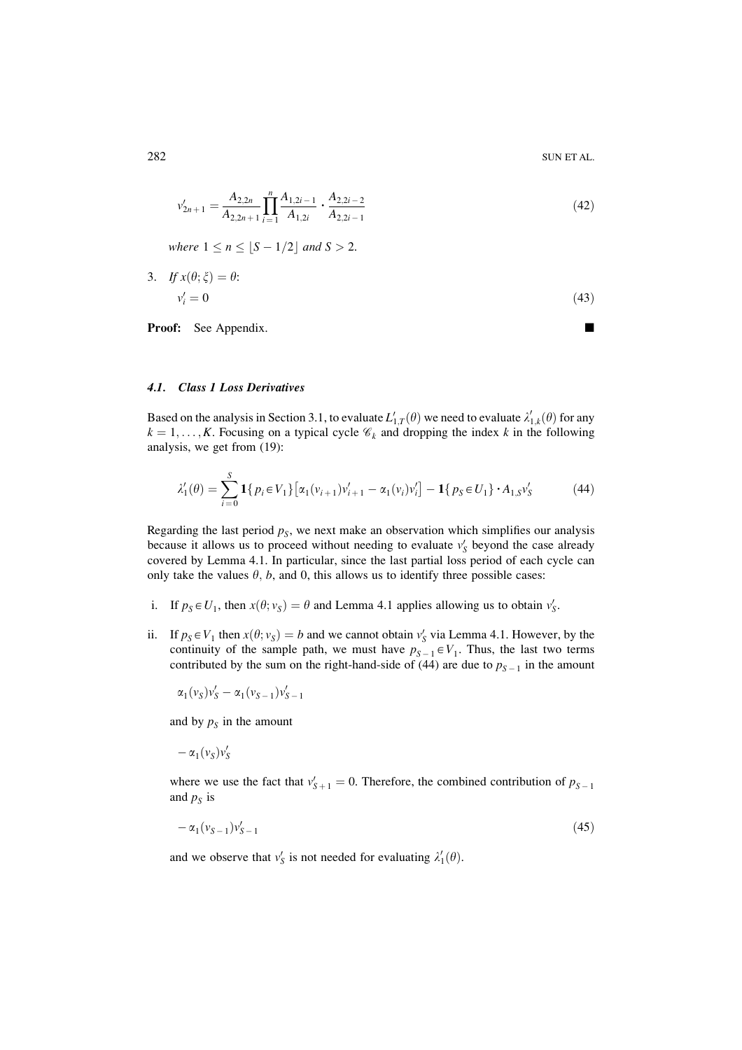$$v'_{2n+1} = \frac{A_{2,2n}}{A_{2,2n+1}} \prod_{i=1}^{n} \frac{A_{1,2i-1}}{A_{1,2i}} \cdot \frac{A_{2,2i-2}}{A_{2,2i-1}} \tag{42}$$

*where* $1 \leq n \leq \lfloor S - 1/2 \rfloor$ *and* $S > 2$.

3. *If* $x(\theta; \xi) = \theta$:

$$v'_i = 0 \tag{43}$$

**Proof:** See Appendix. ■

### 4.1. Class 1 Loss Derivatives

Based on the analysis in Section 3.1, to evaluate $L'_{1,T}(\theta)$ we need to evaluate $\lambda'_{1,k}(\theta)$ for any $k = 1, \ldots, K$. Focusing on a typical cycle $\mathscr{C}_k$ and dropping the index $k$ in the following analysis, we get from (19):

$$\lambda'_1(\theta) = \sum_{i=0}^{S} \mathbf{1}\{p_i \in V_1\}\left[\alpha_1(v_{i+1})v'_{i+1} - \alpha_1(v_i)v'_i\right] - \mathbf{1}\{p_S \in U_1\} \cdot A_{1,S} v'_S \tag{44}$$

Regarding the last period $p_S$, we next make an observation which simplifies our analysis because it allows us to proceed without needing to evaluate $v'_S$ beyond the case already covered by Lemma 4.1. In particular, since the last partial loss period of each cycle can only take the values $\theta$, $b$, and 0, this allows us to identify three possible cases:

i. If $p_S \in U_1$, then $x(\theta; v_S) = \theta$ and Lemma 4.1 applies allowing us to obtain $v'_S$.

ii. If $p_S \in V_1$ then $x(\theta; v_S) = b$ and we cannot obtain $v'_S$ via Lemma 4.1. However, by the continuity of the sample path, we must have $p_{S-1} \in V_1$. Thus, the last two terms contributed by the sum on the right-hand-side of (44) are due to $p_{S-1}$ in the amount

$$\alpha_1(v_S)v'_S - \alpha_1(v_{S-1})v'_{S-1}$$

and by $p_S$ in the amount

$$-\alpha_1(v_S)v'_S$$

where we use the fact that $v'_{S+1} = 0$. Therefore, the combined contribution of $p_{S-1}$ and $p_S$ is

$$-\alpha_1(v_{S-1})v'_{S-1} \tag{45}$$

and we observe that $v'_S$ is not needed for evaluating $\lambda'_1(\theta)$.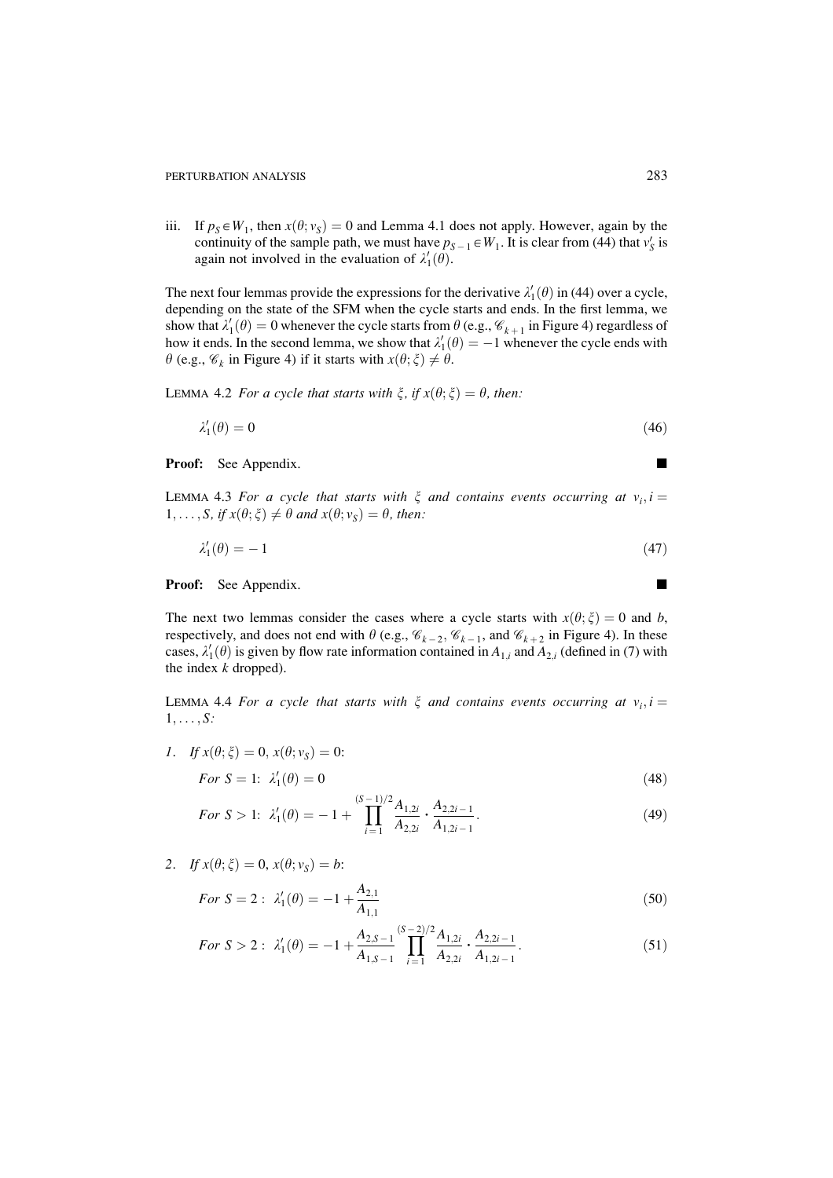iii. If $p_S \in W_1$, then $x(\theta; v_S) = 0$ and Lemma 4.1 does not apply. However, again by the continuity of the sample path, we must have $p_{S-1} \in W_1$. It is clear from (44) that $v'_S$ is again not involved in the evaluation of $\lambda'_1(\theta)$.

The next four lemmas provide the expressions for the derivative $\lambda'_1(\theta)$ in (44) over a cycle, depending on the state of the SFM when the cycle starts and ends. In the first lemma, we show that $\lambda'_1(\theta) = 0$ whenever the cycle starts from $\theta$ (e.g., $\mathscr{C}_{k+1}$ in Figure 4) regardless of how it ends. In the second lemma, we show that $\lambda'_1(\theta) = -1$ whenever the cycle ends with $\theta$ (e.g., $\mathscr{C}_k$ in Figure 4) if it starts with $x(\theta; \xi) \neq \theta$.

LEMMA 4.2 *For a cycle that starts with* $\xi$, *if* $x(\theta; \xi) = \theta$, *then:*

$$\lambda'_1(\theta) = 0 \tag{46}$$

**Proof:** See Appendix. ■

LEMMA 4.3 *For a cycle that starts with* $\xi$ *and contains events occurring at* $v_i, i = 1, \ldots, S$, *if* $x(\theta; \xi) \neq \theta$ *and* $x(\theta; v_S) = \theta$, *then:*

$$\lambda'_1(\theta) = -1 \tag{47}$$

**Proof:** See Appendix. ■

The next two lemmas consider the cases where a cycle starts with $x(\theta; \xi) = 0$ and $b$, respectively, and does not end with $\theta$ (e.g., $\mathscr{C}_{k-2}$, $\mathscr{C}_{k-1}$, and $\mathscr{C}_{k+2}$ in Figure 4). In these cases, $\lambda'_1(\theta)$ is given by flow rate information contained in $A_{1,i}$ and $A_{2,i}$ (defined in (7) with the index $k$ dropped).

LEMMA 4.4 *For a cycle that starts with* $\xi$ *and contains events occurring at* $v_i, i = 1, \ldots, S$:

1. *If* $x(\theta; \xi) = 0$, $x(\theta; v_S) = 0$:

$$\text{For } S = 1\text{: } \lambda'_1(\theta) = 0 \tag{48}$$

$$\text{For } S > 1\text{: } \lambda'_1(\theta) = -1 + \prod_{i=1}^{(S-1)/2} \frac{A_{1,2i}}{A_{2,2i}} \cdot \frac{A_{2,2i-1}}{A_{1,2i-1}}. \tag{49}$$

2. *If* $x(\theta; \xi) = 0$, $x(\theta; v_S) = b$:

$$\text{For } S = 2 : \ \lambda'_1(\theta) = -1 + \frac{A_{2,1}}{A_{1,1}} \tag{50}$$

$$\text{For } S > 2 : \ \lambda'_1(\theta) = -1 + \frac{A_{2,S-1}}{A_{1,S-1}} \prod_{i=1}^{(S-2)/2} \frac{A_{1,2i}}{A_{2,2i}} \cdot \frac{A_{2,2i-1}}{A_{1,2i-1}}. \tag{51}$$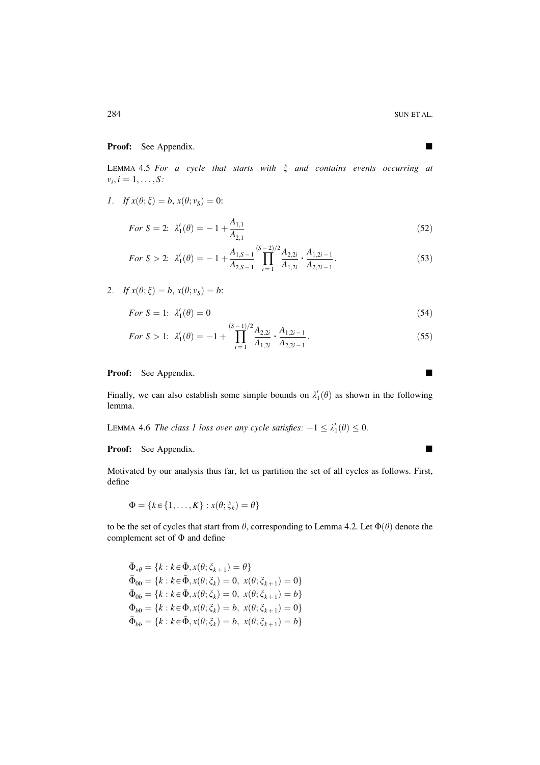**Proof:** See Appendix. ■

LEMMA 4.5 *For a cycle that starts with $\xi$ and contains events occurring at $v_i, i = 1, \ldots, S$:*

*1. If $x(\theta;\xi) = b$, $x(\theta; v_S) = 0$:*

$$\text{For } S = 2:\ \lambda_1'(\theta) = -1 + \frac{A_{1,1}}{A_{2,1}} \tag{52}$$

$$\text{For } S > 2:\ \lambda_1'(\theta) = -1 + \frac{A_{1,S-1}}{A_{2,S-1}} \prod_{i=1}^{(S-2)/2} \frac{A_{2,2i}}{A_{1,2i}} \cdot \frac{A_{1,2i-1}}{A_{2,2i-1}}. \tag{53}$$

*2. If $x(\theta;\xi) = b$, $x(\theta; v_S) = b$:*

$$\text{For } S = 1:\ \lambda_1'(\theta) = 0 \tag{54}$$

$$\text{For } S > 1:\ \lambda_1'(\theta) = -1 + \prod_{i=1}^{(S-1)/2} \frac{A_{2,2i}}{A_{1,2i}} \cdot \frac{A_{1,2i-1}}{A_{2,2i-1}}. \tag{55}$$

**Proof:** See Appendix. ■

Finally, we can also establish some simple bounds on $\lambda_1'(\theta)$ as shown in the following lemma.

LEMMA 4.6 *The class 1 loss over any cycle satisfies: $-1 \leq \lambda_1'(\theta) \leq 0$.*

**Proof:** See Appendix. ■

Motivated by our analysis thus far, let us partition the set of all cycles as follows. First, define

$$\Phi = \{k \in \{1, \ldots, K\} : x(\theta; \xi_k) = \theta\}$$

to be the set of cycles that start from $\theta$, corresponding to Lemma 4.2. Let $\bar{\Phi}(\theta)$ denote the complement set of $\Phi$ and define

$$\bar{\Phi}_{*\theta} = \{k : k \in \bar{\Phi}, x(\theta; \xi_{k+1}) = \theta\}$$
$$\bar{\Phi}_{00} = \{k : k \in \bar{\Phi}, x(\theta; \xi_k) = 0,\ x(\theta; \xi_{k+1}) = 0\}$$
$$\bar{\Phi}_{0b} = \{k : k \in \bar{\Phi}, x(\theta; \xi_k) = 0,\ x(\theta; \xi_{k+1}) = b\}$$
$$\bar{\Phi}_{b0} = \{k : k \in \bar{\Phi}, x(\theta; \xi_k) = b,\ x(\theta; \xi_{k+1}) = 0\}$$
$$\bar{\Phi}_{bb} = \{k : k \in \bar{\Phi}, x(\theta; \xi_k) = b,\ x(\theta; \xi_{k+1}) = b\}$$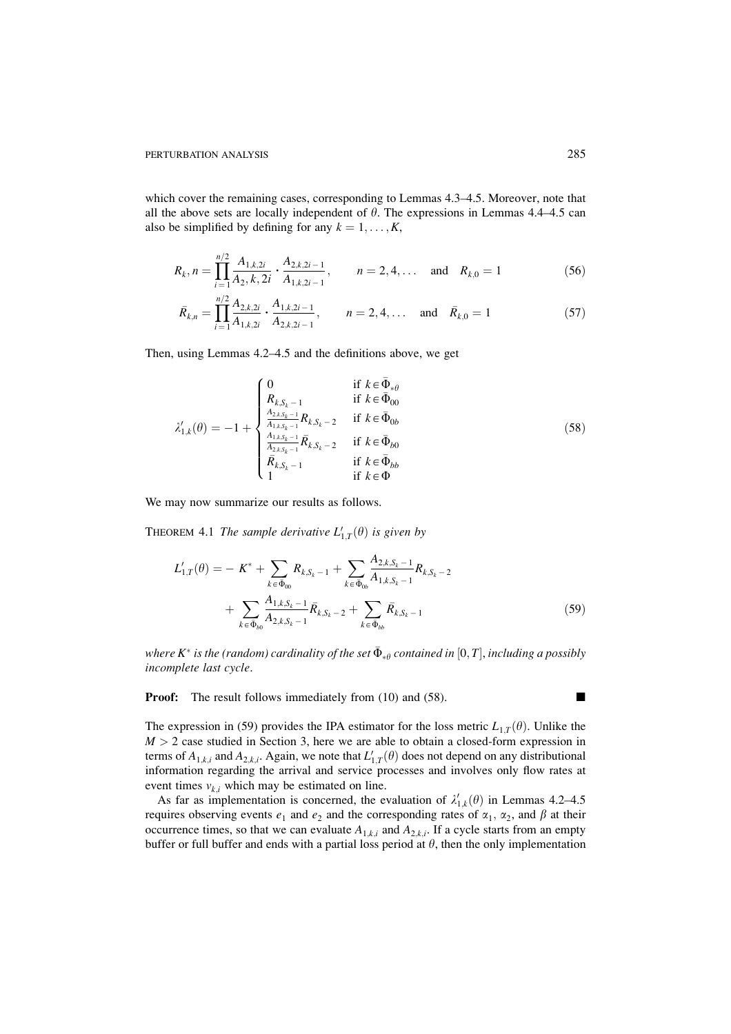which cover the remaining cases, corresponding to Lemmas 4.3–4.5. Moreover, note that all the above sets are locally independent of $\theta$. The expressions in Lemmas 4.4–4.5 can also be simplified by defining for any $k = 1, \ldots, K$,

$$R_k, n = \prod_{i=1}^{n/2} \frac{A_{1,k,2i}}{A_2, k, 2i} \cdot \frac{A_{2,k,2i-1}}{A_{1,k,2i-1}}, \qquad n = 2, 4, \ldots \quad \text{and} \quad R_{k,0} = 1 \tag{56}$$

$$\bar{R}_{k,n} = \prod_{i=1}^{n/2} \frac{A_{2,k,2i}}{A_{1,k,2i}} \cdot \frac{A_{1,k,2i-1}}{A_{2,k,2i-1}}, \qquad n = 2, 4, \ldots \quad \text{and} \quad \bar{R}_{k,0} = 1 \tag{57}$$

Then, using Lemmas 4.2–4.5 and the definitions above, we get

$$\lambda'_{1,k}(\theta) = -1 + \begin{cases} 0 & \text{if } k \in \bar{\Phi}_{*\theta} \\ R_{k,S_k-1} & \text{if } k \in \bar{\Phi}_{00} \\ \frac{A_{2,k,S_k-1}}{A_{1,k,S_k-1}} R_{k,S_k-2} & \text{if } k \in \bar{\Phi}_{0b} \\ \frac{A_{1,k,S_k-1}}{A_{2,k,S_k-1}} \bar{R}_{k,S_k-2} & \text{if } k \in \bar{\Phi}_{b0} \\ \bar{R}_{k,S_k-1} & \text{if } k \in \bar{\Phi}_{bb} \\ 1 & \text{if } k \in \Phi \end{cases} \tag{58}$$

We may now summarize our results as follows.

THEOREM 4.1 *The sample derivative $L'_{1,T}(\theta)$ is given by*

$$L'_{1,T}(\theta) = -K^* + \sum_{k \in \bar{\Phi}_{00}} R_{k,S_k-1} + \sum_{k \in \bar{\Phi}_{0b}} \frac{A_{2,k,S_k-1}}{A_{1,k,S_k-1}} R_{k,S_k-2}$$
$$+ \sum_{k \in \bar{\Phi}_{b0}} \frac{A_{1,k,S_k-1}}{A_{2,k,S_k-1}} \bar{R}_{k,S_k-2} + \sum_{k \in \bar{\Phi}_{bb}} \bar{R}_{k,S_k-1} \tag{59}$$

*where $K^*$ is the (random) cardinality of the set $\bar{\Phi}_{*\theta}$ contained in $[0, T]$, including a possibly incomplete last cycle.*

**Proof:** The result follows immediately from (10) and (58). ∎

The expression in (59) provides the IPA estimator for the loss metric $L_{1,T}(\theta)$. Unlike the $M > 2$ case studied in Section 3, here we are able to obtain a closed-form expression in terms of $A_{1,k,i}$ and $A_{2,k,i}$. Again, we note that $L'_{1,T}(\theta)$ does not depend on any distributional information regarding the arrival and service processes and involves only flow rates at event times $v_{k,i}$ which may be estimated on line.

As far as implementation is concerned, the evaluation of $\lambda'_{1,k}(\theta)$ in Lemmas 4.2–4.5 requires observing events $e_1$ and $e_2$ and the corresponding rates of $\alpha_1$, $\alpha_2$, and $\beta$ at their occurrence times, so that we can evaluate $A_{1,k,i}$ and $A_{2,k,i}$. If a cycle starts from an empty buffer or full buffer and ends with a partial loss period at $\theta$, then the only implementation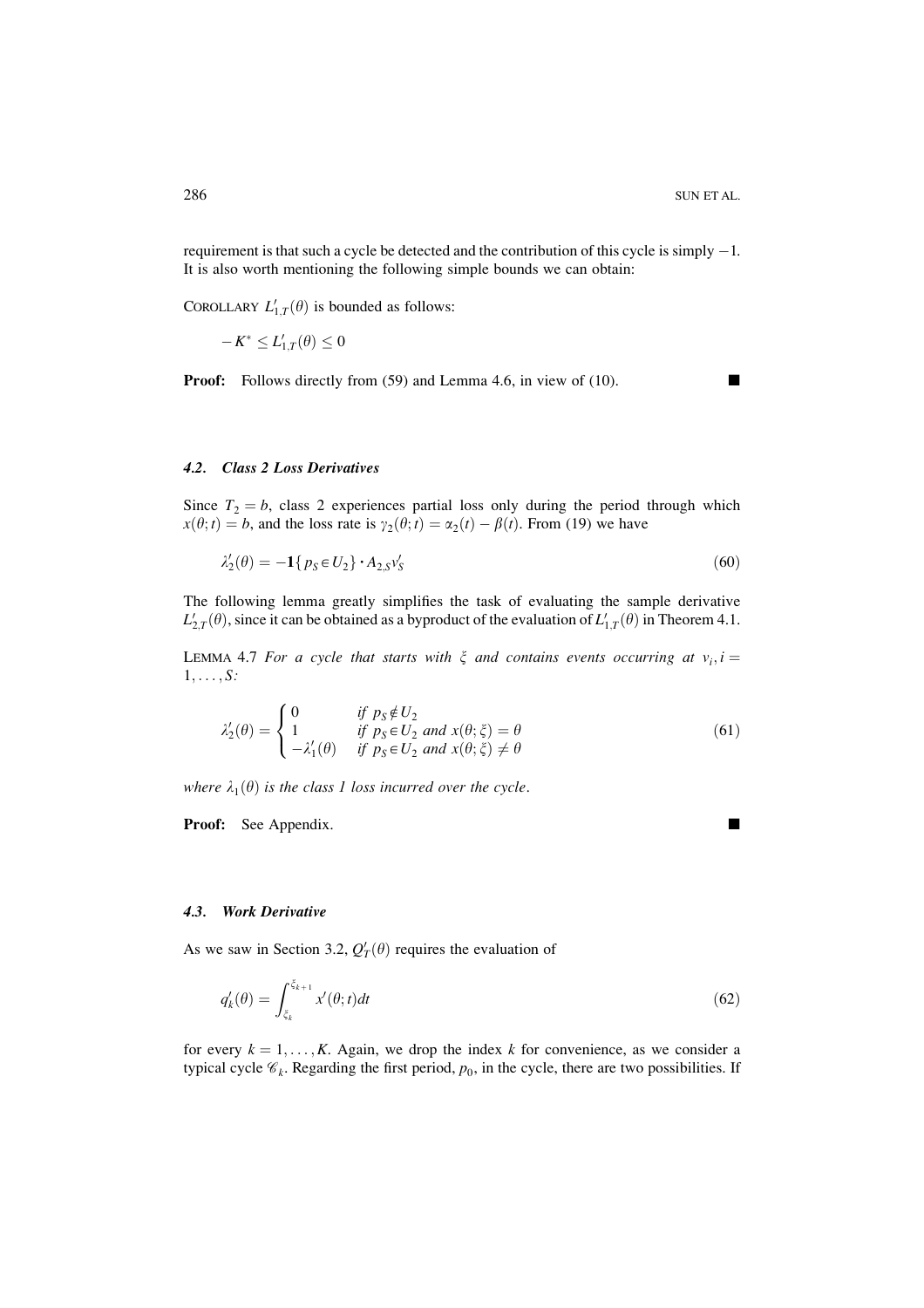requirement is that such a cycle be detected and the contribution of this cycle is simply $-1$. It is also worth mentioning the following simple bounds we can obtain:

COROLLARY $L'_{1,T}(\theta)$ is bounded as follows:

$$-K^* \leq L'_{1,T}(\theta) \leq 0$$

**Proof:** Follows directly from (59) and Lemma 4.6, in view of (10). ■

### *4.2. Class 2 Loss Derivatives*

Since $T_2 = b$, class 2 experiences partial loss only during the period through which $x(\theta; t) = b$, and the loss rate is $\gamma_2(\theta; t) = \alpha_2(t) - \beta(t)$. From (19) we have

$$\lambda'_2(\theta) = -\mathbf{1}\{p_S \in U_2\} \cdot A_{2,S} v'_S \tag{60}$$

The following lemma greatly simplifies the task of evaluating the sample derivative $L'_{2,T}(\theta)$, since it can be obtained as a byproduct of the evaluation of $L'_{1,T}(\theta)$ in Theorem 4.1.

LEMMA 4.7 *For a cycle that starts with $\xi$ and contains events occurring at $v_i, i = 1, \ldots, S$:*

$$\lambda'_2(\theta) = \begin{cases} 0 & \text{if } p_S \notin U_2 \\ 1 & \text{if } p_S \in U_2 \text{ and } x(\theta; \xi) = \theta \\ -\lambda'_1(\theta) & \text{if } p_S \in U_2 \text{ and } x(\theta; \xi) \neq \theta \end{cases} \tag{61}$$

*where $\lambda_1(\theta)$ is the class 1 loss incurred over the cycle.*

**Proof:** See Appendix. ■

### *4.3. Work Derivative*

As we saw in Section 3.2, $Q'_T(\theta)$ requires the evaluation of

$$q'_k(\theta) = \int_{\xi_k}^{\xi_{k+1}} x'(\theta; t) dt \tag{62}$$

for every $k = 1, \ldots, K$. Again, we drop the index $k$ for convenience, as we consider a typical cycle $\mathscr{C}_k$. Regarding the first period, $p_0$, in the cycle, there are two possibilities. If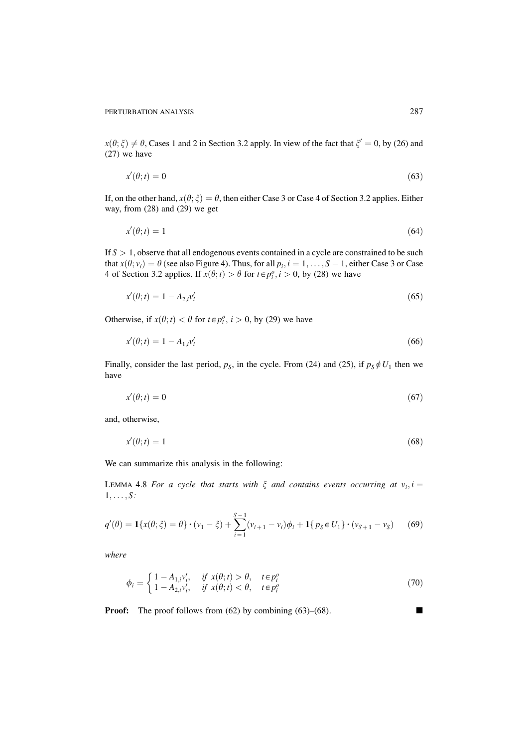$x(\theta; \xi) \neq \theta$, Cases 1 and 2 in Section 3.2 apply. In view of the fact that $\xi' = 0$, by (26) and (27) we have

$$x'(\theta; t) = 0 \tag{63}$$

If, on the other hand, $x(\theta; \xi) = \theta$, then either Case 3 or Case 4 of Section 3.2 applies. Either way, from (28) and (29) we get

$$x'(\theta; t) = 1 \tag{64}$$

If $S > 1$, observe that all endogenous events contained in a cycle are constrained to be such that $x(\theta; v_i) = \theta$ (see also Figure 4). Thus, for all $p_i, i = 1, \ldots, S-1$, either Case 3 or Case 4 of Section 3.2 applies. If $x(\theta; t) > \theta$ for $t \in p_i^o, i > 0$, by (28) we have

$$x'(\theta; t) = 1 - A_{2,i} v_i' \tag{65}$$

Otherwise, if $x(\theta; t) < \theta$ for $t \in p_i^o$, $i > 0$, by (29) we have

$$x'(\theta; t) = 1 - A_{1,i} v_i' \tag{66}$$

Finally, consider the last period, $p_S$, in the cycle. From (24) and (25), if $p_S \notin U_1$ then we have

$$x'(\theta; t) = 0 \tag{67}$$

and, otherwise,

$$x'(\theta; t) = 1 \tag{68}$$

We can summarize this analysis in the following:

LEMMA 4.8 *For a cycle that starts with $\xi$ and contains events occurring at $v_i, i = 1, \ldots, S$:*

$$q'(\theta) = \mathbf{1}\{x(\theta; \xi) = \theta\} \cdot (v_1 - \xi) + \sum_{i=1}^{S-1} (v_{i+1} - v_i)\phi_i + \mathbf{1}\{p_S \in U_1\} \cdot (v_{S+1} - v_S) \tag{69}$$

*where*

$$\phi_i = \begin{cases} 1 - A_{1,i} v_i', & \text{if } x(\theta; t) > \theta, \quad t \in p_i^o \\ 1 - A_{2,i} v_i', & \text{if } x(\theta; t) < \theta, \quad t \in p_i^o \end{cases} \tag{70}$$

**Proof:** The proof follows from (62) by combining (63)–(68). ∎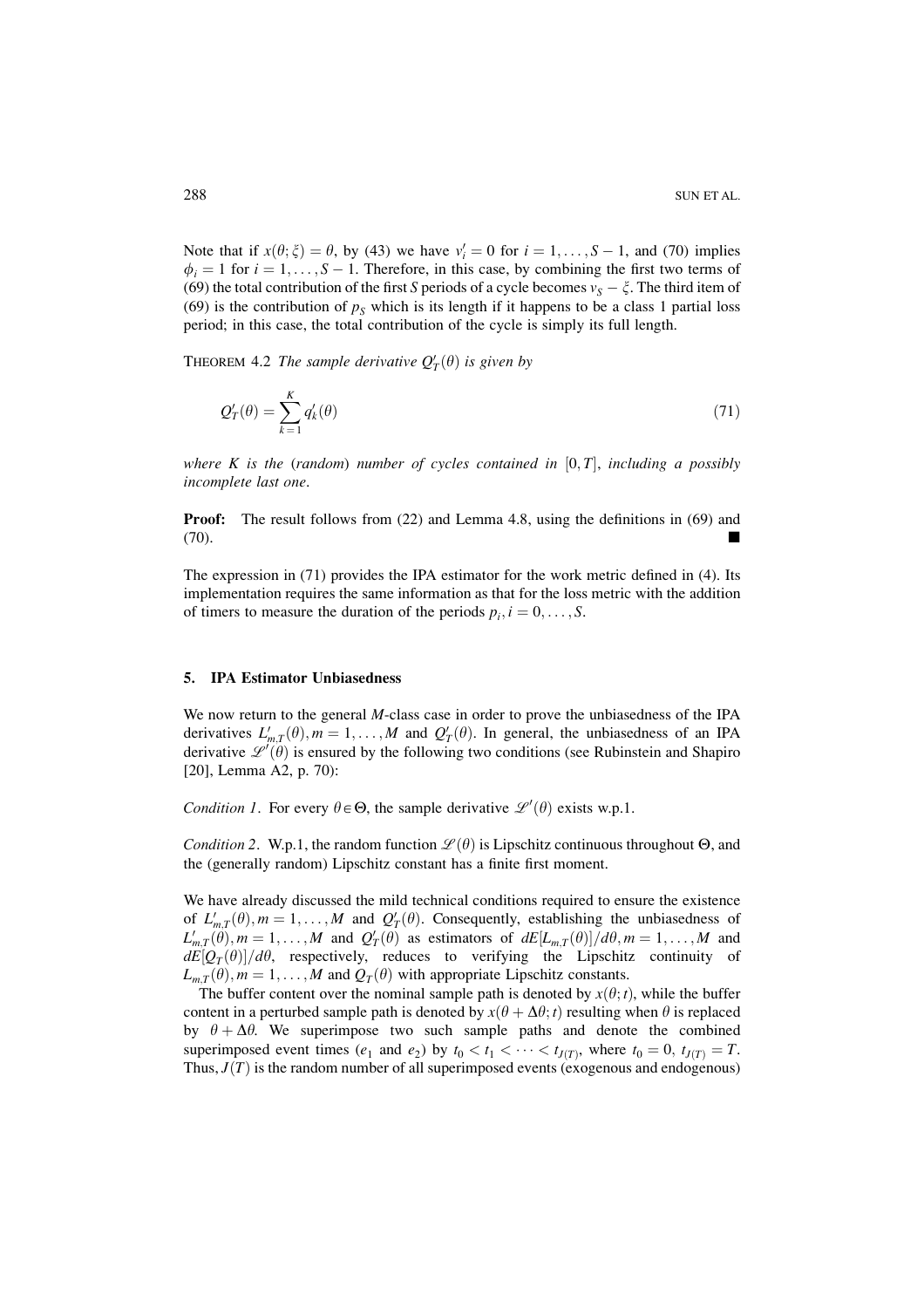Note that if $x(\theta;\xi) = \theta$, by (43) we have $v_i' = 0$ for $i = 1, \ldots, S-1$, and (70) implies $\phi_i = 1$ for $i = 1, \ldots, S-1$. Therefore, in this case, by combining the first two terms of (69) the total contribution of the first $S$ periods of a cycle becomes $v_S - \xi$. The third item of (69) is the contribution of $p_S$ which is its length if it happens to be a class 1 partial loss period; in this case, the total contribution of the cycle is simply its full length.

THEOREM 4.2 *The sample derivative* $Q_T'(\theta)$ *is given by*

$$Q_T'(\theta) = \sum_{k=1}^{K} q_k'(\theta) \tag{71}$$

*where* $K$ *is the* (*random*) *number of cycles contained in* $[0, T]$, *including a possibly incomplete last one*.

**Proof:** The result follows from (22) and Lemma 4.8, using the definitions in (69) and (70). ■

The expression in (71) provides the IPA estimator for the work metric defined in (4). Its implementation requires the same information as that for the loss metric with the addition of timers to measure the duration of the periods $p_i, i = 0, \ldots, S$.

## 5. IPA Estimator Unbiasedness

We now return to the general $M$-class case in order to prove the unbiasedness of the IPA derivatives $L_{m,T}'(\theta), m = 1, \ldots, M$ and $Q_T'(\theta)$. In general, the unbiasedness of an IPA derivative $\mathscr{L}'(\theta)$ is ensured by the following two conditions (see Rubinstein and Shapiro [20], Lemma A2, p. 70):

*Condition 1*. For every $\theta \in \Theta$, the sample derivative $\mathscr{L}'(\theta)$ exists w.p.1.

*Condition 2*. W.p.1, the random function $\mathscr{L}(\theta)$ is Lipschitz continuous throughout $\Theta$, and the (generally random) Lipschitz constant has a finite first moment.

We have already discussed the mild technical conditions required to ensure the existence of $L_{m,T}'(\theta), m = 1, \ldots, M$ and $Q_T'(\theta)$. Consequently, establishing the unbiasedness of $L_{m,T}'(\theta), m = 1, \ldots, M$ and $Q_T'(\theta)$ as estimators of $dE[L_{m,T}(\theta)]/d\theta, m = 1, \ldots, M$ and $dE[Q_T(\theta)]/d\theta$, respectively, reduces to verifying the Lipschitz continuity of $L_{m,T}(\theta), m = 1, \ldots, M$ and $Q_T(\theta)$ with appropriate Lipschitz constants.

The buffer content over the nominal sample path is denoted by $x(\theta; t)$, while the buffer content in a perturbed sample path is denoted by $x(\theta + \Delta\theta; t)$ resulting when $\theta$ is replaced by $\theta + \Delta\theta$. We superimpose two such sample paths and denote the combined superimposed event times ($e_1$ and $e_2$) by $t_0 < t_1 < \cdots < t_{J(T)}$, where $t_0 = 0$, $t_{J(T)} = T$. Thus, $J(T)$ is the random number of all superimposed events (exogenous and endogenous)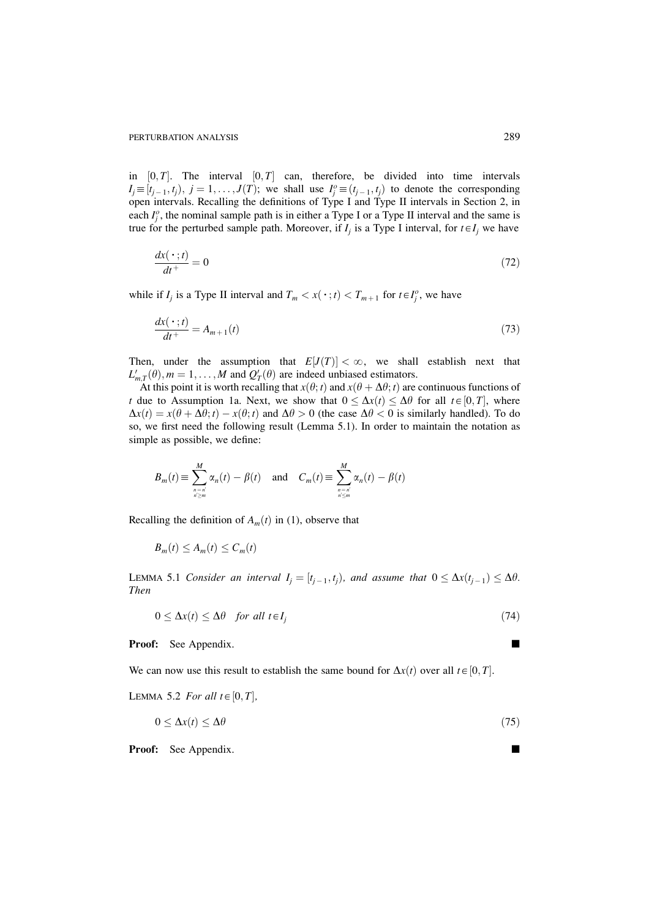in $[0, T]$. The interval $[0, T]$ can, therefore, be divided into time intervals $I_j \equiv [t_{j-1}, t_j)$, $j = 1, \ldots, J(T)$; we shall use $I_j^o \equiv (t_{j-1}, t_j)$ to denote the corresponding open intervals. Recalling the definitions of Type I and Type II intervals in Section 2, in each $I_j^o$, the nominal sample path is in either a Type I or a Type II interval and the same is true for the perturbed sample path. Moreover, if $I_j$ is a Type I interval, for $t \in I_j$ we have

$$\frac{dx(\cdot\,; t)}{dt^+} = 0 \tag{72}$$

while if $I_j$ is a Type II interval and $T_m < x(\cdot\,; t) < T_{m+1}$ for $t \in I_j^o$, we have

$$\frac{dx(\cdot\,; t)}{dt^+} = A_{m+1}(t) \tag{73}$$

Then, under the assumption that $E[J(T)] < \infty$, we shall establish next that $L'_{m,T}(\theta), m = 1, \ldots, M$ and $Q'_T(\theta)$ are indeed unbiased estimators.

At this point it is worth recalling that $x(\theta; t)$ and $x(\theta + \Delta\theta; t)$ are continuous functions of $t$ due to Assumption 1a. Next, we show that $0 \leq \Delta x(t) \leq \Delta\theta$ for all $t \in [0, T]$, where $\Delta x(t) = x(\theta + \Delta\theta; t) - x(\theta; t)$ and $\Delta\theta > 0$ (the case $\Delta\theta < 0$ is similarly handled). To do so, we first need the following result (Lemma 5.1). In order to maintain the notation as simple as possible, we define:

$$B_m(t) \equiv \sum_{\substack{n=n' \\ n' \geq m}}^{M} \alpha_n(t) - \beta(t) \quad \text{and} \quad C_m(t) \equiv \sum_{\substack{n=n' \\ n' \leq m}}^{M} \alpha_n(t) - \beta(t)$$

Recalling the definition of $A_m(t)$ in (1), observe that

$$B_m(t) \leq A_m(t) \leq C_m(t)$$

LEMMA 5.1 *Consider an interval $I_j = [t_{j-1}, t_j)$, and assume that $0 \leq \Delta x(t_{j-1}) \leq \Delta\theta$. Then*

$$0 \leq \Delta x(t) \leq \Delta\theta \quad \textit{for all } t \in I_j \tag{74}$$

**Proof:** See Appendix. ■

We can now use this result to establish the same bound for $\Delta x(t)$ over all $t \in [0, T]$.

LEMMA 5.2 *For all $t \in [0, T]$,*

$$0 \leq \Delta x(t) \leq \Delta\theta \tag{75}$$

**Proof:** See Appendix. ■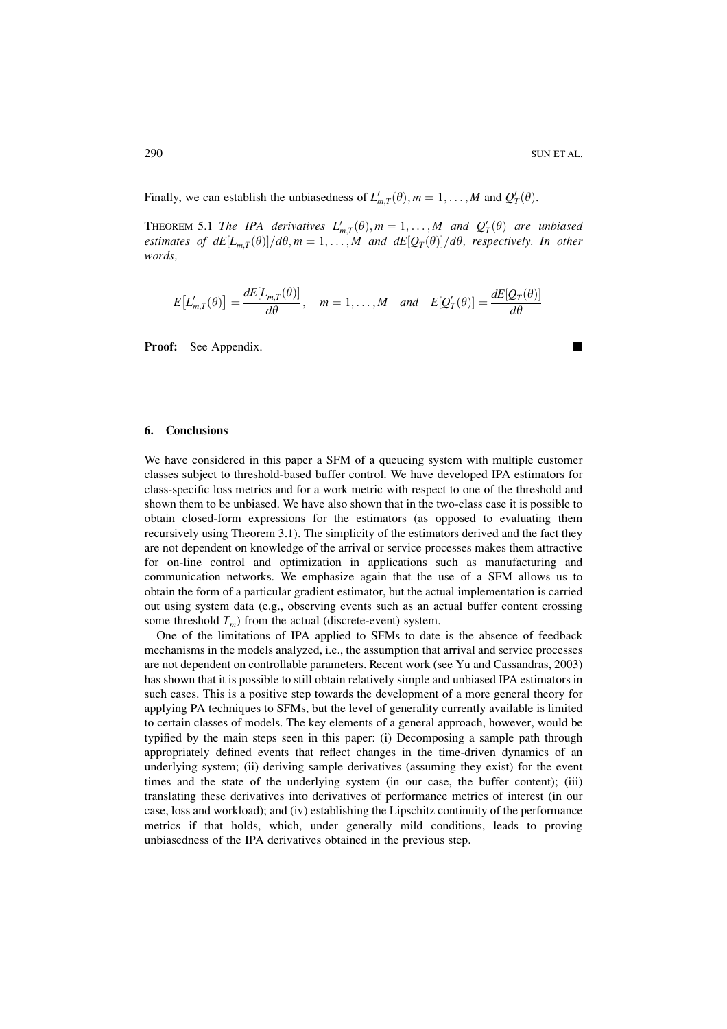Finally, we can establish the unbiasedness of $L'_{m,T}(\theta), m = 1, \ldots, M$ and $Q'_T(\theta)$.

THEOREM 5.1 *The IPA derivatives $L'_{m,T}(\theta), m = 1, \ldots, M$ and $Q'_T(\theta)$ are unbiased estimates of $dE[L_{m,T}(\theta)]/d\theta, m = 1, \ldots, M$ and $dE[Q_T(\theta)]/d\theta$, respectively. In other words,*

$$E\left[L'_{m,T}(\theta)\right] = \frac{dE[L_{m,T}(\theta)]}{d\theta}, \quad m = 1, \ldots, M \quad \text{and} \quad E[Q'_T(\theta)] = \frac{dE[Q_T(\theta)]}{d\theta}$$

**Proof:** See Appendix. ■

## 6. Conclusions

We have considered in this paper a SFM of a queueing system with multiple customer classes subject to threshold-based buffer control. We have developed IPA estimators for class-specific loss metrics and for a work metric with respect to one of the threshold and shown them to be unbiased. We have also shown that in the two-class case it is possible to obtain closed-form expressions for the estimators (as opposed to evaluating them recursively using Theorem 3.1). The simplicity of the estimators derived and the fact they are not dependent on knowledge of the arrival or service processes makes them attractive for on-line control and optimization in applications such as manufacturing and communication networks. We emphasize again that the use of a SFM allows us to obtain the form of a particular gradient estimator, but the actual implementation is carried out using system data (e.g., observing events such as an actual buffer content crossing some threshold $T_m$) from the actual (discrete-event) system.

One of the limitations of IPA applied to SFMs to date is the absence of feedback mechanisms in the models analyzed, i.e., the assumption that arrival and service processes are not dependent on controllable parameters. Recent work (see Yu and Cassandras, 2003) has shown that it is possible to still obtain relatively simple and unbiased IPA estimators in such cases. This is a positive step towards the development of a more general theory for applying PA techniques to SFMs, but the level of generality currently available is limited to certain classes of models. The key elements of a general approach, however, would be typified by the main steps seen in this paper: (i) Decomposing a sample path through appropriately defined events that reflect changes in the time-driven dynamics of an underlying system; (ii) deriving sample derivatives (assuming they exist) for the event times and the state of the underlying system (in our case, the buffer content); (iii) translating these derivatives into derivatives of performance metrics of interest (in our case, loss and workload); and (iv) establishing the Lipschitz continuity of the performance metrics if that holds, which, under generally mild conditions, leads to proving unbiasedness of the IPA derivatives obtained in the previous step.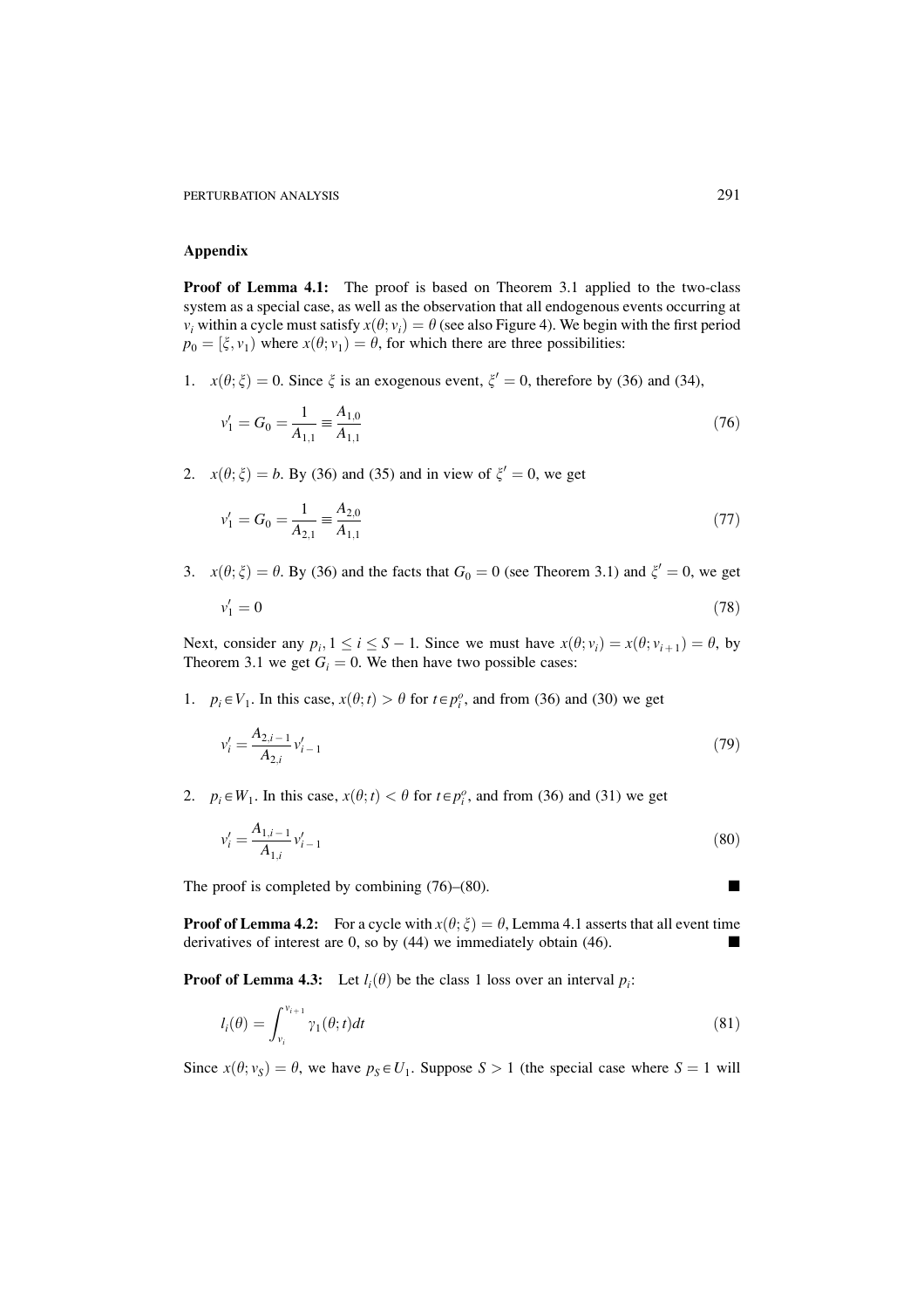## Appendix

**Proof of Lemma 4.1:** The proof is based on Theorem 3.1 applied to the two-class system as a special case, as well as the observation that all endogenous events occurring at $v_i$ within a cycle must satisfy $x(\theta; v_i) = \theta$ (see also Figure 4). We begin with the first period $p_0 = [\xi, v_1)$ where $x(\theta; v_1) = \theta$, for which there are three possibilities:

1. $x(\theta; \xi) = 0$. Since $\xi$ is an exogenous event, $\xi' = 0$, therefore by (36) and (34),

$$v_1' = G_0 = \frac{1}{A_{1,1}} \equiv \frac{A_{1,0}}{A_{1,1}} \tag{76}$$

2. $x(\theta; \xi) = b$. By (36) and (35) and in view of $\xi' = 0$, we get

$$v_1' = G_0 = \frac{1}{A_{2,1}} \equiv \frac{A_{2,0}}{A_{1,1}} \tag{77}$$

3. $x(\theta; \xi) = \theta$. By (36) and the facts that $G_0 = 0$ (see Theorem 3.1) and $\xi' = 0$, we get

$$v_1' = 0 \tag{78}$$

Next, consider any $p_i, 1 \leq i \leq S-1$. Since we must have $x(\theta; v_i) = x(\theta; v_{i+1}) = \theta$, by Theorem 3.1 we get $G_i = 0$. We then have two possible cases:

1. $p_i \in V_1$. In this case, $x(\theta; t) > \theta$ for $t \in p_i^o$, and from (36) and (30) we get

$$v_i' = \frac{A_{2,i-1}}{A_{2,i}} v_{i-1}' \tag{79}$$

2. $p_i \in W_1$. In this case, $x(\theta; t) < \theta$ for $t \in p_i^o$, and from (36) and (31) we get

$$v_i' = \frac{A_{1,i-1}}{A_{1,i}} v_{i-1}' \tag{80}$$

The proof is completed by combining (76)–(80). ■

**Proof of Lemma 4.2:** For a cycle with $x(\theta; \xi) = \theta$, Lemma 4.1 asserts that all event time derivatives of interest are 0, so by (44) we immediately obtain (46). ■

**Proof of Lemma 4.3:** Let $l_i(\theta)$ be the class 1 loss over an interval $p_i$:

$$l_i(\theta) = \int_{v_i}^{v_{i+1}} \gamma_1(\theta; t) dt \tag{81}$$

Since $x(\theta; v_S) = \theta$, we have $p_S \in U_1$. Suppose $S > 1$ (the special case where $S = 1$ will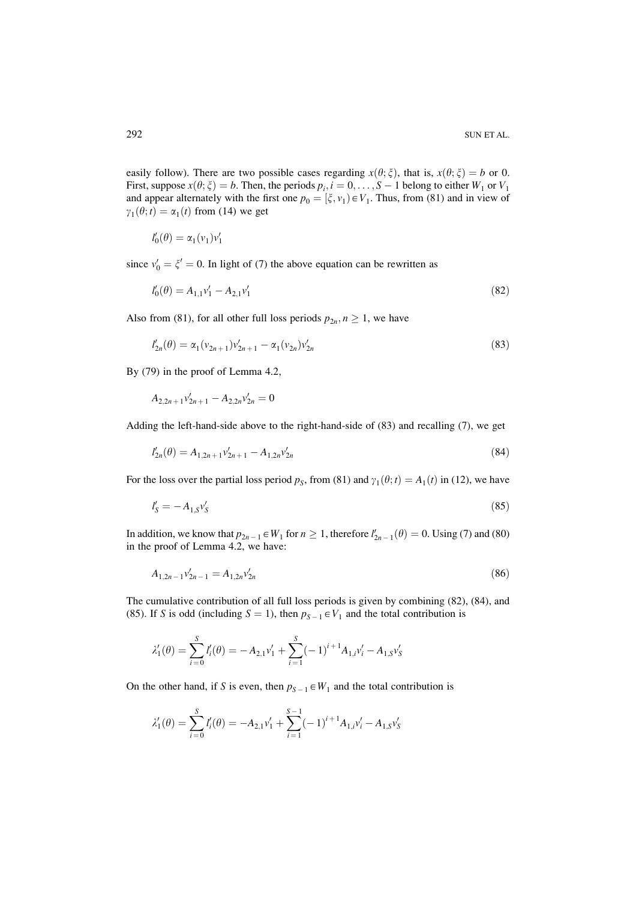easily follow). There are two possible cases regarding $x(\theta;\xi)$, that is, $x(\theta;\xi) = b$ or 0. First, suppose $x(\theta;\xi) = b$. Then, the periods $p_i, i = 0, \ldots, S-1$ belong to either $W_1$ or $V_1$ and appear alternately with the first one $p_0 = [\xi, v_1) \in V_1$. Thus, from (81) and in view of $\gamma_1(\theta;t) = \alpha_1(t)$ from (14) we get

$$l_0'(\theta) = \alpha_1(v_1)v_1'$$

since $v_0' = \xi' = 0$. In light of (7) the above equation can be rewritten as

$$l_0'(\theta) = A_{1,1}v_1' - A_{2,1}v_1' \tag{82}$$

Also from (81), for all other full loss periods $p_{2n}, n \geq 1$, we have

$$l_{2n}'(\theta) = \alpha_1(v_{2n+1})v_{2n+1}' - \alpha_1(v_{2n})v_{2n}' \tag{83}$$

By (79) in the proof of Lemma 4.2,

$$A_{2,2n+1}v_{2n+1}' - A_{2,2n}v_{2n}' = 0$$

Adding the left-hand-side above to the right-hand-side of (83) and recalling (7), we get

$$l_{2n}'(\theta) = A_{1,2n+1}v_{2n+1}' - A_{1,2n}v_{2n}' \tag{84}$$

For the loss over the partial loss period $p_S$, from (81) and $\gamma_1(\theta;t) = A_1(t)$ in (12), we have

$$l_S' = -A_{1,S}v_S' \tag{85}$$

In addition, we know that $p_{2n-1} \in W_1$ for $n \geq 1$, therefore $l_{2n-1}'(\theta) = 0$. Using (7) and (80) in the proof of Lemma 4.2, we have:

$$A_{1,2n-1}v_{2n-1}' = A_{1,2n}v_{2n}' \tag{86}$$

The cumulative contribution of all full loss periods is given by combining (82), (84), and (85). If $S$ is odd (including $S = 1$), then $p_{S-1} \in V_1$ and the total contribution is

$$\lambda_1'(\theta) = \sum_{i=0}^{S} l_i'(\theta) = -A_{2,1}v_1' + \sum_{i=1}^{S}(-1)^{i+1}A_{1,i}v_i' - A_{1,S}v_S'$$

On the other hand, if $S$ is even, then $p_{S-1} \in W_1$ and the total contribution is

$$\lambda_1'(\theta) = \sum_{i=0}^{S} l_i'(\theta) = -A_{2,1}v_1' + \sum_{i=1}^{S-1}(-1)^{i+1}A_{1,i}v_i' - A_{1,S}v_S'$$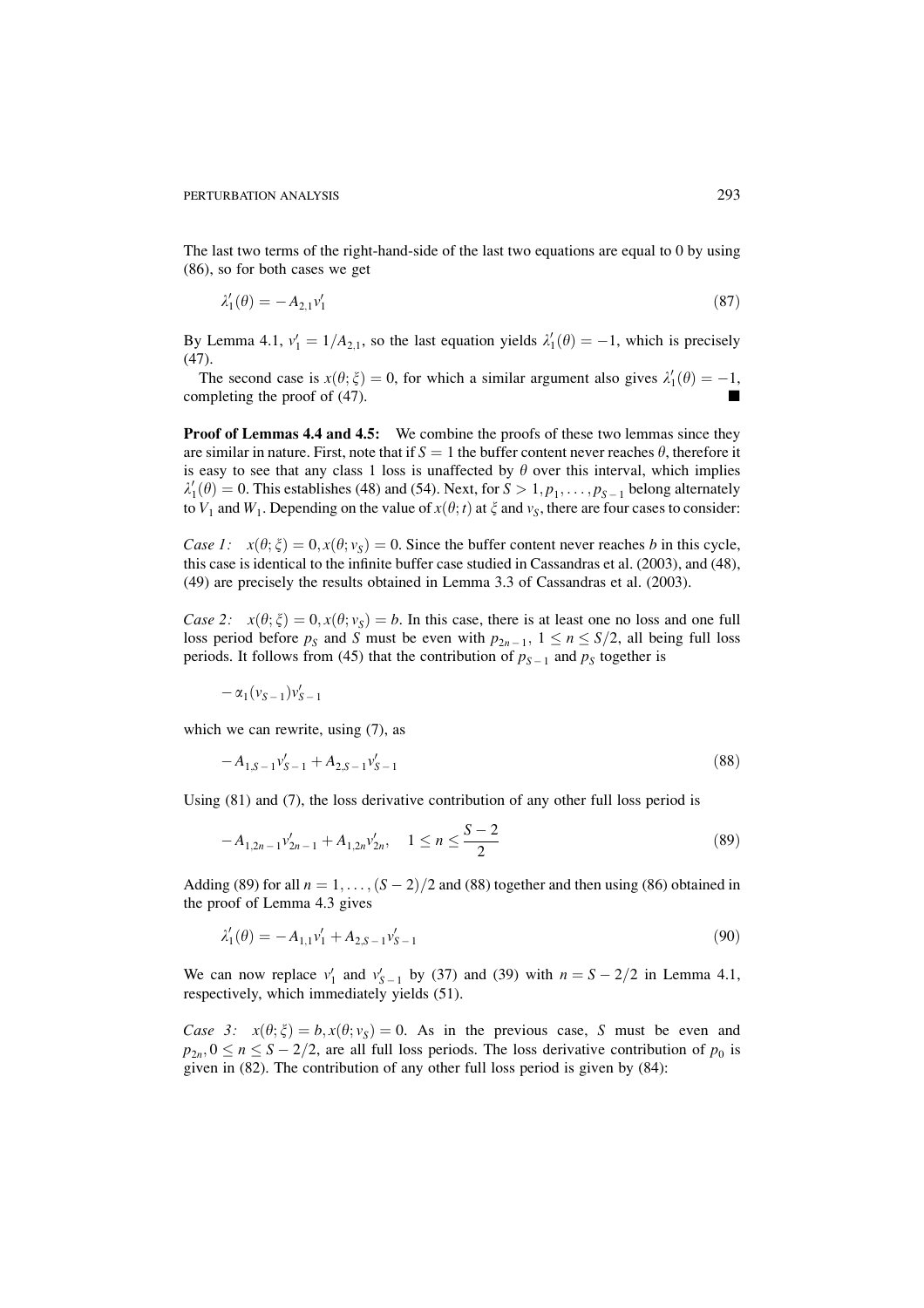The last two terms of the right-hand-side of the last two equations are equal to 0 by using (86), so for both cases we get

$$\lambda_1'(\theta) = -A_{2,1}v_1' \tag{87}$$

By Lemma 4.1, $v_1' = 1/A_{2,1}$, so the last equation yields $\lambda_1'(\theta) = -1$, which is precisely (47).

The second case is $x(\theta;\xi) = 0$, for which a similar argument also gives $\lambda_1'(\theta) = -1$, completing the proof of (47). ∎

**Proof of Lemmas 4.4 and 4.5:** We combine the proofs of these two lemmas since they are similar in nature. First, note that if $S = 1$ the buffer content never reaches $\theta$, therefore it is easy to see that any class 1 loss is unaffected by $\theta$ over this interval, which implies $\lambda_1'(\theta) = 0$. This establishes (48) and (54). Next, for $S > 1, p_1, \ldots, p_{S-1}$ belong alternately to $V_1$ and $W_1$. Depending on the value of $x(\theta;t)$ at $\xi$ and $v_S$, there are four cases to consider:

*Case 1:* $x(\theta;\xi) = 0, x(\theta;v_S) = 0$. Since the buffer content never reaches $b$ in this cycle, this case is identical to the infinite buffer case studied in Cassandras et al. (2003), and (48), (49) are precisely the results obtained in Lemma 3.3 of Cassandras et al. (2003).

*Case 2:* $x(\theta;\xi) = 0, x(\theta;v_S) = b$. In this case, there is at least one no loss and one full loss period before $p_S$ and $S$ must be even with $p_{2n-1}$, $1 \leq n \leq S/2$, all being full loss periods. It follows from (45) that the contribution of $p_{S-1}$ and $p_S$ together is

$$-\alpha_1(v_{S-1})v_{S-1}'$$

which we can rewrite, using (7), as

$$-A_{1,S-1}v_{S-1}' + A_{2,S-1}v_{S-1}' \tag{88}$$

Using (81) and (7), the loss derivative contribution of any other full loss period is

$$-A_{1,2n-1}v_{2n-1}' + A_{1,2n}v_{2n}', \quad 1 \leq n \leq \frac{S-2}{2} \tag{89}$$

Adding (89) for all $n = 1, \ldots, (S-2)/2$ and (88) together and then using (86) obtained in the proof of Lemma 4.3 gives

$$\lambda_1'(\theta) = -A_{1,1}v_1' + A_{2,S-1}v_{S-1}' \tag{90}$$

We can now replace $v_1'$ and $v_{S-1}'$ by (37) and (39) with $n = S - 2/2$ in Lemma 4.1, respectively, which immediately yields (51).

*Case 3:* $x(\theta;\xi) = b, x(\theta;v_S) = 0$. As in the previous case, $S$ must be even and $p_{2n}, 0 \leq n \leq S - 2/2$, are all full loss periods. The loss derivative contribution of $p_0$ is given in (82). The contribution of any other full loss period is given by (84):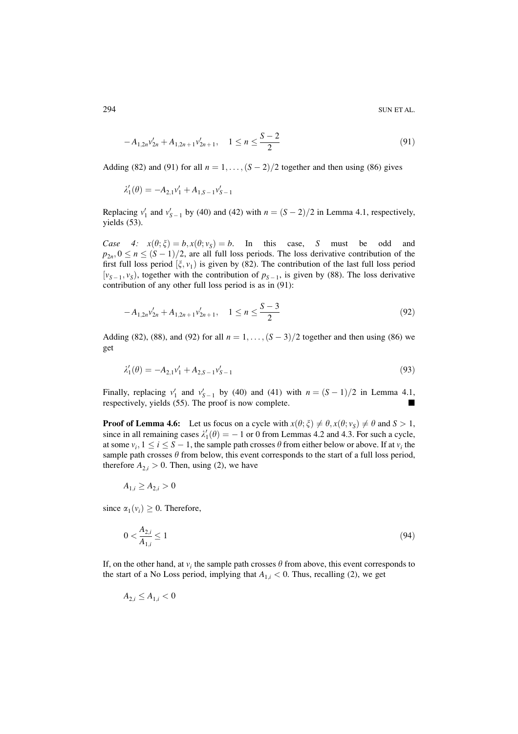$$-A_{1,2n}v'_{2n} + A_{1,2n+1}v'_{2n+1}, \quad 1 \leq n \leq \frac{S-2}{2} \tag{91}$$

Adding (82) and (91) for all $n = 1, \ldots, (S-2)/2$ together and then using (86) gives

$$\lambda'_1(\theta) = -A_{2,1}v'_1 + A_{1,S-1}v'_{S-1}$$

Replacing $v'_1$ and $v'_{S-1}$ by (40) and (42) with $n = (S-2)/2$ in Lemma 4.1, respectively, yields (53).

*Case 4:* $x(\theta;\xi) = b, x(\theta;v_S) = b$. In this case, $S$ must be odd and $p_{2n}, 0 \leq n \leq (S-1)/2$, are all full loss periods. The loss derivative contribution of the first full loss period $[\xi, v_1)$ is given by (82). The contribution of the last full loss period $[v_{S-1}, v_S)$, together with the contribution of $p_{S-1}$, is given by (88). The loss derivative contribution of any other full loss period is as in (91):

$$-A_{1,2n}v'_{2n} + A_{1,2n+1}v'_{2n+1}, \quad 1 \leq n \leq \frac{S-3}{2} \tag{92}$$

Adding (82), (88), and (92) for all $n = 1, \ldots, (S-3)/2$ together and then using (86) we get

$$\lambda'_1(\theta) = -A_{2,1}v'_1 + A_{2,S-1}v'_{S-1} \tag{93}$$

Finally, replacing $v'_1$ and $v'_{S-1}$ by (40) and (41) with $n = (S-1)/2$ in Lemma 4.1, respectively, yields (55). The proof is now complete. ■

**Proof of Lemma 4.6:** Let us focus on a cycle with $x(\theta;\xi) \neq \theta, x(\theta;v_S) \neq \theta$ and $S > 1$, since in all remaining cases $\lambda'_1(\theta) = -1$ or 0 from Lemmas 4.2 and 4.3. For such a cycle, at some $v_i, 1 \leq i \leq S-1$, the sample path crosses $\theta$ from either below or above. If at $v_i$ the sample path crosses $\theta$ from below, this event corresponds to the start of a full loss period, therefore $A_{2,i} > 0$. Then, using (2), we have

$$A_{1,i} \geq A_{2,i} > 0$$

since $\alpha_1(v_i) \geq 0$. Therefore,

$$0 < \frac{A_{2,i}}{A_{1,i}} \leq 1 \tag{94}$$

If, on the other hand, at $v_i$ the sample path crosses $\theta$ from above, this event corresponds to the start of a No Loss period, implying that $A_{1,i} < 0$. Thus, recalling (2), we get

$$A_{2,i} \leq A_{1,i} < 0$$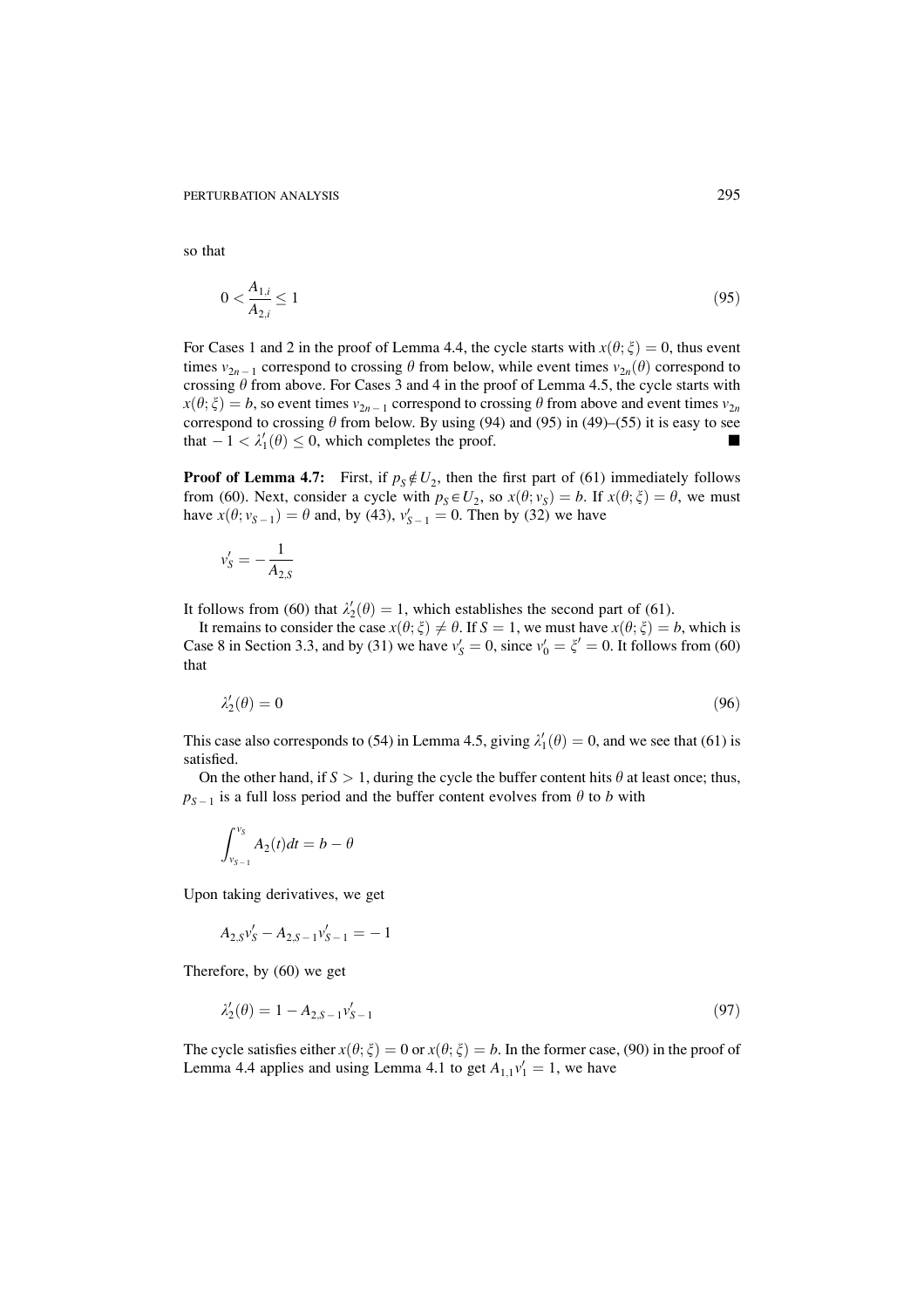so that

$$0 < \frac{A_{1,i}}{A_{2,i}} \leq 1 \tag{95}$$

For Cases 1 and 2 in the proof of Lemma 4.4, the cycle starts with $x(\theta;\xi) = 0$, thus event times $v_{2n-1}$ correspond to crossing $\theta$ from below, while event times $v_{2n}(\theta)$ correspond to crossing $\theta$ from above. For Cases 3 and 4 in the proof of Lemma 4.5, the cycle starts with $x(\theta;\xi) = b$, so event times $v_{2n-1}$ correspond to crossing $\theta$ from above and event times $v_{2n}$ correspond to crossing $\theta$ from below. By using (94) and (95) in (49)–(55) it is easy to see that $-1 < \lambda_1'(\theta) \leq 0$, which completes the proof. ■

**Proof of Lemma 4.7:** First, if $p_S \notin U_2$, then the first part of (61) immediately follows from (60). Next, consider a cycle with $p_S \in U_2$, so $x(\theta; v_S) = b$. If $x(\theta;\xi) = \theta$, we must have $x(\theta; v_{S-1}) = \theta$ and, by (43), $v_{S-1}' = 0$. Then by (32) we have

$$v_S' = -\frac{1}{A_{2,S}}$$

It follows from (60) that $\lambda_2'(\theta) = 1$, which establishes the second part of (61).

It remains to consider the case $x(\theta;\xi) \neq \theta$. If $S = 1$, we must have $x(\theta;\xi) = b$, which is Case 8 in Section 3.3, and by (31) we have $v_S' = 0$, since $v_0' = \xi' = 0$. It follows from (60) that

$$\lambda_2'(\theta) = 0 \tag{96}$$

This case also corresponds to (54) in Lemma 4.5, giving $\lambda_1'(\theta) = 0$, and we see that (61) is satisfied.

On the other hand, if $S > 1$, during the cycle the buffer content hits $\theta$ at least once; thus, $p_{S-1}$ is a full loss period and the buffer content evolves from $\theta$ to $b$ with

$$\int_{v_{S-1}}^{v_S} A_2(t)dt = b - \theta$$

Upon taking derivatives, we get

$$A_{2,S}v_S' - A_{2,S-1}v_{S-1}' = -1$$

Therefore, by (60) we get

$$\lambda_2'(\theta) = 1 - A_{2,S-1}v_{S-1}' \tag{97}$$

The cycle satisfies either $x(\theta;\xi) = 0$ or $x(\theta;\xi) = b$. In the former case, (90) in the proof of Lemma 4.4 applies and using Lemma 4.1 to get $A_{1,1}v_1' = 1$, we have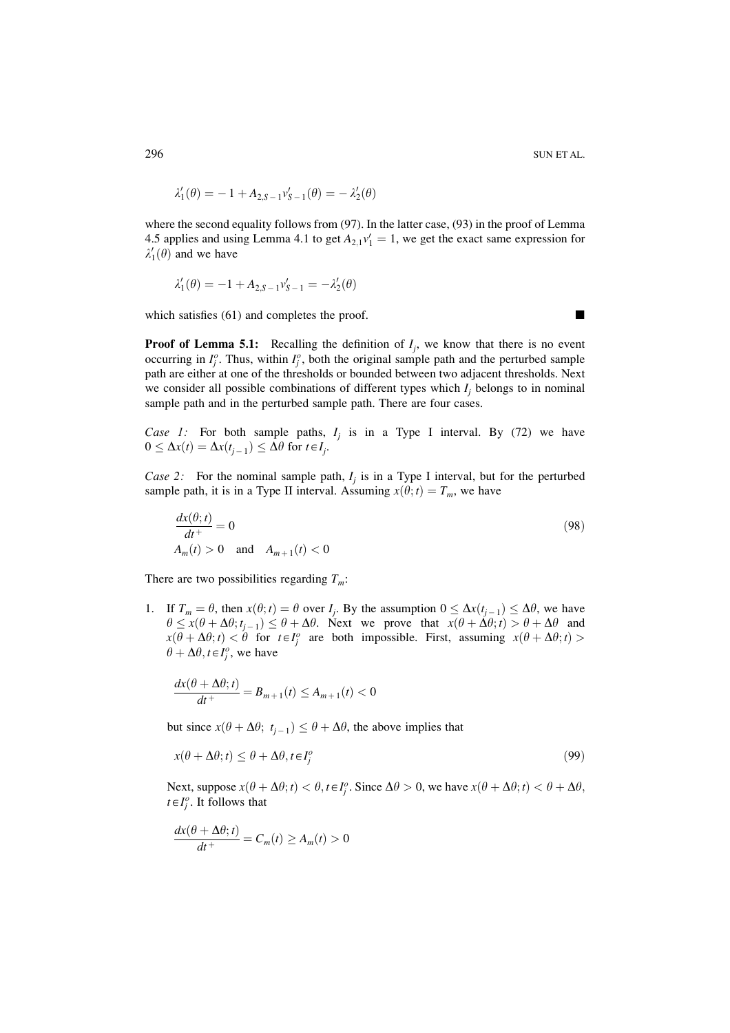$$\lambda_1'(\theta) = -1 + A_{2,S-1}v_{S-1}'(\theta) = -\lambda_2'(\theta)$$

where the second equality follows from (97). In the latter case, (93) in the proof of Lemma 4.5 applies and using Lemma 4.1 to get $A_{2,1}v_1' = 1$, we get the exact same expression for $\lambda_1'(\theta)$ and we have

$$\lambda_1'(\theta) = -1 + A_{2,S-1}v_{S-1}' = -\lambda_2'(\theta)$$

which satisfies (61) and completes the proof. ■

**Proof of Lemma 5.1:** Recalling the definition of $I_j$, we know that there is no event occurring in $I_j^o$. Thus, within $I_j^o$, both the original sample path and the perturbed sample path are either at one of the thresholds or bounded between two adjacent thresholds. Next we consider all possible combinations of different types which $I_j$ belongs to in nominal sample path and in the perturbed sample path. There are four cases.

*Case 1:* For both sample paths, $I_j$ is in a Type I interval. By (72) we have $0 \leq \Delta x(t) = \Delta x(t_{j-1}) \leq \Delta\theta$ for $t \in I_j$.

*Case 2:* For the nominal sample path, $I_j$ is in a Type I interval, but for the perturbed sample path, it is in a Type II interval. Assuming $x(\theta;t) = T_m$, we have

$$\frac{dx(\theta;t)}{dt^+} = 0 \tag{98}$$
$$A_m(t) > 0 \quad \text{and} \quad A_{m+1}(t) < 0$$

There are two possibilities regarding $T_m$:

1. If $T_m = \theta$, then $x(\theta;t) = \theta$ over $I_j$. By the assumption $0 \leq \Delta x(t_{j-1}) \leq \Delta\theta$, we have $\theta \leq x(\theta + \Delta\theta; t_{j-1}) \leq \theta + \Delta\theta$. Next we prove that $x(\theta + \Delta\theta; t) > \theta + \Delta\theta$ and $x(\theta + \Delta\theta; t) < \theta$ for $t \in I_j^o$ are both impossible. First, assuming $x(\theta + \Delta\theta; t) > \theta + \Delta\theta, t \in I_j^o$, we have

   $$\frac{dx(\theta + \Delta\theta; t)}{dt^+} = B_{m+1}(t) \leq A_{m+1}(t) < 0$$

   but since $x(\theta + \Delta\theta;\ t_{j-1}) \leq \theta + \Delta\theta$, the above implies that

   $$x(\theta + \Delta\theta; t) \leq \theta + \Delta\theta, t \in I_j^o \tag{99}$$

   Next, suppose $x(\theta + \Delta\theta; t) < \theta, t \in I_j^o$. Since $\Delta\theta > 0$, we have $x(\theta + \Delta\theta; t) < \theta + \Delta\theta$, $t \in I_j^o$. It follows that

   $$\frac{dx(\theta + \Delta\theta; t)}{dt^+} = C_m(t) \geq A_m(t) > 0$$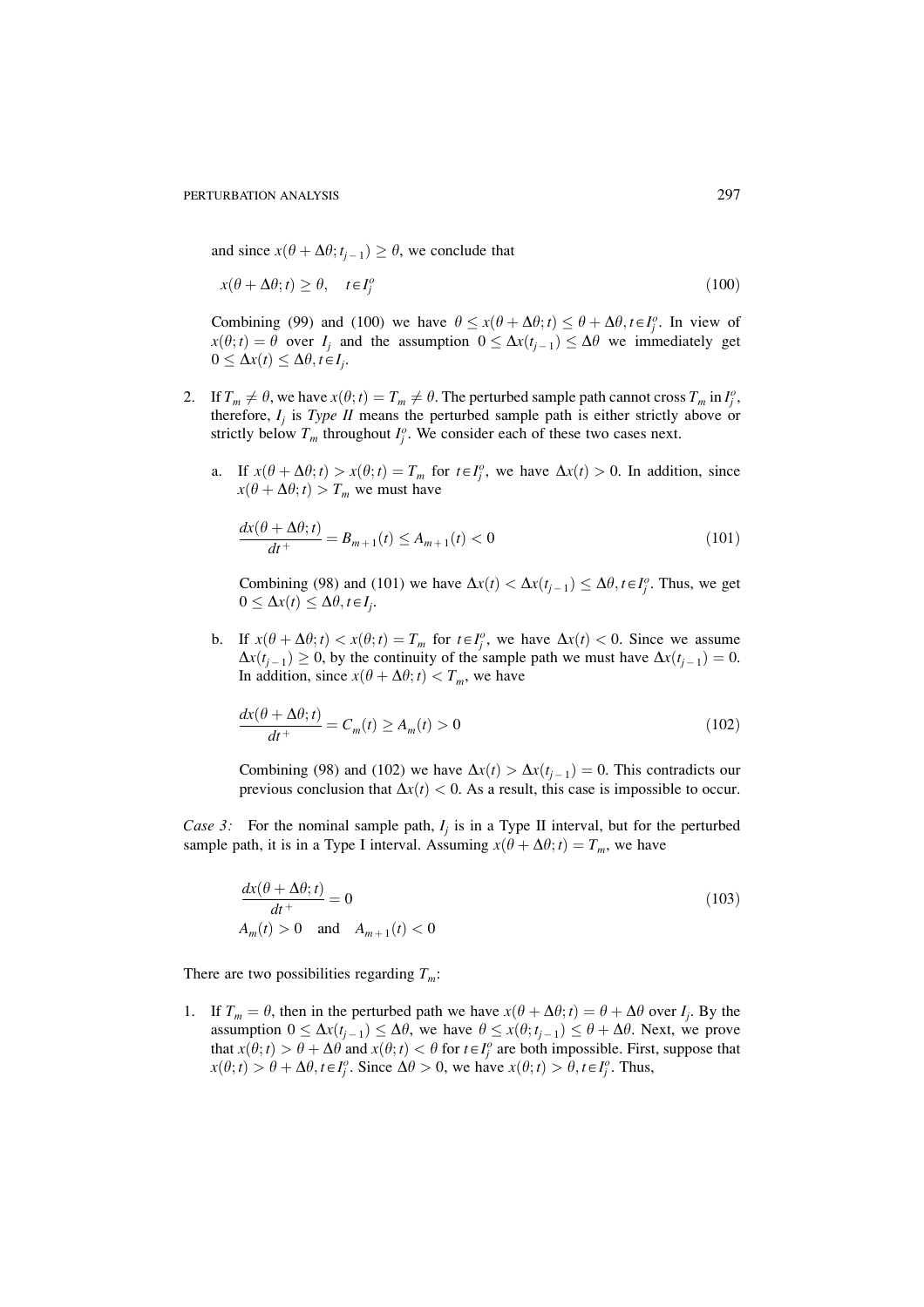and since $x(\theta + \Delta\theta; t_{j-1}) \geq \theta$, we conclude that

$$x(\theta + \Delta\theta; t) \geq \theta, \quad t \in I_j^o \tag{100}$$

Combining (99) and (100) we have $\theta \leq x(\theta + \Delta\theta; t) \leq \theta + \Delta\theta, t \in I_j^o$. In view of $x(\theta; t) = \theta$ over $I_j$ and the assumption $0 \leq \Delta x(t_{j-1}) \leq \Delta\theta$ we immediately get $0 \leq \Delta x(t) \leq \Delta\theta, t \in I_j$.

2. If $T_m \neq \theta$, we have $x(\theta; t) = T_m \neq \theta$. The perturbed sample path cannot cross $T_m$ in $I_j^o$, therefore, $I_j$ is *Type II* means the perturbed sample path is either strictly above or strictly below $T_m$ throughout $I_j^o$. We consider each of these two cases next.

   a. If $x(\theta + \Delta\theta; t) > x(\theta; t) = T_m$ for $t \in I_j^o$, we have $\Delta x(t) > 0$. In addition, since $x(\theta + \Delta\theta; t) > T_m$ we must have

   $$\frac{dx(\theta + \Delta\theta; t)}{dt^+} = B_{m+1}(t) \leq A_{m+1}(t) < 0 \tag{101}$$

   Combining (98) and (101) we have $\Delta x(t) < \Delta x(t_{j-1}) \leq \Delta\theta, t \in I_j^o$. Thus, we get $0 \leq \Delta x(t) \leq \Delta\theta, t \in I_j$.

   b. If $x(\theta + \Delta\theta; t) < x(\theta; t) = T_m$ for $t \in I_j^o$, we have $\Delta x(t) < 0$. Since we assume $\Delta x(t_{j-1}) \geq 0$, by the continuity of the sample path we must have $\Delta x(t_{j-1}) = 0$. In addition, since $x(\theta + \Delta\theta; t) < T_m$, we have

   $$\frac{dx(\theta + \Delta\theta; t)}{dt^+} = C_m(t) \geq A_m(t) > 0 \tag{102}$$

   Combining (98) and (102) we have $\Delta x(t) > \Delta x(t_{j-1}) = 0$. This contradicts our previous conclusion that $\Delta x(t) < 0$. As a result, this case is impossible to occur.

*Case 3:* For the nominal sample path, $I_j$ is in a Type II interval, but for the perturbed sample path, it is in a Type I interval. Assuming $x(\theta + \Delta\theta; t) = T_m$, we have

$$\begin{aligned} &\frac{dx(\theta + \Delta\theta; t)}{dt^+} = 0 \\ &A_m(t) > 0 \quad \text{and} \quad A_{m+1}(t) < 0 \end{aligned} \tag{103}$$

There are two possibilities regarding $T_m$:

1. If $T_m = \theta$, then in the perturbed path we have $x(\theta + \Delta\theta; t) = \theta + \Delta\theta$ over $I_j$. By the assumption $0 \leq \Delta x(t_{j-1}) \leq \Delta\theta$, we have $\theta \leq x(\theta; t_{j-1}) \leq \theta + \Delta\theta$. Next, we prove that $x(\theta; t) > \theta + \Delta\theta$ and $x(\theta; t) < \theta$ for $t \in I_j^o$ are both impossible. First, suppose that $x(\theta; t) > \theta + \Delta\theta, t \in I_j^o$. Since $\Delta\theta > 0$, we have $x(\theta; t) > \theta, t \in I_j^o$. Thus,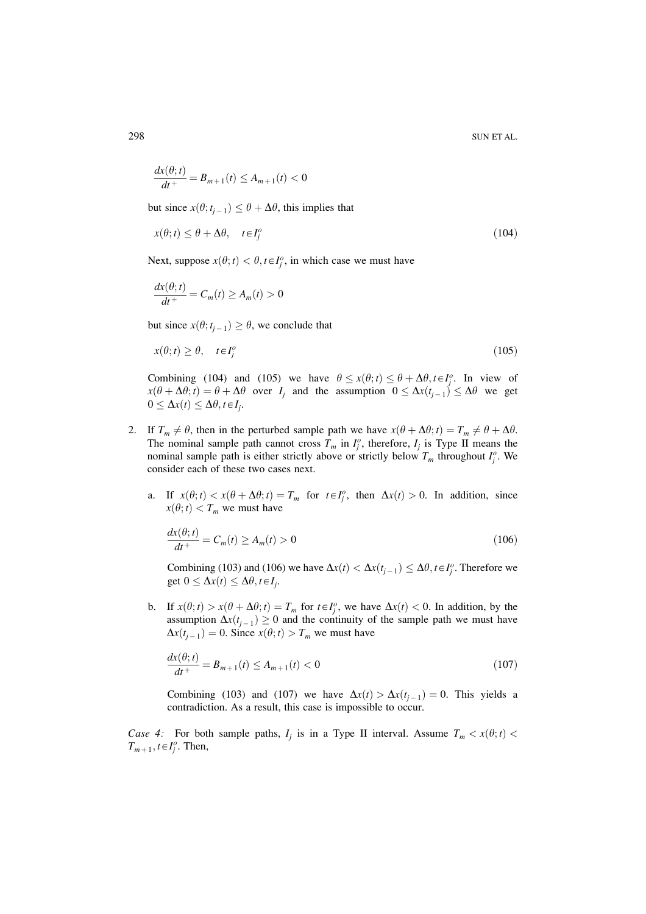$$\frac{dx(\theta;t)}{dt^+} = B_{m+1}(t) \leq A_{m+1}(t) < 0$$

but since $x(\theta;t_{j-1}) \leq \theta + \Delta\theta$, this implies that

$$x(\theta;t) \leq \theta + \Delta\theta, \quad t \in I_j^o \tag{104}$$

Next, suppose $x(\theta;t) < \theta, t \in I_j^o$, in which case we must have

$$\frac{dx(\theta;t)}{dt^+} = C_m(t) \geq A_m(t) > 0$$

but since $x(\theta;t_{j-1}) \geq \theta$, we conclude that

$$x(\theta;t) \geq \theta, \quad t \in I_j^o \tag{105}$$

Combining (104) and (105) we have $\theta \leq x(\theta;t) \leq \theta + \Delta\theta, t \in I_j^o$. In view of $x(\theta + \Delta\theta;t) = \theta + \Delta\theta$ over $I_j$ and the assumption $0 \leq \Delta x(t_{j-1}) \leq \Delta\theta$ we get $0 \leq \Delta x(t) \leq \Delta\theta, t \in I_j$.

2. If $T_m \neq \theta$, then in the perturbed sample path we have $x(\theta + \Delta\theta;t) = T_m \neq \theta + \Delta\theta$. The nominal sample path cannot cross $T_m$ in $I_j^o$, therefore, $I_j$ is Type II means the nominal sample path is either strictly above or strictly below $T_m$ throughout $I_j^o$. We consider each of these two cases next.

   a. If $x(\theta;t) < x(\theta + \Delta\theta;t) = T_m$ for $t \in I_j^o$, then $\Delta x(t) > 0$. In addition, since $x(\theta;t) < T_m$ we must have

   $$\frac{dx(\theta;t)}{dt^+} = C_m(t) \geq A_m(t) > 0 \tag{106}$$

   Combining (103) and (106) we have $\Delta x(t) < \Delta x(t_{j-1}) \leq \Delta\theta, t \in I_j^o$. Therefore we get $0 \leq \Delta x(t) \leq \Delta\theta, t \in I_j$.

   b. If $x(\theta;t) > x(\theta + \Delta\theta;t) = T_m$ for $t \in I_j^o$, we have $\Delta x(t) < 0$. In addition, by the assumption $\Delta x(t_{j-1}) \geq 0$ and the continuity of the sample path we must have $\Delta x(t_{j-1}) = 0$. Since $x(\theta;t) > T_m$ we must have

   $$\frac{dx(\theta;t)}{dt^+} = B_{m+1}(t) \leq A_{m+1}(t) < 0 \tag{107}$$

   Combining (103) and (107) we have $\Delta x(t) > \Delta x(t_{j-1}) = 0$. This yields a contradiction. As a result, this case is impossible to occur.

*Case 4:* For both sample paths, $I_j$ is in a Type II interval. Assume $T_m < x(\theta;t) < T_{m+1}, t \in I_j^o$. Then,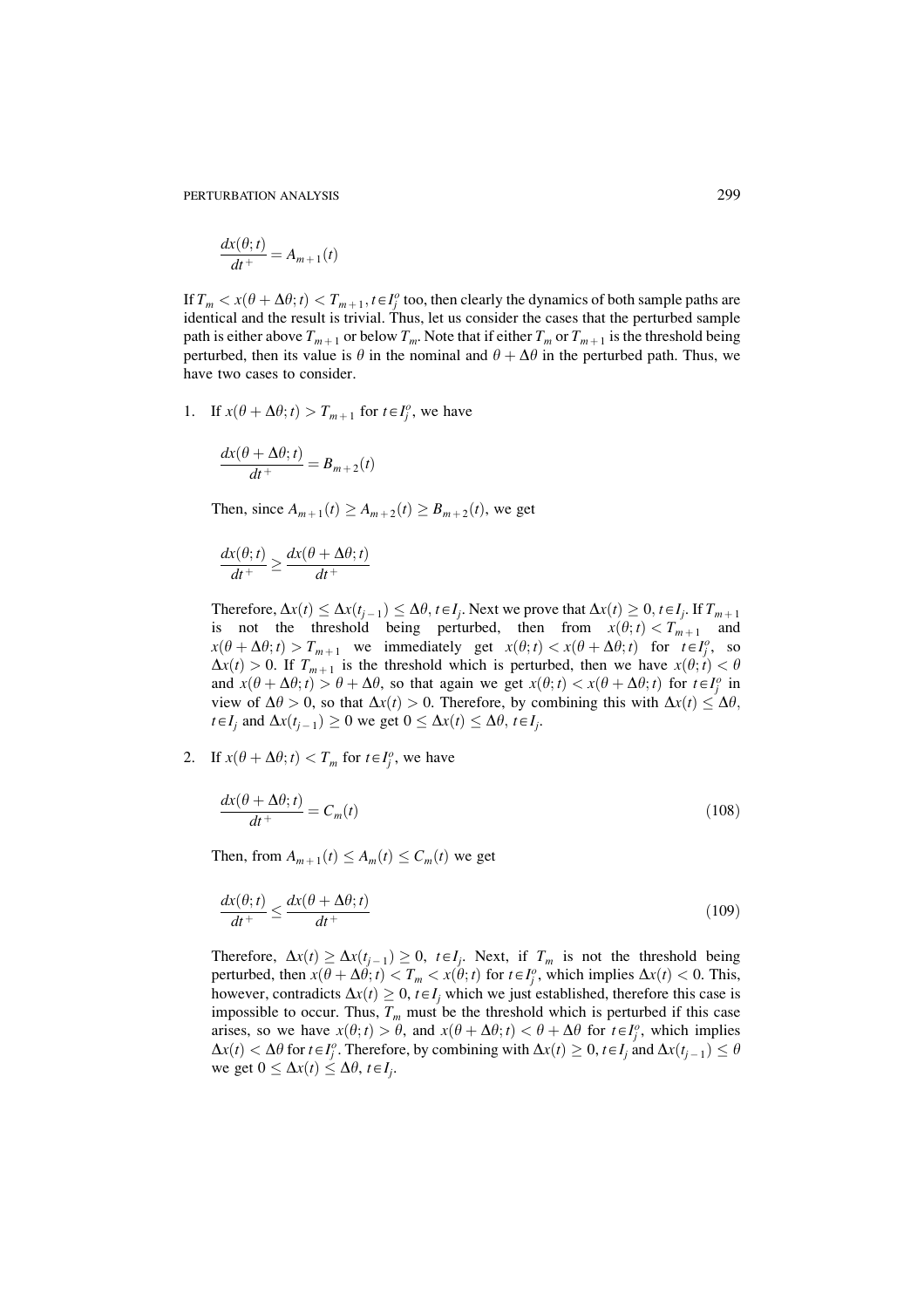$$\frac{dx(\theta;t)}{dt^+} = A_{m+1}(t)$$

If $T_m < x(\theta + \Delta\theta; t) < T_{m+1}, t \in I_j^o$ too, then clearly the dynamics of both sample paths are identical and the result is trivial. Thus, let us consider the cases that the perturbed sample path is either above $T_{m+1}$ or below $T_m$. Note that if either $T_m$ or $T_{m+1}$ is the threshold being perturbed, then its value is $\theta$ in the nominal and $\theta + \Delta\theta$ in the perturbed path. Thus, we have two cases to consider.

1. If $x(\theta + \Delta\theta; t) > T_{m+1}$ for $t \in I_j^o$, we have

   $$\frac{dx(\theta + \Delta\theta; t)}{dt^+} = B_{m+2}(t)$$

   Then, since $A_{m+1}(t) \geq A_{m+2}(t) \geq B_{m+2}(t)$, we get

   $$\frac{dx(\theta;t)}{dt^+} \geq \frac{dx(\theta + \Delta\theta; t)}{dt^+}$$

   Therefore, $\Delta x(t) \leq \Delta x(t_{j-1}) \leq \Delta\theta, t \in I_j$. Next we prove that $\Delta x(t) \geq 0, t \in I_j$. If $T_{m+1}$ is not the threshold being perturbed, then from $x(\theta; t) < T_{m+1}$ and $x(\theta + \Delta\theta; t) > T_{m+1}$ we immediately get $x(\theta; t) < x(\theta + \Delta\theta; t)$ for $t \in I_j^o$, so $\Delta x(t) > 0$. If $T_{m+1}$ is the threshold which is perturbed, then we have $x(\theta; t) < \theta$ and $x(\theta + \Delta\theta; t) > \theta + \Delta\theta$, so that again we get $x(\theta; t) < x(\theta + \Delta\theta; t)$ for $t \in I_j^o$ in view of $\Delta\theta > 0$, so that $\Delta x(t) > 0$. Therefore, by combining this with $\Delta x(t) \leq \Delta\theta$, $t \in I_j$ and $\Delta x(t_{j-1}) \geq 0$ we get $0 \leq \Delta x(t) \leq \Delta\theta, t \in I_j$.

2. If $x(\theta + \Delta\theta; t) < T_m$ for $t \in I_j^o$, we have

   $$\frac{dx(\theta + \Delta\theta; t)}{dt^+} = C_m(t) \tag{108}$$

   Then, from $A_{m+1}(t) \leq A_m(t) \leq C_m(t)$ we get

   $$\frac{dx(\theta;t)}{dt^+} \leq \frac{dx(\theta + \Delta\theta; t)}{dt^+} \tag{109}$$

   Therefore, $\Delta x(t) \geq \Delta x(t_{j-1}) \geq 0, \ t \in I_j$. Next, if $T_m$ is not the threshold being perturbed, then $x(\theta + \Delta\theta; t) < T_m < x(\theta; t)$ for $t \in I_j^o$, which implies $\Delta x(t) < 0$. This, however, contradicts $\Delta x(t) \geq 0, t \in I_j$ which we just established, therefore this case is impossible to occur. Thus, $T_m$ must be the threshold which is perturbed if this case arises, so we have $x(\theta; t) > \theta$, and $x(\theta + \Delta\theta; t) < \theta + \Delta\theta$ for $t \in I_j^o$, which implies $\Delta x(t) < \Delta\theta$ for $t \in I_j^o$. Therefore, by combining with $\Delta x(t) \geq 0, t \in I_j$ and $\Delta x(t_{j-1}) \leq \theta$ we get $0 \leq \Delta x(t) \leq \Delta\theta, t \in I_j$.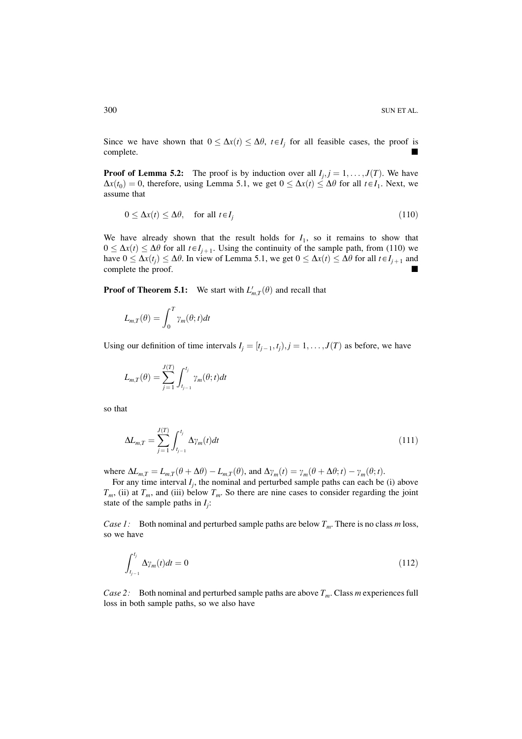Since we have shown that $0 \leq \Delta x(t) \leq \Delta\theta$, $t \in I_j$ for all feasible cases, the proof is complete. ■

**Proof of Lemma 5.2:** The proof is by induction over all $I_j, j = 1, \ldots, J(T)$. We have $\Delta x(t_0) = 0$, therefore, using Lemma 5.1, we get $0 \leq \Delta x(t) \leq \Delta\theta$ for all $t \in I_1$. Next, we assume that

$$0 \leq \Delta x(t) \leq \Delta\theta, \quad \text{for all } t \in I_j \tag{110}$$

We have already shown that the result holds for $I_1$, so it remains to show that $0 \leq \Delta x(t) \leq \Delta\theta$ for all $t \in I_{j+1}$. Using the continuity of the sample path, from (110) we have $0 \leq \Delta x(t_j) \leq \Delta\theta$. In view of Lemma 5.1, we get $0 \leq \Delta x(t) \leq \Delta\theta$ for all $t \in I_{j+1}$ and complete the proof. ■

**Proof of Theorem 5.1:** We start with $L'_{m,T}(\theta)$ and recall that

$$L_{m,T}(\theta) = \int_0^T \gamma_m(\theta; t)dt$$

Using our definition of time intervals $I_j = [t_{j-1}, t_j), j = 1, \ldots, J(T)$ as before, we have

$$L_{m,T}(\theta) = \sum_{j=1}^{J(T)} \int_{t_{j-1}}^{t_j} \gamma_m(\theta; t)dt$$

so that

$$\Delta L_{m,T} = \sum_{j=1}^{J(T)} \int_{t_{j-1}}^{t_j} \Delta\gamma_m(t)dt \tag{111}$$

where $\Delta L_{m,T} = L_{m,T}(\theta + \Delta\theta) - L_{m,T}(\theta)$, and $\Delta\gamma_m(t) = \gamma_m(\theta + \Delta\theta; t) - \gamma_m(\theta; t)$.

For any time interval $I_j$, the nominal and perturbed sample paths can each be (i) above $T_m$, (ii) at $T_m$, and (iii) below $T_m$. So there are nine cases to consider regarding the joint state of the sample paths in $I_j$:

*Case 1:* Both nominal and perturbed sample paths are below $T_m$. There is no class $m$ loss, so we have

$$\int_{t_{j-1}}^{t_j} \Delta\gamma_m(t)dt = 0 \tag{112}$$

*Case 2:* Both nominal and perturbed sample paths are above $T_m$. Class $m$ experiences full loss in both sample paths, so we also have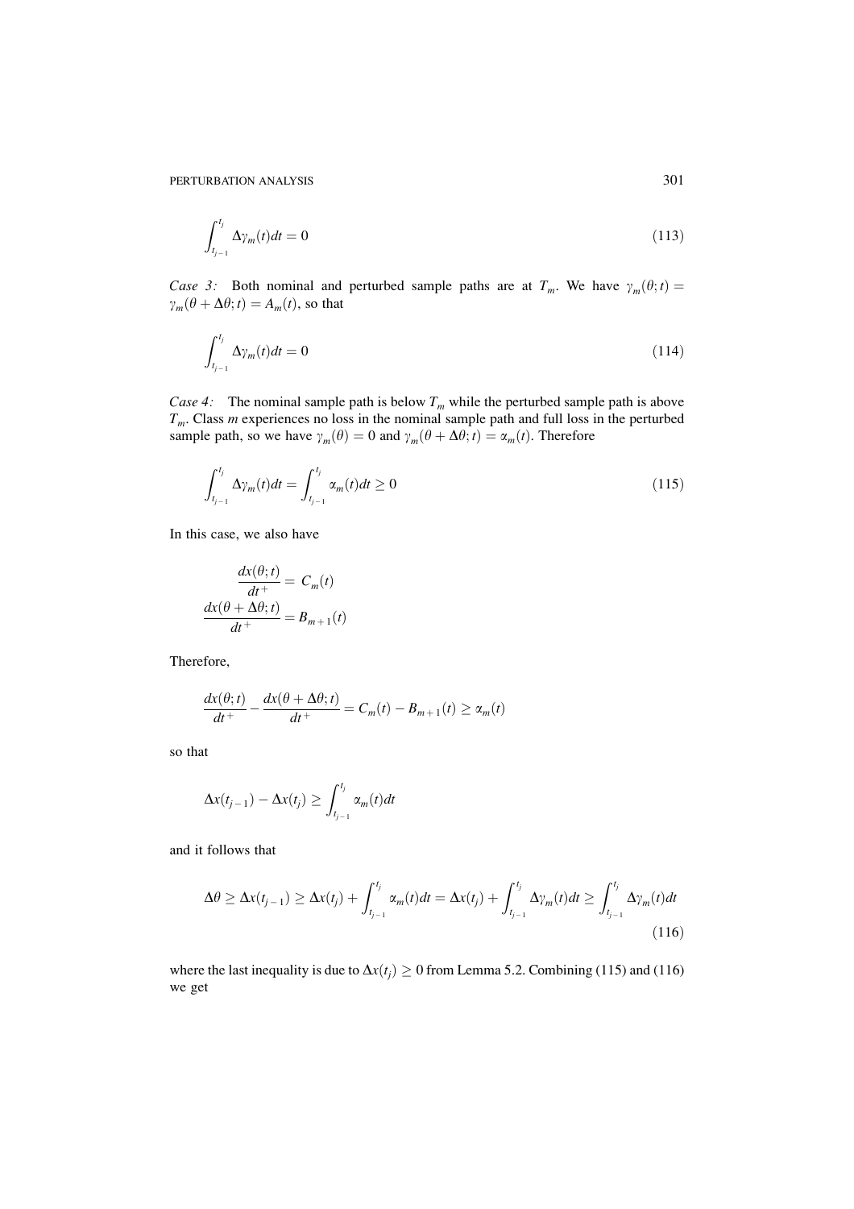$$\int_{t_{j-1}}^{t_j} \Delta\gamma_m(t)dt = 0 \tag{113}$$

*Case 3:* Both nominal and perturbed sample paths are at $T_m$. We have $\gamma_m(\theta; t) = \gamma_m(\theta + \Delta\theta; t) = A_m(t)$, so that

$$\int_{t_{j-1}}^{t_j} \Delta\gamma_m(t)dt = 0 \tag{114}$$

*Case 4:* The nominal sample path is below $T_m$ while the perturbed sample path is above $T_m$. Class $m$ experiences no loss in the nominal sample path and full loss in the perturbed sample path, so we have $\gamma_m(\theta) = 0$ and $\gamma_m(\theta + \Delta\theta; t) = \alpha_m(t)$. Therefore

$$\int_{t_{j-1}}^{t_j} \Delta\gamma_m(t)dt = \int_{t_{j-1}}^{t_j} \alpha_m(t)dt \geq 0 \tag{115}$$

In this case, we also have

$$\frac{dx(\theta;t)}{dt^+} = C_m(t)$$
$$\frac{dx(\theta + \Delta\theta;t)}{dt^+} = B_{m+1}(t)$$

Therefore,

$$\frac{dx(\theta;t)}{dt^+} - \frac{dx(\theta + \Delta\theta;t)}{dt^+} = C_m(t) - B_{m+1}(t) \geq \alpha_m(t)$$

so that

$$\Delta x(t_{j-1}) - \Delta x(t_j) \geq \int_{t_{j-1}}^{t_j} \alpha_m(t)dt$$

and it follows that

$$\Delta\theta \geq \Delta x(t_{j-1}) \geq \Delta x(t_j) + \int_{t_{j-1}}^{t_j} \alpha_m(t)dt = \Delta x(t_j) + \int_{t_{j-1}}^{t_j} \Delta\gamma_m(t)dt \geq \int_{t_{j-1}}^{t_j} \Delta\gamma_m(t)dt \tag{116}$$

where the last inequality is due to $\Delta x(t_j) \geq 0$ from Lemma 5.2. Combining (115) and (116) we get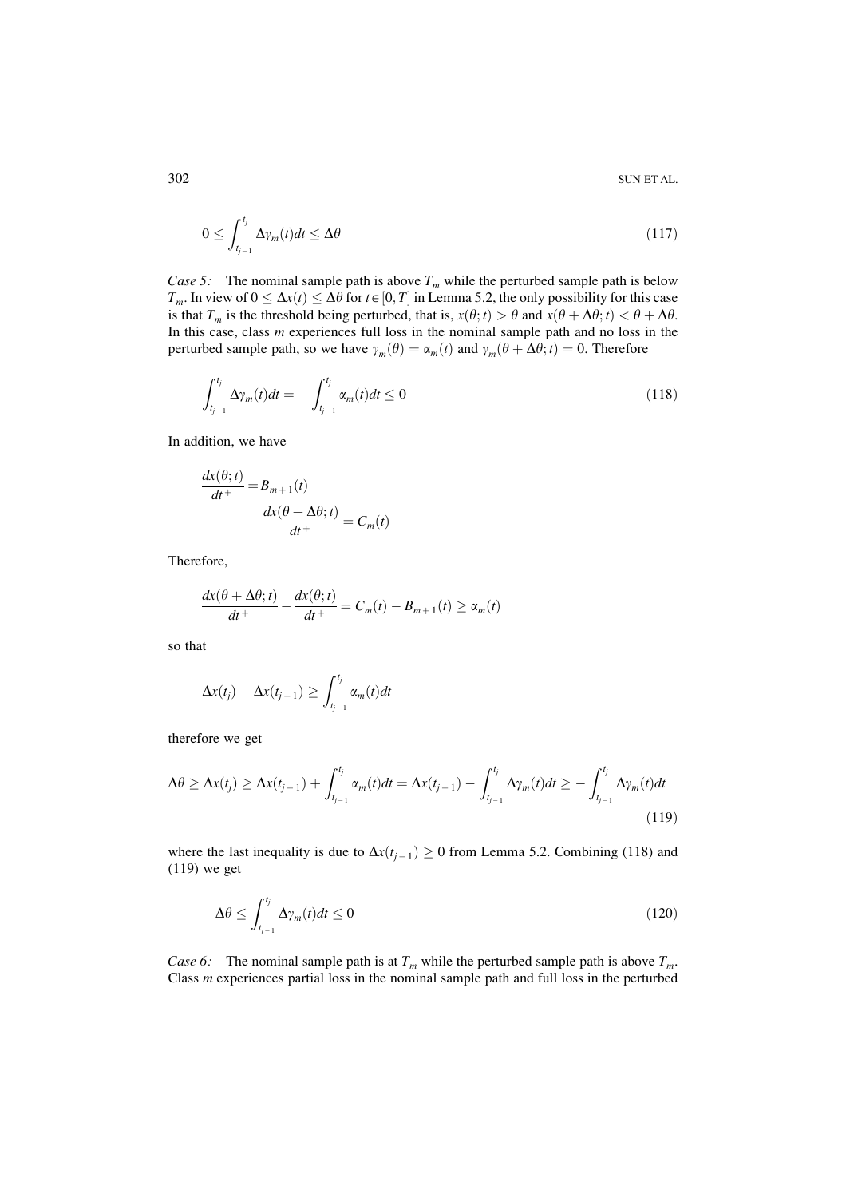$$0 \leq \int_{t_{j-1}}^{t_j} \Delta\gamma_m(t)dt \leq \Delta\theta \tag{117}$$

*Case 5:* The nominal sample path is above $T_m$ while the perturbed sample path is below $T_m$. In view of $0 \leq \Delta x(t) \leq \Delta\theta$ for $t \in [0, T]$ in Lemma 5.2, the only possibility for this case is that $T_m$ is the threshold being perturbed, that is, $x(\theta; t) > \theta$ and $x(\theta + \Delta\theta; t) < \theta + \Delta\theta$. In this case, class $m$ experiences full loss in the nominal sample path and no loss in the perturbed sample path, so we have $\gamma_m(\theta) = \alpha_m(t)$ and $\gamma_m(\theta + \Delta\theta; t) = 0$. Therefore

$$\int_{t_{j-1}}^{t_j} \Delta\gamma_m(t)dt = -\int_{t_{j-1}}^{t_j} \alpha_m(t)dt \leq 0 \tag{118}$$

In addition, we have

$$\frac{dx(\theta; t)}{dt^+} = B_{m+1}(t)$$
$$\frac{dx(\theta + \Delta\theta; t)}{dt^+} = C_m(t)$$

Therefore,

$$\frac{dx(\theta + \Delta\theta; t)}{dt^+} - \frac{dx(\theta; t)}{dt^+} = C_m(t) - B_{m+1}(t) \geq \alpha_m(t)$$

so that

$$\Delta x(t_j) - \Delta x(t_{j-1}) \geq \int_{t_{j-1}}^{t_j} \alpha_m(t)dt$$

therefore we get

$$\Delta\theta \geq \Delta x(t_j) \geq \Delta x(t_{j-1}) + \int_{t_{j-1}}^{t_j} \alpha_m(t)dt = \Delta x(t_{j-1}) - \int_{t_{j-1}}^{t_j} \Delta\gamma_m(t)dt \geq -\int_{t_{j-1}}^{t_j} \Delta\gamma_m(t)dt \tag{119}$$

where the last inequality is due to $\Delta x(t_{j-1}) \geq 0$ from Lemma 5.2. Combining (118) and (119) we get

$$-\Delta\theta \leq \int_{t_{j-1}}^{t_j} \Delta\gamma_m(t)dt \leq 0 \tag{120}$$

*Case 6:* The nominal sample path is at $T_m$ while the perturbed sample path is above $T_m$. Class $m$ experiences partial loss in the nominal sample path and full loss in the perturbed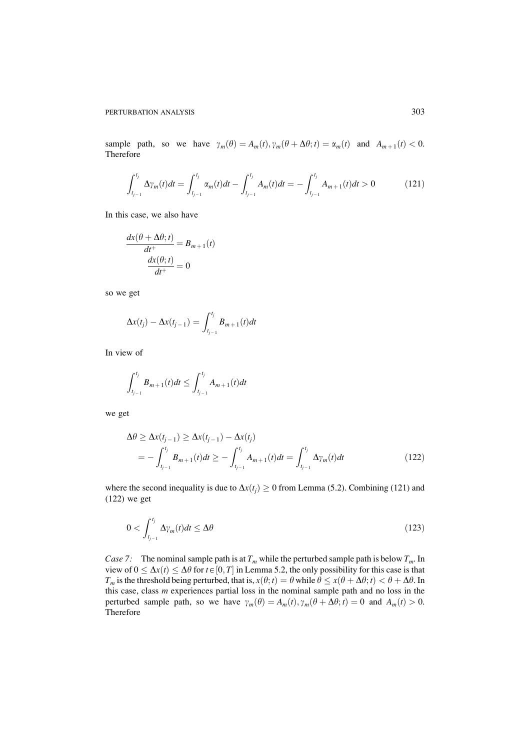sample path, so we have $\gamma_m(\theta) = A_m(t), \gamma_m(\theta + \Delta\theta; t) = \alpha_m(t)$ and $A_{m+1}(t) < 0$. Therefore

$$\int_{t_{j-1}}^{t_j} \Delta\gamma_m(t)dt = \int_{t_{j-1}}^{t_j} \alpha_m(t)dt - \int_{t_{j-1}}^{t_j} A_m(t)dt = -\int_{t_{j-1}}^{t_j} A_{m+1}(t)dt > 0 \tag{121}$$

In this case, we also have

$$\frac{dx(\theta + \Delta\theta; t)}{dt^+} = B_{m+1}(t)$$
$$\frac{dx(\theta; t)}{dt^+} = 0$$

so we get

$$\Delta x(t_j) - \Delta x(t_{j-1}) = \int_{t_{j-1}}^{t_j} B_{m+1}(t)dt$$

In view of

$$\int_{t_{j-1}}^{t_j} B_{m+1}(t)dt \le \int_{t_{j-1}}^{t_j} A_{m+1}(t)dt$$

we get

$$\begin{aligned}\Delta\theta &\ge \Delta x(t_{j-1}) \ge \Delta x(t_{j-1}) - \Delta x(t_j) \\ &= -\int_{t_{j-1}}^{t_j} B_{m+1}(t)dt \ge -\int_{t_{j-1}}^{t_j} A_{m+1}(t)dt = \int_{t_{j-1}}^{t_j} \Delta\gamma_m(t)dt \end{aligned} \tag{122}$$

where the second inequality is due to $\Delta x(t_j) \ge 0$ from Lemma (5.2). Combining (121) and (122) we get

$$0 < \int_{t_{j-1}}^{t_j} \Delta\gamma_m(t)dt \le \Delta\theta \tag{123}$$

*Case 7:* The nominal sample path is at $T_m$ while the perturbed sample path is below $T_m$. In view of $0 \le \Delta x(t) \le \Delta\theta$ for $t \in [0, T]$ in Lemma 5.2, the only possibility for this case is that $T_m$ is the threshold being perturbed, that is, $x(\theta; t) = \theta$ while $\theta \le x(\theta + \Delta\theta; t) < \theta + \Delta\theta$. In this case, class $m$ experiences partial loss in the nominal sample path and no loss in the perturbed sample path, so we have $\gamma_m(\theta) = A_m(t), \gamma_m(\theta + \Delta\theta; t) = 0$ and $A_m(t) > 0$. Therefore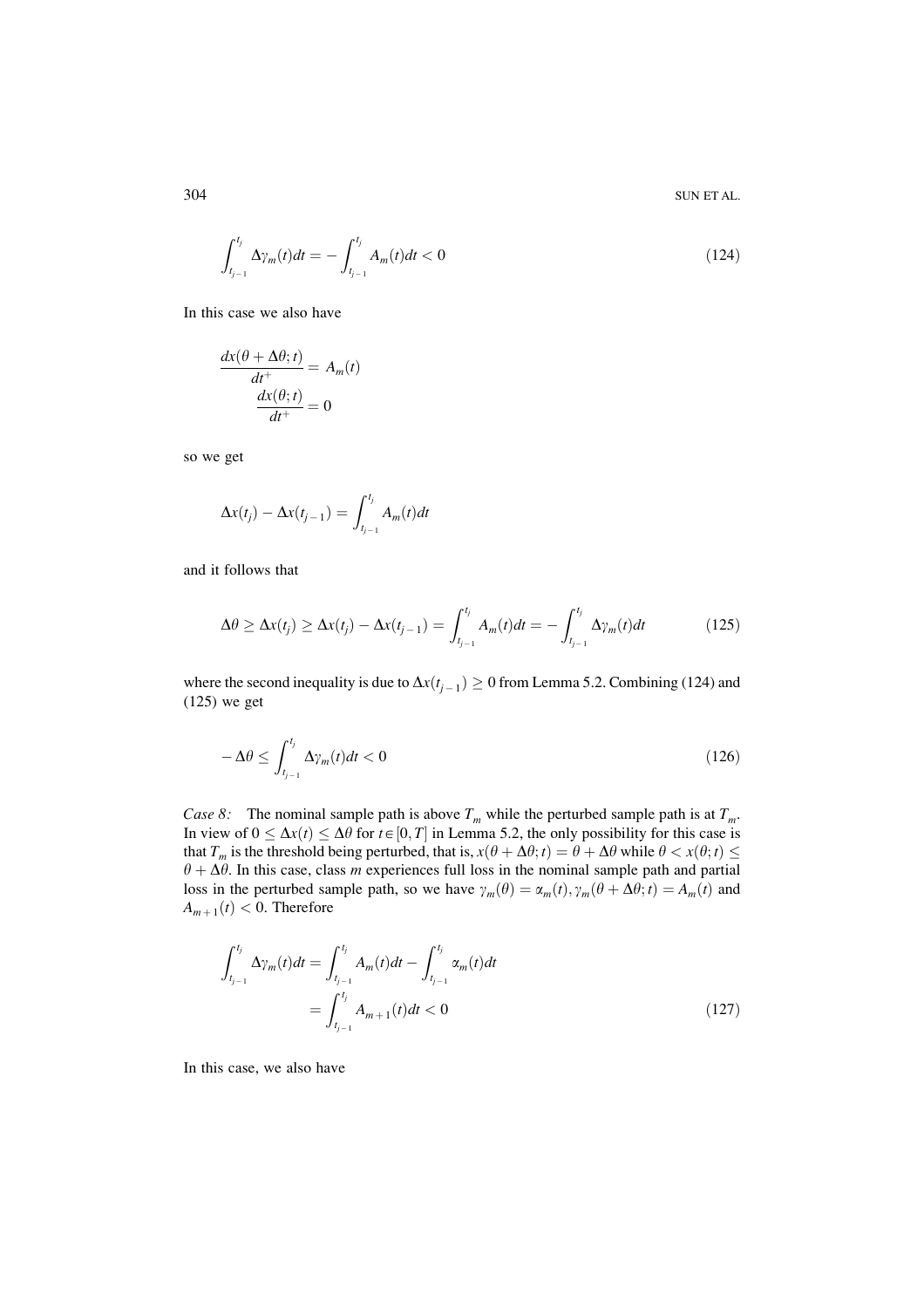$$\int_{t_{j-1}}^{t_j} \Delta\gamma_m(t)dt = -\int_{t_{j-1}}^{t_j} A_m(t)dt < 0 \tag{124}$$

In this case we also have

$$\frac{dx(\theta + \Delta\theta; t)}{dt^+} = A_m(t)$$
$$\frac{dx(\theta; t)}{dt^+} = 0$$

so we get

$$\Delta x(t_j) - \Delta x(t_{j-1}) = \int_{t_{j-1}}^{t_j} A_m(t)dt$$

and it follows that

$$\Delta\theta \geq \Delta x(t_j) \geq \Delta x(t_j) - \Delta x(t_{j-1}) = \int_{t_{j-1}}^{t_j} A_m(t)dt = -\int_{t_{j-1}}^{t_j} \Delta\gamma_m(t)dt \tag{125}$$

where the second inequality is due to $\Delta x(t_{j-1}) \geq 0$ from Lemma 5.2. Combining (124) and (125) we get

$$-\Delta\theta \leq \int_{t_{j-1}}^{t_j} \Delta\gamma_m(t)dt < 0 \tag{126}$$

*Case 8:* The nominal sample path is above $T_m$ while the perturbed sample path is at $T_m$. In view of $0 \leq \Delta x(t) \leq \Delta\theta$ for $t \in [0, T]$ in Lemma 5.2, the only possibility for this case is that $T_m$ is the threshold being perturbed, that is, $x(\theta + \Delta\theta; t) = \theta + \Delta\theta$ while $\theta < x(\theta; t) \leq \theta + \Delta\theta$. In this case, class $m$ experiences full loss in the nominal sample path and partial loss in the perturbed sample path, so we have $\gamma_m(\theta) = \alpha_m(t), \gamma_m(\theta + \Delta\theta; t) = A_m(t)$ and $A_{m+1}(t) < 0$. Therefore

$$\begin{aligned}
\int_{t_{j-1}}^{t_j} \Delta\gamma_m(t)dt &= \int_{t_{j-1}}^{t_j} A_m(t)dt - \int_{t_{j-1}}^{t_j} \alpha_m(t)dt \\
&= \int_{t_{j-1}}^{t_j} A_{m+1}(t)dt < 0
\end{aligned} \tag{127}$$

In this case, we also have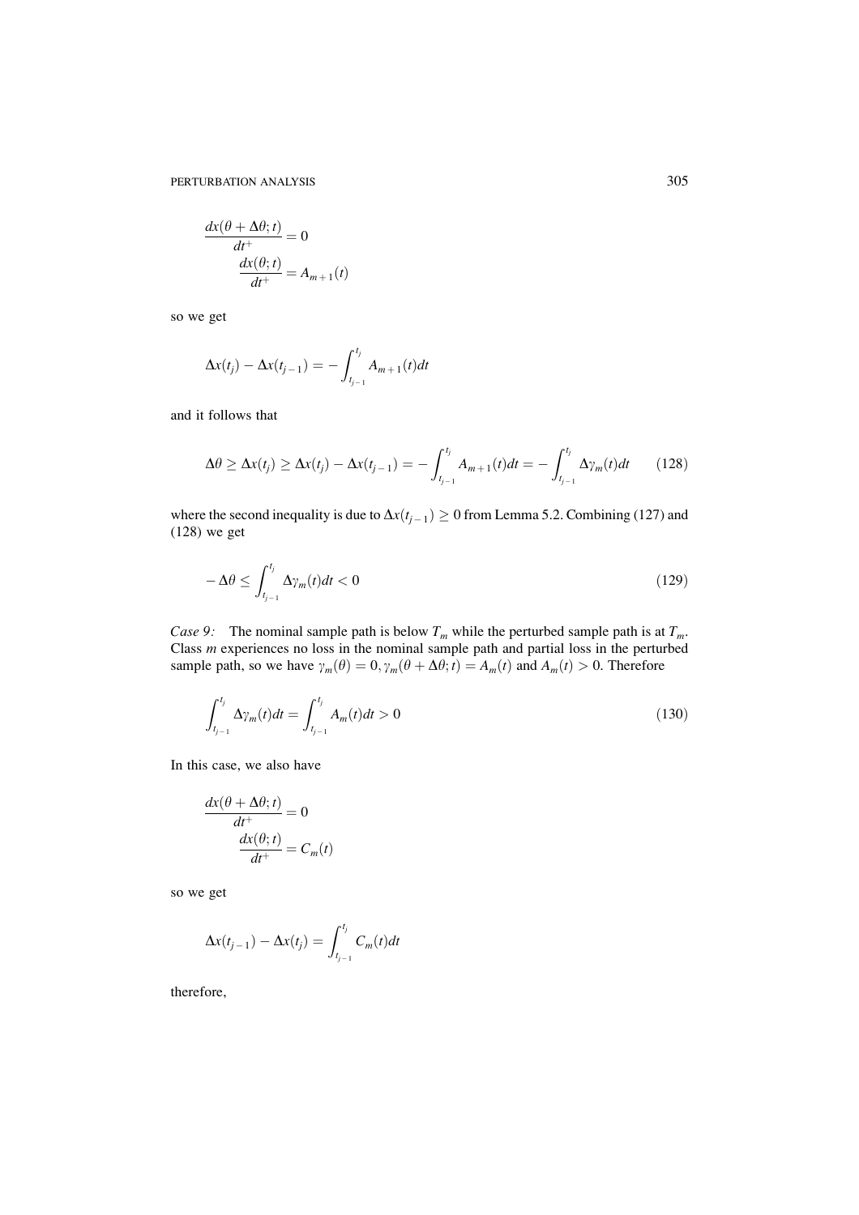$$\frac{dx(\theta+\Delta\theta;t)}{dt^+} = 0$$

$$\frac{dx(\theta;t)}{dt^+} = A_{m+1}(t)$$

so we get

$$\Delta x(t_j) - \Delta x(t_{j-1}) = -\int_{t_{j-1}}^{t_j} A_{m+1}(t)dt$$

and it follows that

$$\Delta\theta \geq \Delta x(t_j) \geq \Delta x(t_j) - \Delta x(t_{j-1}) = -\int_{t_{j-1}}^{t_j} A_{m+1}(t)dt = -\int_{t_{j-1}}^{t_j} \Delta\gamma_m(t)dt \qquad (128)$$

where the second inequality is due to $\Delta x(t_{j-1}) \geq 0$ from Lemma 5.2. Combining (127) and (128) we get

$$-\Delta\theta \leq \int_{t_{j-1}}^{t_j} \Delta\gamma_m(t)dt < 0 \qquad (129)$$

*Case 9:* The nominal sample path is below $T_m$ while the perturbed sample path is at $T_m$. Class $m$ experiences no loss in the nominal sample path and partial loss in the perturbed sample path, so we have $\gamma_m(\theta) = 0, \gamma_m(\theta+\Delta\theta;t) = A_m(t)$ and $A_m(t) > 0$. Therefore

$$\int_{t_{j-1}}^{t_j} \Delta\gamma_m(t)dt = \int_{t_{j-1}}^{t_j} A_m(t)dt > 0 \qquad (130)$$

In this case, we also have

$$\frac{dx(\theta+\Delta\theta;t)}{dt^+} = 0$$

$$\frac{dx(\theta;t)}{dt^+} = C_m(t)$$

so we get

$$\Delta x(t_{j-1}) - \Delta x(t_j) = \int_{t_{j-1}}^{t_j} C_m(t)dt$$

therefore,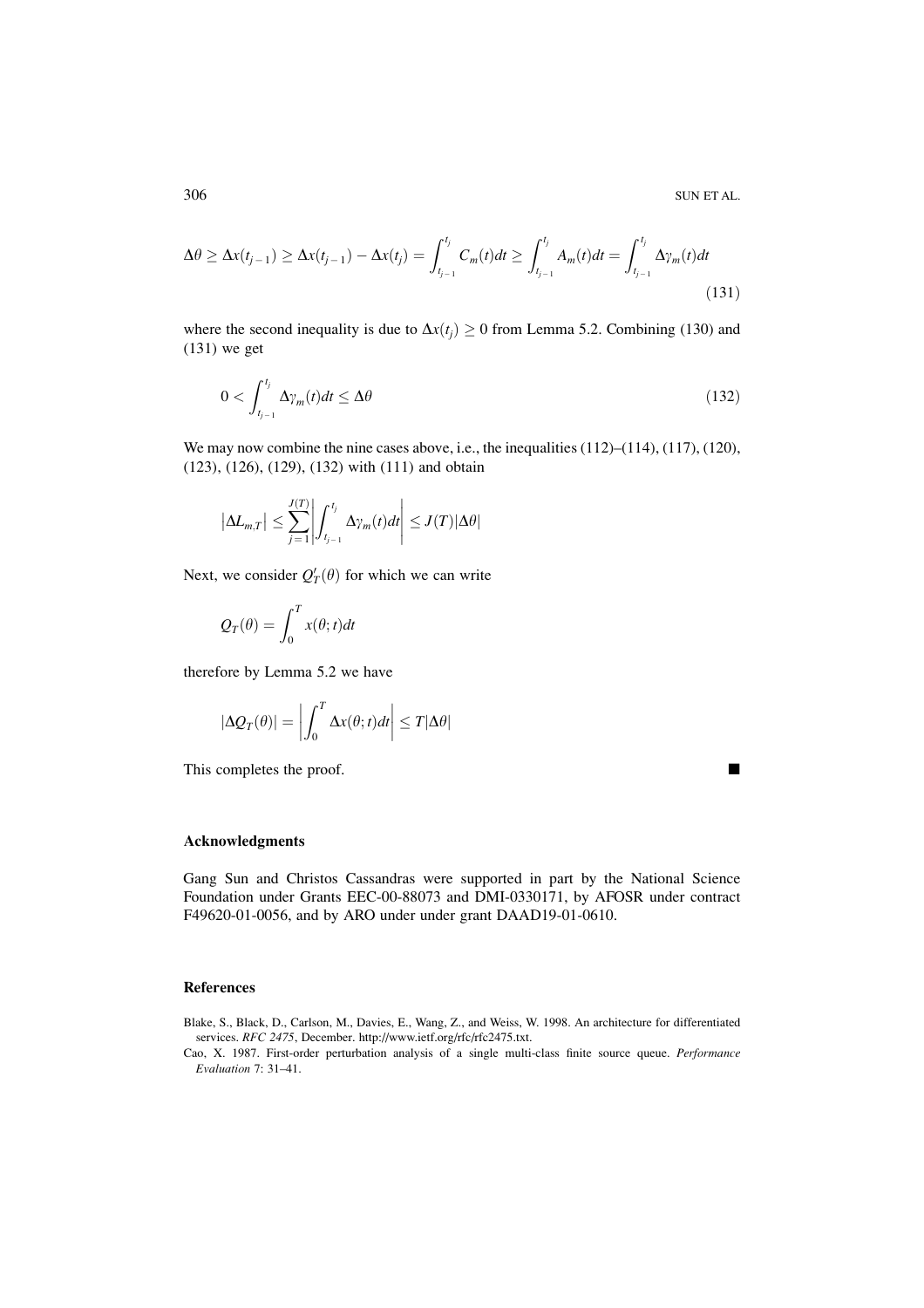$$\Delta\theta \geq \Delta x(t_{j-1}) \geq \Delta x(t_{j-1}) - \Delta x(t_j) = \int_{t_{j-1}}^{t_j} C_m(t)dt \geq \int_{t_{j-1}}^{t_j} A_m(t)dt = \int_{t_{j-1}}^{t_j} \Delta\gamma_m(t)dt \tag{131}$$

where the second inequality is due to $\Delta x(t_j) \geq 0$ from Lemma 5.2. Combining (130) and (131) we get

$$0 < \int_{t_{j-1}}^{t_j} \Delta\gamma_m(t)dt \leq \Delta\theta \tag{132}$$

We may now combine the nine cases above, i.e., the inequalities (112)–(114), (117), (120), (123), (126), (129), (132) with (111) and obtain

$$\left|\Delta L_{m,T}\right| \leq \sum_{j=1}^{J(T)} \left| \int_{t_{j-1}}^{t_j} \Delta\gamma_m(t)dt \right| \leq J(T)|\Delta\theta|$$

Next, we consider $Q'_T(\theta)$ for which we can write

$$Q_T(\theta) = \int_0^T x(\theta; t)dt$$

therefore by Lemma 5.2 we have

$$|\Delta Q_T(\theta)| = \left| \int_0^T \Delta x(\theta; t)dt \right| \leq T|\Delta\theta|$$

This completes the proof. ■

## Acknowledgments

Gang Sun and Christos Cassandras were supported in part by the National Science Foundation under Grants EEC-00-88073 and DMI-0330171, by AFOSR under contract F49620-01-0056, and by ARO under under grant DAAD19-01-0610.

## References

Blake, S., Black, D., Carlson, M., Davies, E., Wang, Z., and Weiss, W. 1998. An architecture for differentiated services. *RFC 2475*, December. http://www.ietf.org/rfc/rfc2475.txt.

Cao, X. 1987. First-order perturbation analysis of a single multi-class finite source queue. *Performance Evaluation* 7: 31–41.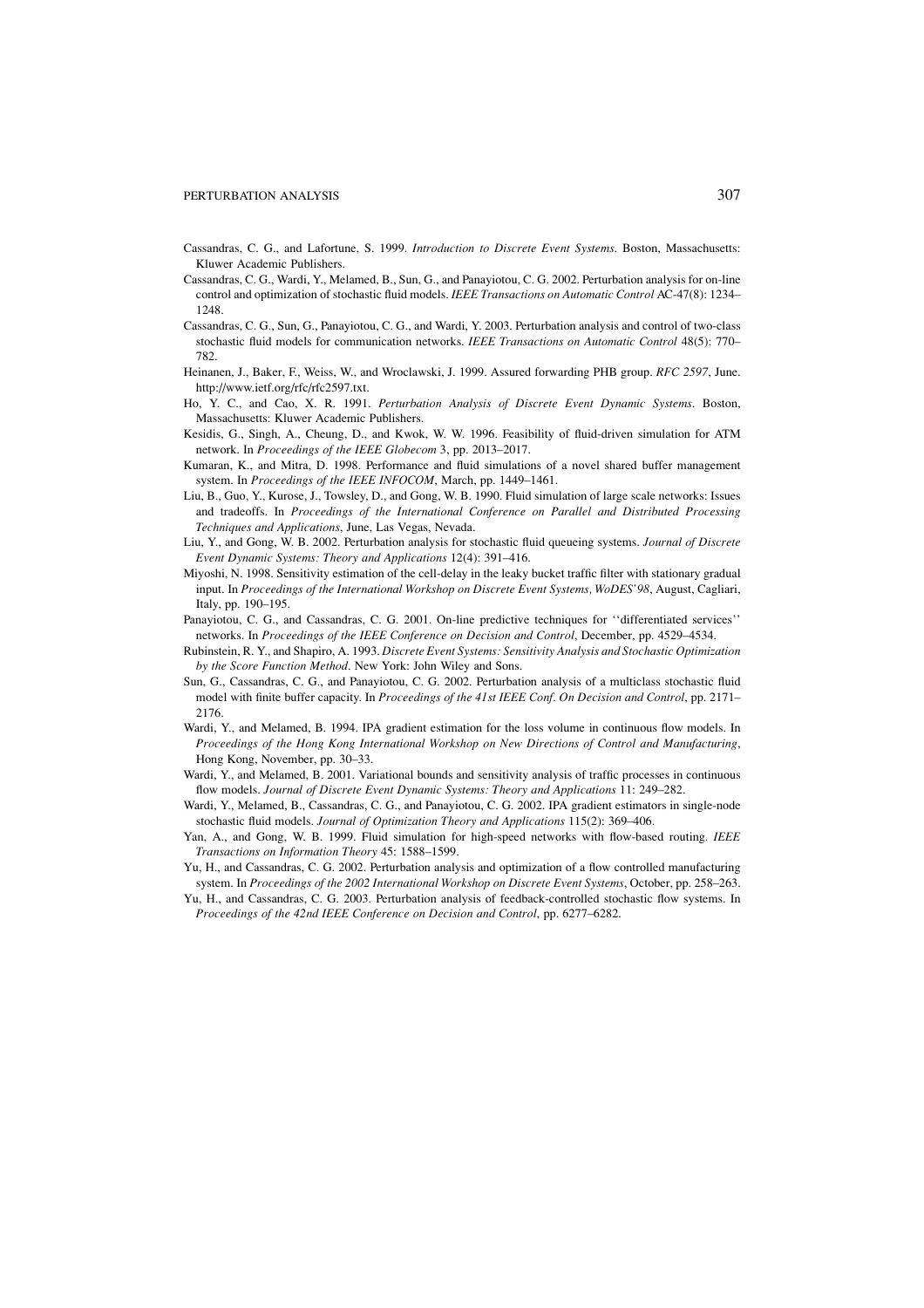Cassandras, C. G., and Lafortune, S. 1999. *Introduction to Discrete Event Systems*. Boston, Massachusetts: Kluwer Academic Publishers.

Cassandras, C. G., Wardi, Y., Melamed, B., Sun, G., and Panayiotou, C. G. 2002. Perturbation analysis for on-line control and optimization of stochastic fluid models. *IEEE Transactions on Automatic Control* AC-47(8): 1234–1248.

Cassandras, C. G., Sun, G., Panayiotou, C. G., and Wardi, Y. 2003. Perturbation analysis and control of two-class stochastic fluid models for communication networks. *IEEE Transactions on Automatic Control* 48(5): 770–782.

Heinanen, J., Baker, F., Weiss, W., and Wroclawski, J. 1999. Assured forwarding PHB group. *RFC 2597*, June. http://www.ietf.org/rfc/rfc2597.txt.

Ho, Y. C., and Cao, X. R. 1991. *Perturbation Analysis of Discrete Event Dynamic Systems*. Boston, Massachusetts: Kluwer Academic Publishers.

Kesidis, G., Singh, A., Cheung, D., and Kwok, W. W. 1996. Feasibility of fluid-driven simulation for ATM network. In *Proceedings of the IEEE Globecom* 3, pp. 2013–2017.

Kumaran, K., and Mitra, D. 1998. Performance and fluid simulations of a novel shared buffer management system. In *Proceedings of the IEEE INFOCOM*, March, pp. 1449–1461.

Liu, B., Guo, Y., Kurose, J., Towsley, D., and Gong, W. B. 1990. Fluid simulation of large scale networks: Issues and tradeoffs. In *Proceedings of the International Conference on Parallel and Distributed Processing Techniques and Applications*, June, Las Vegas, Nevada.

Liu, Y., and Gong, W. B. 2002. Perturbation analysis for stochastic fluid queueing systems. *Journal of Discrete Event Dynamic Systems: Theory and Applications* 12(4): 391–416.

Miyoshi, N. 1998. Sensitivity estimation of the cell-delay in the leaky bucket traffic filter with stationary gradual input. In *Proceedings of the International Workshop on Discrete Event Systems, WoDES'98*, August, Cagliari, Italy, pp. 190–195.

Panayiotou, C. G., and Cassandras, C. G. 2001. On-line predictive techniques for ''differentiated services'' networks. In *Proceedings of the IEEE Conference on Decision and Control*, December, pp. 4529–4534.

Rubinstein, R. Y., and Shapiro, A. 1993. *Discrete Event Systems: Sensitivity Analysis and Stochastic Optimization by the Score Function Method*. New York: John Wiley and Sons.

Sun, G., Cassandras, C. G., and Panayiotou, C. G. 2002. Perturbation analysis of a multiclass stochastic fluid model with finite buffer capacity. In *Proceedings of the 41st IEEE Conf. On Decision and Control*, pp. 2171–2176.

Wardi, Y., and Melamed, B. 1994. IPA gradient estimation for the loss volume in continuous flow models. In *Proceedings of the Hong Kong International Workshop on New Directions of Control and Manufacturing*, Hong Kong, November, pp. 30–33.

Wardi, Y., and Melamed, B. 2001. Variational bounds and sensitivity analysis of traffic processes in continuous flow models. *Journal of Discrete Event Dynamic Systems: Theory and Applications* 11: 249–282.

Wardi, Y., Melamed, B., Cassandras, C. G., and Panayiotou, C. G. 2002. IPA gradient estimators in single-node stochastic fluid models. *Journal of Optimization Theory and Applications* 115(2): 369–406.

Yan, A., and Gong, W. B. 1999. Fluid simulation for high-speed networks with flow-based routing. *IEEE Transactions on Information Theory* 45: 1588–1599.

Yu, H., and Cassandras, C. G. 2002. Perturbation analysis and optimization of a flow controlled manufacturing system. In *Proceedings of the 2002 International Workshop on Discrete Event Systems*, October, pp. 258–263.

Yu, H., and Cassandras, C. G. 2003. Perturbation analysis of feedback-controlled stochastic flow systems. In *Proceedings of the 42nd IEEE Conference on Decision and Control*, pp. 6277–6282.